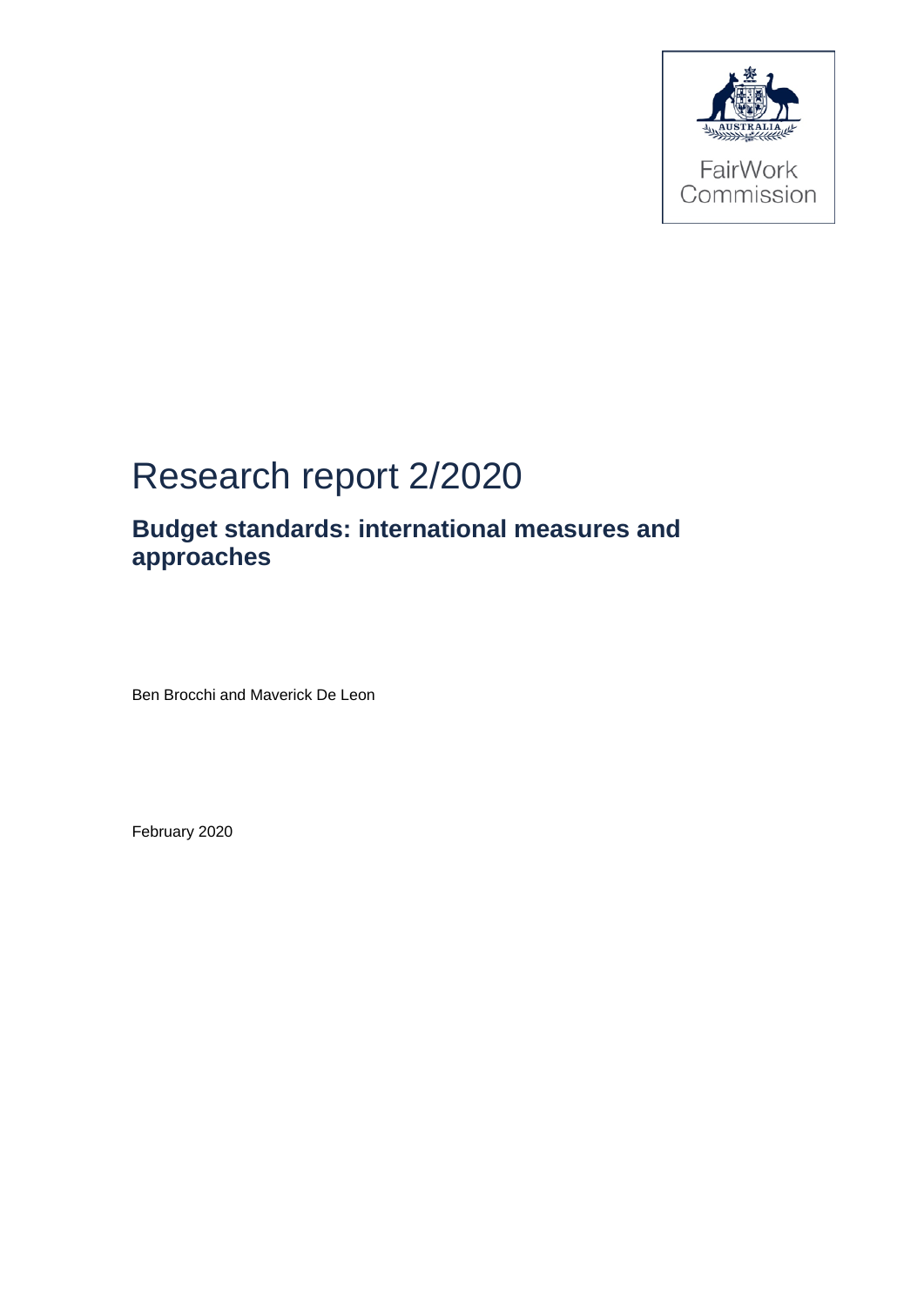FairWork Commission

# Research report 2/2020

## Budget standards: international measures and approaches

Ben Brocchi and Maverick De Leon

February 2020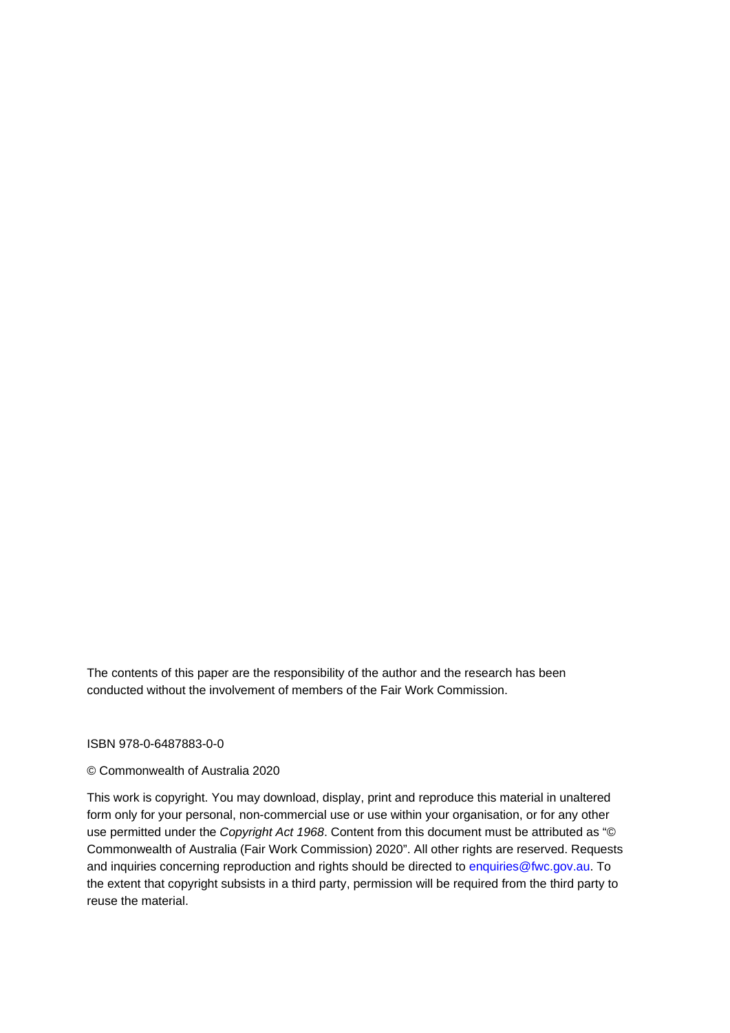The contents of this paper are the responsibility of the author and the research has been conducted without the involvement of members of the Fair Work Commission.

ISBN 978-0-6487883-0-0

© Commonwealth of Australia 2020

This work is copyright. You may download, display, print and reproduce this material in unaltered form only for your personal, non-commercial use or use within your organisation, or for any other use permitted under the *Copyright Act 1968*. Content from this document must be attributed as "© Commonwealth of Australia (Fair Work Commission) 2020". All other rights are reserved. Requests and inquiries concerning reproduction and rights should be directed to enquiries@fwc.gov.au. To the extent that copyright subsists in a third party, permission will be required from the third party to reuse the material.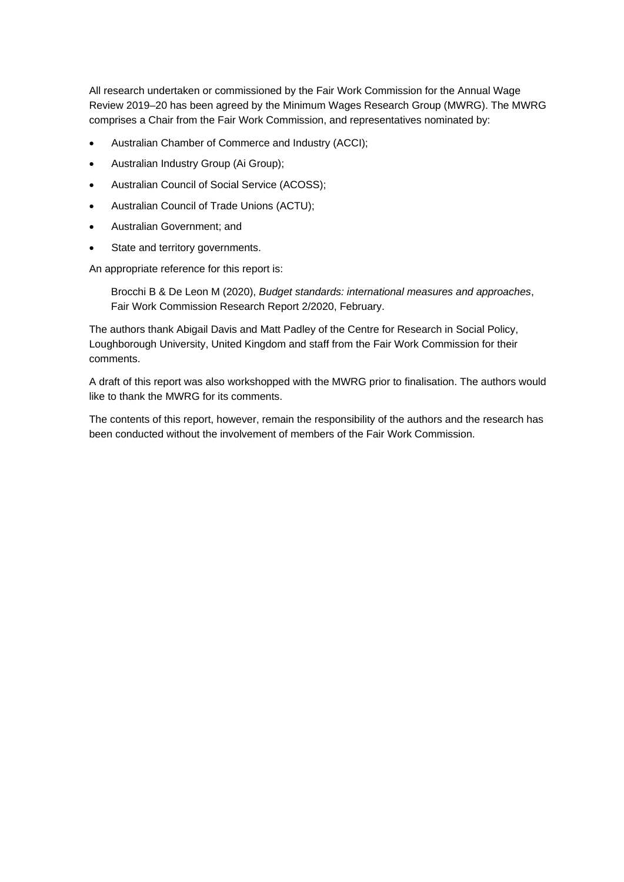All research undertaken or commissioned by the Fair Work Commission for the Annual Wage Review 2019–20 has been agreed by the Minimum Wages Research Group (MWRG). The MWRG comprises a Chair from the Fair Work Commission, and representatives nominated by:

- Australian Chamber of Commerce and Industry (ACCI);
- Australian Industry Group (Ai Group);
- Australian Council of Social Service (ACOSS);
- Australian Council of Trade Unions (ACTU);
- Australian Government; and
- State and territory governments.

An appropriate reference for this report is:

> Brocchi B & De Leon M (2020), *Budget standards: international measures and approaches*, Fair Work Commission Research Report 2/2020, February.

The authors thank Abigail Davis and Matt Padley of the Centre for Research in Social Policy, Loughborough University, United Kingdom and staff from the Fair Work Commission for their comments.

A draft of this report was also workshopped with the MWRG prior to finalisation. The authors would like to thank the MWRG for its comments.

The contents of this report, however, remain the responsibility of the authors and the research has been conducted without the involvement of members of the Fair Work Commission.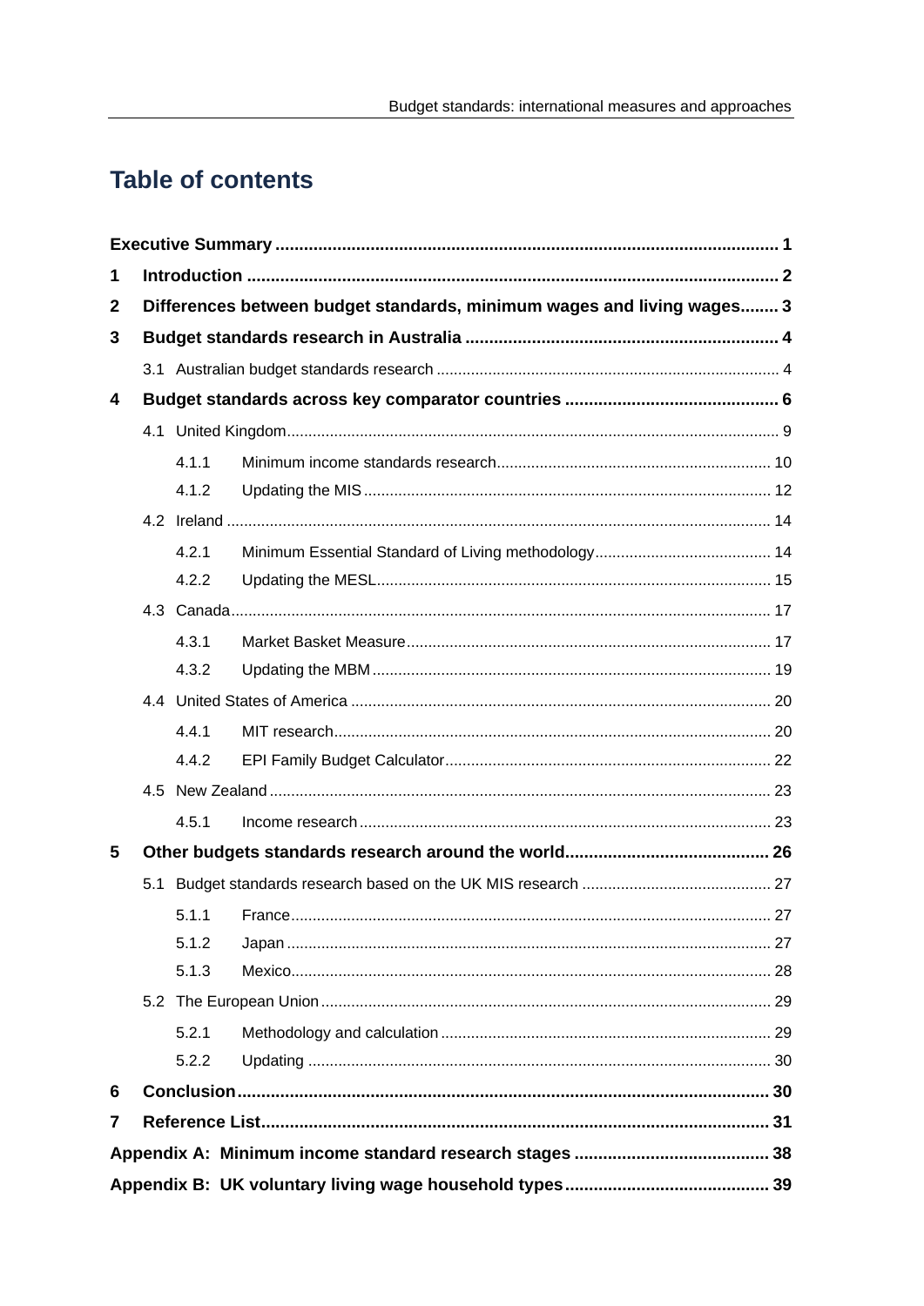# Table of contents

**Executive Summary** ........................................................................................................ 1

**1 Introduction** ................................................................................................................ 2

**2 Differences between budget standards, minimum wages and living wages** ........ 3

**3 Budget standards research in Australia** .................................................................. 4

- 3.1 Australian budget standards research ................................................................................ 4

**4 Budget standards across key comparator countries** ............................................ 6

- 4.1 United Kingdom ................................................................................................................... 9
  - 4.1.1 Minimum income standards research ............................................................... 10
  - 4.1.2 Updating the MIS ............................................................................................... 12
- 4.2 Ireland ............................................................................................................................... 14
  - 4.2.1 Minimum Essential Standard of Living methodology .......................................... 14
  - 4.2.2 Updating the MESL ............................................................................................ 15
- 4.3 Canada .............................................................................................................................. 17
  - 4.3.1 Market Basket Measure ..................................................................................... 17
  - 4.3.2 Updating the MBM ............................................................................................. 19
- 4.4 United States of America .................................................................................................. 20
  - 4.4.1 MIT research ...................................................................................................... 20
  - 4.4.2 EPI Family Budget Calculator ............................................................................ 22
- 4.5 New Zealand ..................................................................................................................... 23
  - 4.5.1 Income research ................................................................................................ 23

**5 Other budgets standards research around the world** ........................................... 26

- 5.1 Budget standards research based on the UK MIS research ............................................ 27
  - 5.1.1 France ................................................................................................................ 27
  - 5.1.2 Japan ................................................................................................................. 27
  - 5.1.3 Mexico ............................................................................................................... 28
- 5.2 The European Union ......................................................................................................... 29
  - 5.2.1 Methodology and calculation ............................................................................. 29
  - 5.2.2 Updating ............................................................................................................ 30

**6 Conclusion** ................................................................................................................ 30

**7 Reference List** ........................................................................................................... 31

**Appendix A: Minimum income standard research stages** ......................................... 38

**Appendix B: UK voluntary living wage household types** ........................................... 39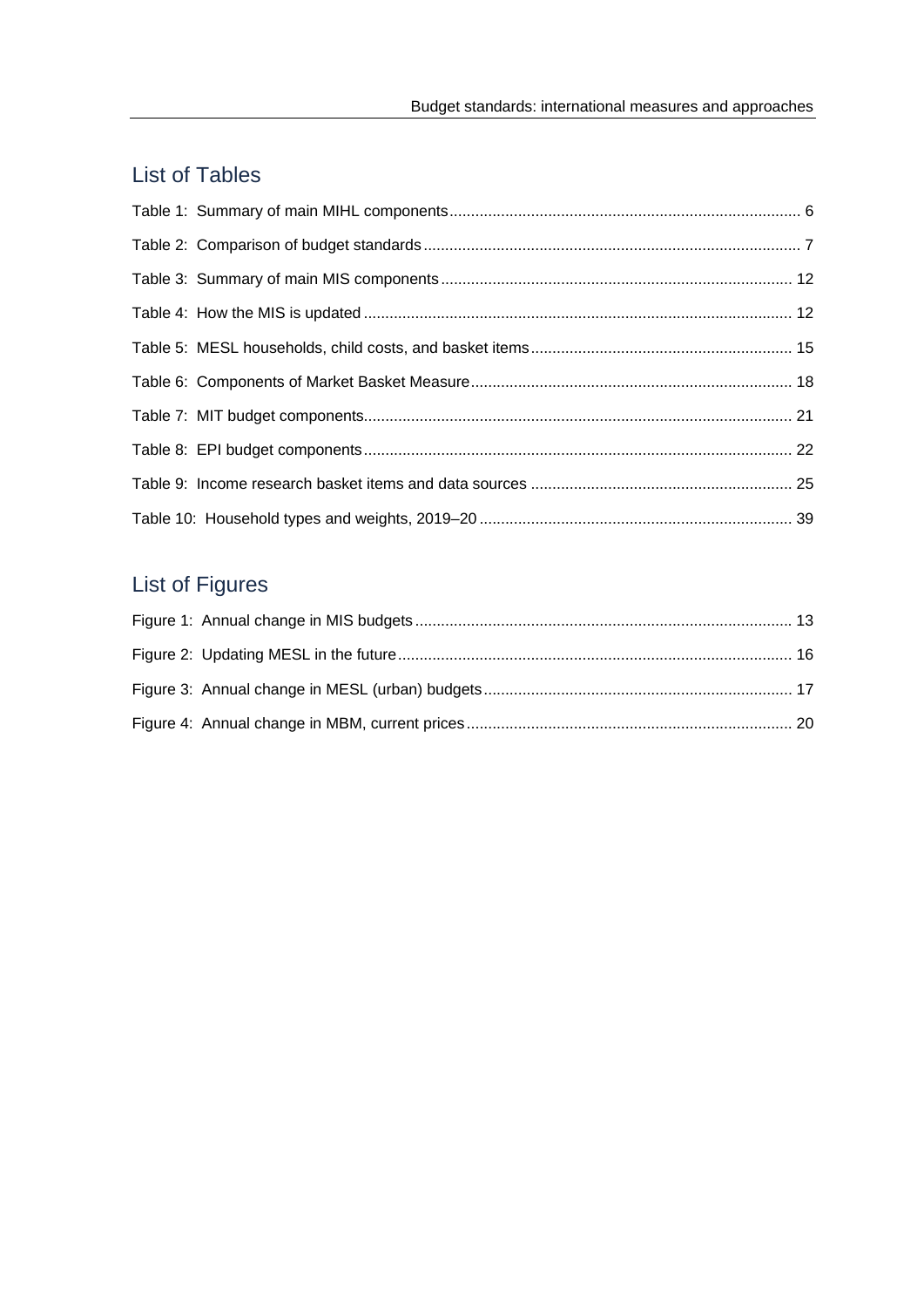## List of Tables

Table 1: Summary of main MIHL components ........................................................................................ 6

Table 2: Comparison of budget standards ........................................................................................ 7

Table 3: Summary of main MIS components ........................................................................................ 12

Table 4: How the MIS is updated ........................................................................................ 12

Table 5: MESL households, child costs, and basket items ........................................................................................ 15

Table 6: Components of Market Basket Measure ........................................................................................ 18

Table 7: MIT budget components ........................................................................................ 21

Table 8: EPI budget components ........................................................................................ 22

Table 9: Income research basket items and data sources ........................................................................................ 25

Table 10: Household types and weights, 2019–20 ........................................................................................ 39

## List of Figures

Figure 1: Annual change in MIS budgets ........................................................................................ 13

Figure 2: Updating MESL in the future ........................................................................................ 16

Figure 3: Annual change in MESL (urban) budgets ........................................................................................ 17

Figure 4: Annual change in MBM, current prices ........................................................................................ 20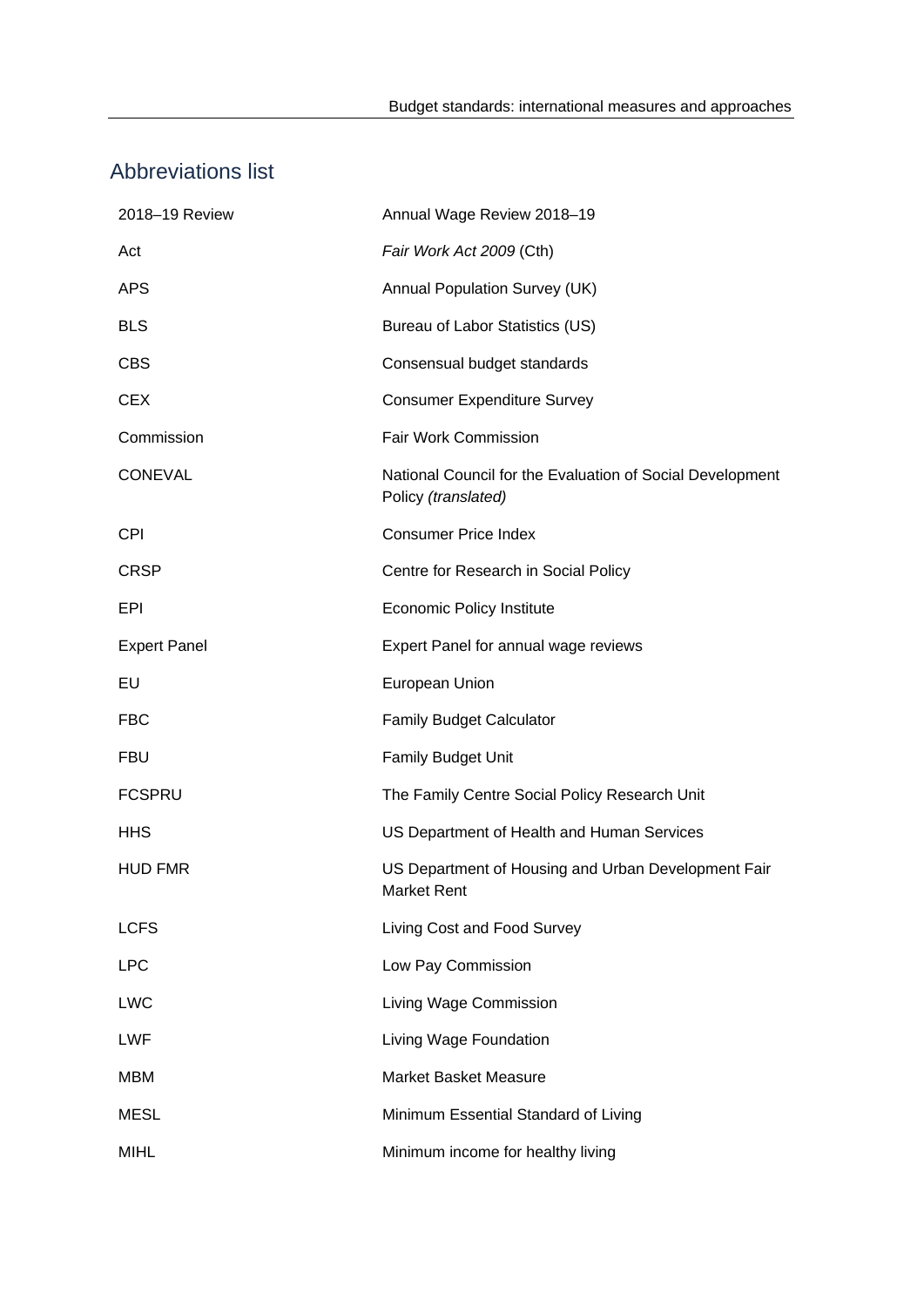## Abbreviations list

| | |
|---|---|
| 2018–19 Review | Annual Wage Review 2018–19 |
| Act | *Fair Work Act 2009* (Cth) |
| APS | Annual Population Survey (UK) |
| BLS | Bureau of Labor Statistics (US) |
| CBS | Consensual budget standards |
| CEX | Consumer Expenditure Survey |
| Commission | Fair Work Commission |
| CONEVAL | National Council for the Evaluation of Social Development Policy *(translated)* |
| CPI | Consumer Price Index |
| CRSP | Centre for Research in Social Policy |
| EPI | Economic Policy Institute |
| Expert Panel | Expert Panel for annual wage reviews |
| EU | European Union |
| FBC | Family Budget Calculator |
| FBU | Family Budget Unit |
| FCSPRU | The Family Centre Social Policy Research Unit |
| HHS | US Department of Health and Human Services |
| HUD FMR | US Department of Housing and Urban Development Fair Market Rent |
| LCFS | Living Cost and Food Survey |
| LPC | Low Pay Commission |
| LWC | Living Wage Commission |
| LWF | Living Wage Foundation |
| MBM | Market Basket Measure |
| MESL | Minimum Essential Standard of Living |
| MIHL | Minimum income for healthy living |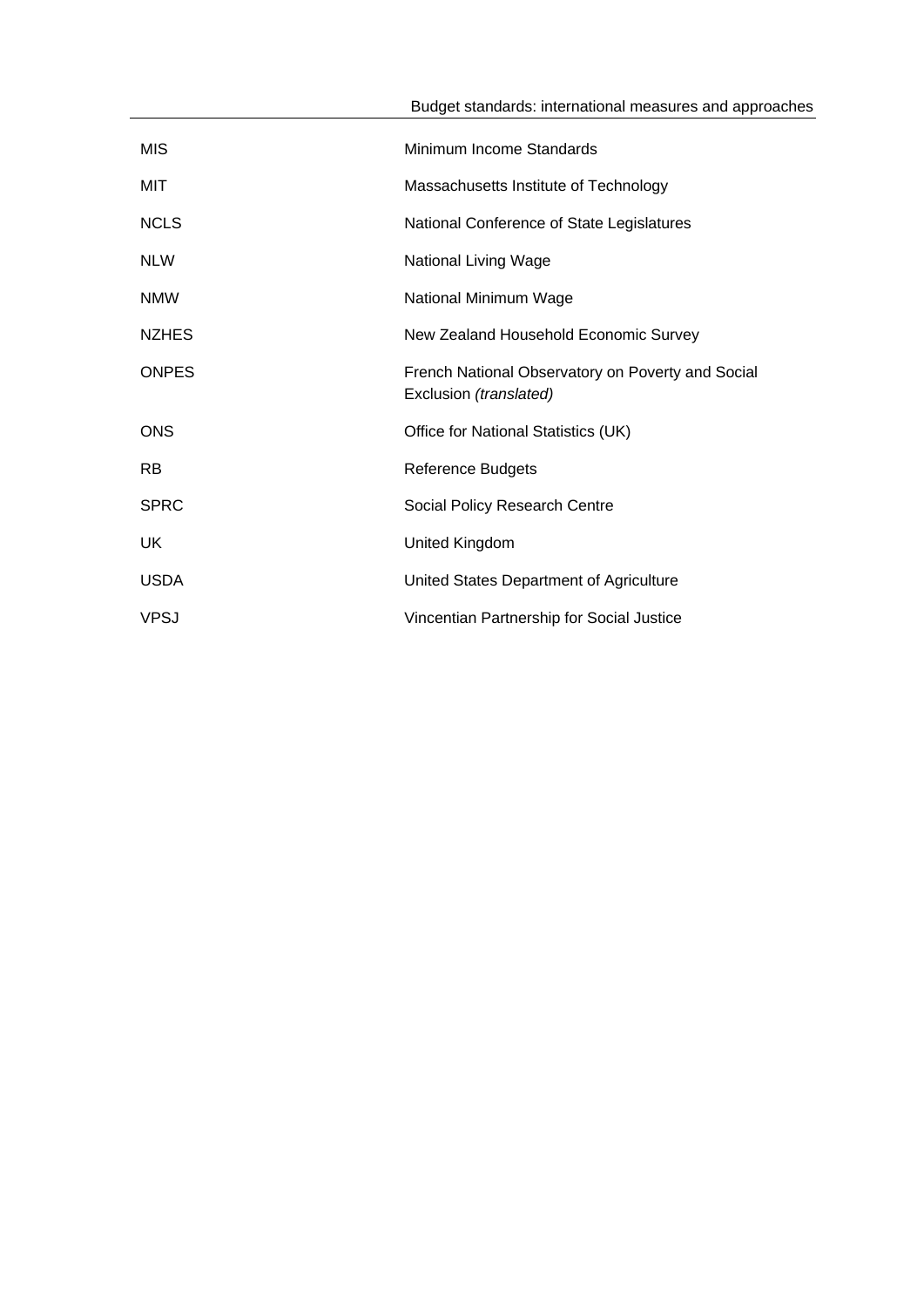| | |
|---|---|
| MIS | Minimum Income Standards |
| MIT | Massachusetts Institute of Technology |
| NCLS | National Conference of State Legislatures |
| NLW | National Living Wage |
| NMW | National Minimum Wage |
| NZHES | New Zealand Household Economic Survey |
| ONPES | French National Observatory on Poverty and Social Exclusion *(translated)* |
| ONS | Office for National Statistics (UK) |
| RB | Reference Budgets |
| SPRC | Social Policy Research Centre |
| UK | United Kingdom |
| USDA | United States Department of Agriculture |
| VPSJ | Vincentian Partnership for Social Justice |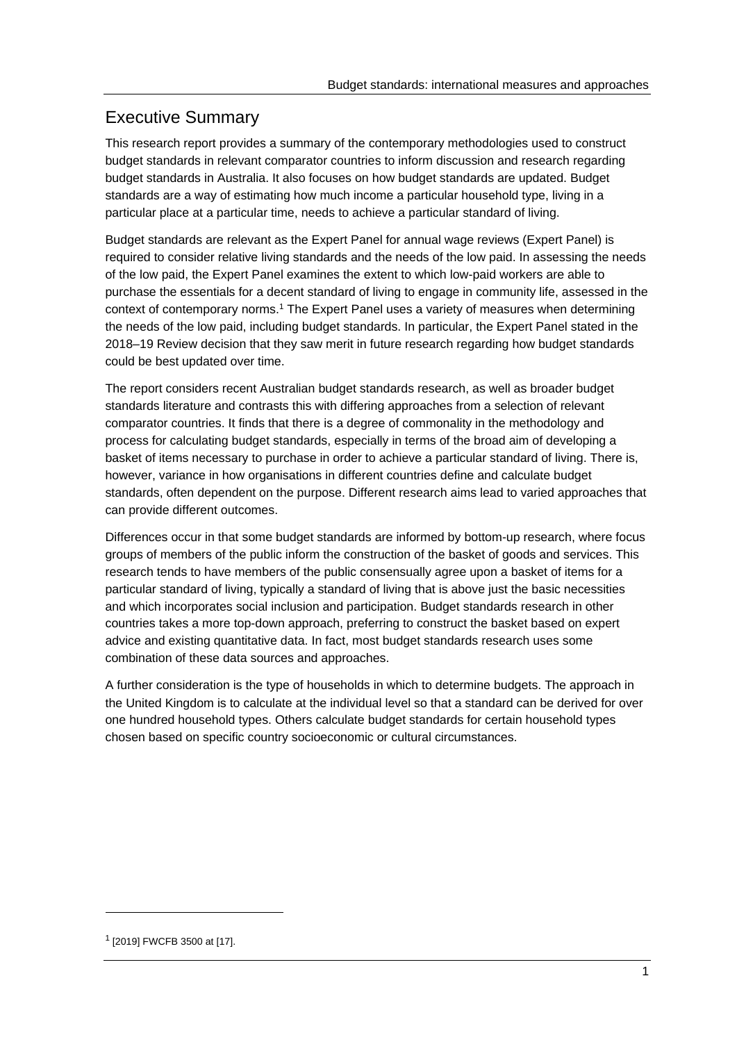# Executive Summary

This research report provides a summary of the contemporary methodologies used to construct budget standards in relevant comparator countries to inform discussion and research regarding budget standards in Australia. It also focuses on how budget standards are updated. Budget standards are a way of estimating how much income a particular household type, living in a particular place at a particular time, needs to achieve a particular standard of living.

Budget standards are relevant as the Expert Panel for annual wage reviews (Expert Panel) is required to consider relative living standards and the needs of the low paid. In assessing the needs of the low paid, the Expert Panel examines the extent to which low-paid workers are able to purchase the essentials for a decent standard of living to engage in community life, assessed in the context of contemporary norms.[1] The Expert Panel uses a variety of measures when determining the needs of the low paid, including budget standards. In particular, the Expert Panel stated in the 2018–19 Review decision that they saw merit in future research regarding how budget standards could be best updated over time.

The report considers recent Australian budget standards research, as well as broader budget standards literature and contrasts this with differing approaches from a selection of relevant comparator countries. It finds that there is a degree of commonality in the methodology and process for calculating budget standards, especially in terms of the broad aim of developing a basket of items necessary to purchase in order to achieve a particular standard of living. There is, however, variance in how organisations in different countries define and calculate budget standards, often dependent on the purpose. Different research aims lead to varied approaches that can provide different outcomes.

Differences occur in that some budget standards are informed by bottom-up research, where focus groups of members of the public inform the construction of the basket of goods and services. This research tends to have members of the public consensually agree upon a basket of items for a particular standard of living, typically a standard of living that is above just the basic necessities and which incorporates social inclusion and participation. Budget standards research in other countries takes a more top-down approach, preferring to construct the basket based on expert advice and existing quantitative data. In fact, most budget standards research uses some combination of these data sources and approaches.

A further consideration is the type of households in which to determine budgets. The approach in the United Kingdom is to calculate at the individual level so that a standard can be derived for over one hundred household types. Others calculate budget standards for certain household types chosen based on specific country socioeconomic or cultural circumstances.

[1] [2019] FWCFB 3500 at [17].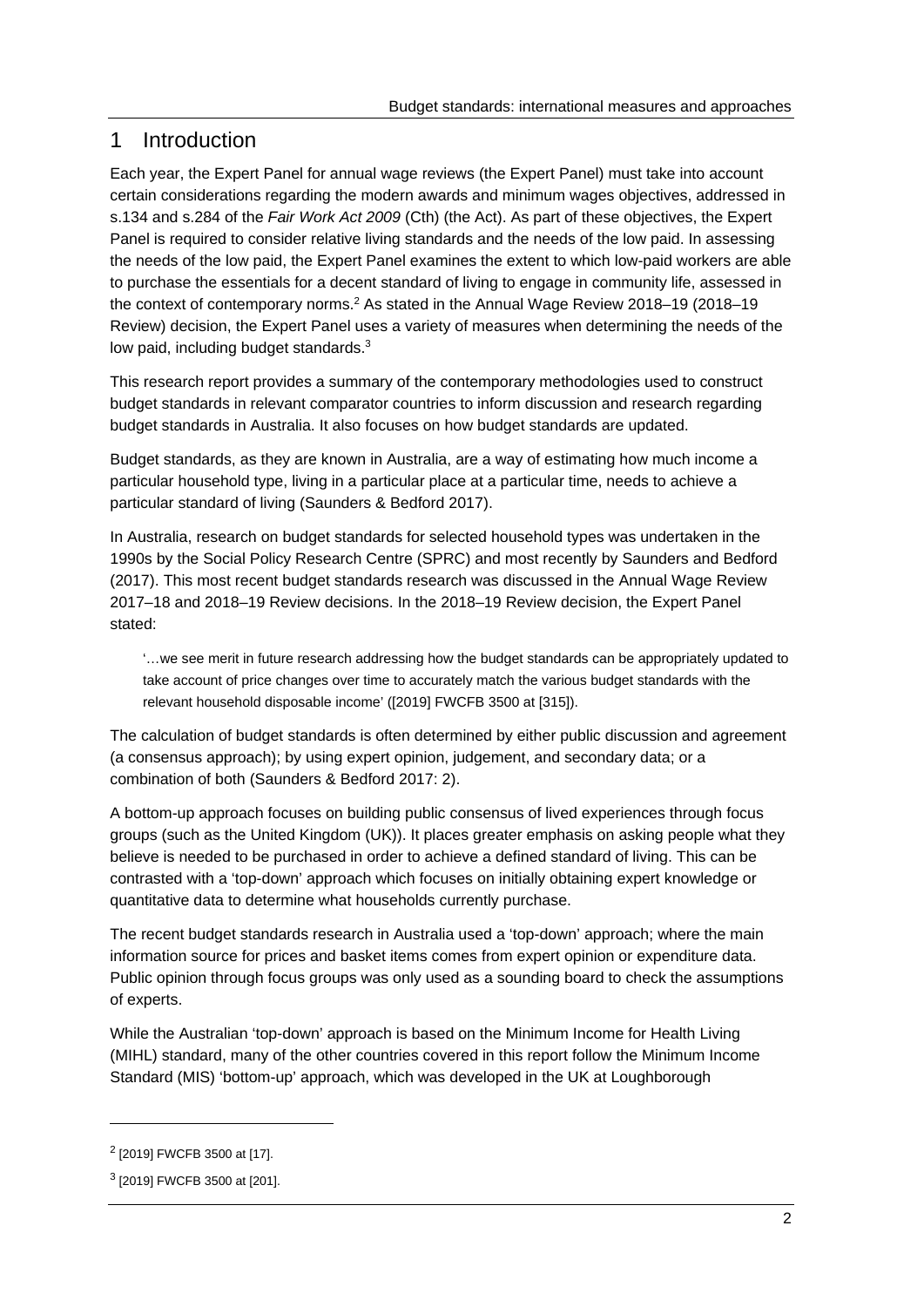# 1 Introduction

Each year, the Expert Panel for annual wage reviews (the Expert Panel) must take into account certain considerations regarding the modern awards and minimum wages objectives, addressed in s.134 and s.284 of the *Fair Work Act 2009* (Cth) (the Act). As part of these objectives, the Expert Panel is required to consider relative living standards and the needs of the low paid. In assessing the needs of the low paid, the Expert Panel examines the extent to which low-paid workers are able to purchase the essentials for a decent standard of living to engage in community life, assessed in the context of contemporary norms.[2] As stated in the Annual Wage Review 2018–19 (2018–19 Review) decision, the Expert Panel uses a variety of measures when determining the needs of the low paid, including budget standards.[3]

This research report provides a summary of the contemporary methodologies used to construct budget standards in relevant comparator countries to inform discussion and research regarding budget standards in Australia. It also focuses on how budget standards are updated.

Budget standards, as they are known in Australia, are a way of estimating how much income a particular household type, living in a particular place at a particular time, needs to achieve a particular standard of living (Saunders & Bedford 2017).

In Australia, research on budget standards for selected household types was undertaken in the 1990s by the Social Policy Research Centre (SPRC) and most recently by Saunders and Bedford (2017). This most recent budget standards research was discussed in the Annual Wage Review 2017–18 and 2018–19 Review decisions. In the 2018–19 Review decision, the Expert Panel stated:

> '…we see merit in future research addressing how the budget standards can be appropriately updated to take account of price changes over time to accurately match the various budget standards with the relevant household disposable income' ([2019] FWCFB 3500 at [315]).

The calculation of budget standards is often determined by either public discussion and agreement (a consensus approach); by using expert opinion, judgement, and secondary data; or a combination of both (Saunders & Bedford 2017: 2).

A bottom-up approach focuses on building public consensus of lived experiences through focus groups (such as the United Kingdom (UK)). It places greater emphasis on asking people what they believe is needed to be purchased in order to achieve a defined standard of living. This can be contrasted with a 'top-down' approach which focuses on initially obtaining expert knowledge or quantitative data to determine what households currently purchase.

The recent budget standards research in Australia used a 'top-down' approach; where the main information source for prices and basket items comes from expert opinion or expenditure data. Public opinion through focus groups was only used as a sounding board to check the assumptions of experts.

While the Australian 'top-down' approach is based on the Minimum Income for Health Living (MIHL) standard, many of the other countries covered in this report follow the Minimum Income Standard (MIS) 'bottom-up' approach, which was developed in the UK at Loughborough

[2] [2019] FWCFB 3500 at [17].

[3] [2019] FWCFB 3500 at [201].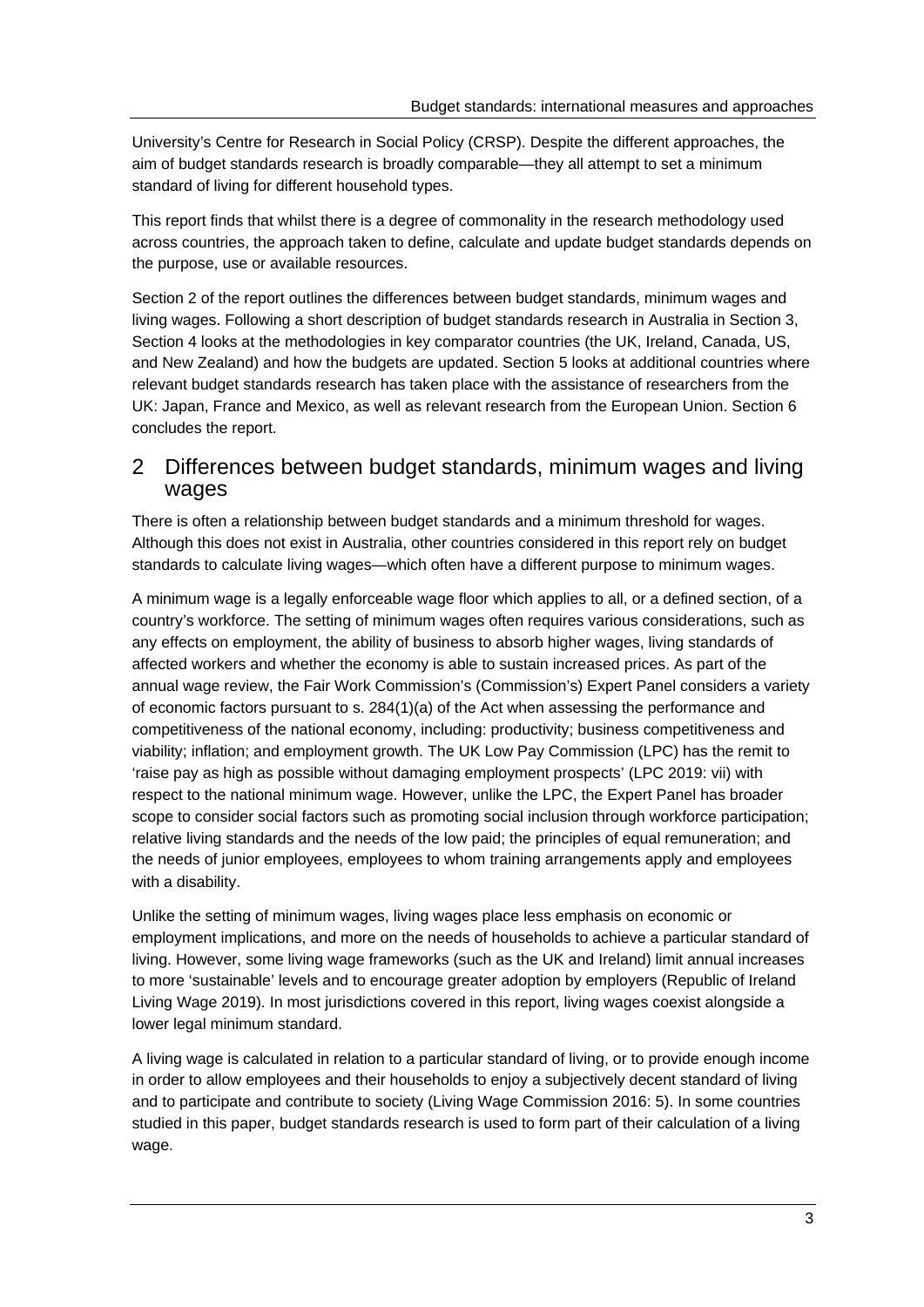University's Centre for Research in Social Policy (CRSP). Despite the different approaches, the aim of budget standards research is broadly comparable—they all attempt to set a minimum standard of living for different household types.

This report finds that whilst there is a degree of commonality in the research methodology used across countries, the approach taken to define, calculate and update budget standards depends on the purpose, use or available resources.

Section 2 of the report outlines the differences between budget standards, minimum wages and living wages. Following a short description of budget standards research in Australia in Section 3, Section 4 looks at the methodologies in key comparator countries (the UK, Ireland, Canada, US, and New Zealand) and how the budgets are updated. Section 5 looks at additional countries where relevant budget standards research has taken place with the assistance of researchers from the UK: Japan, France and Mexico, as well as relevant research from the European Union. Section 6 concludes the report.

# 2 Differences between budget standards, minimum wages and living wages

There is often a relationship between budget standards and a minimum threshold for wages. Although this does not exist in Australia, other countries considered in this report rely on budget standards to calculate living wages—which often have a different purpose to minimum wages.

A minimum wage is a legally enforceable wage floor which applies to all, or a defined section, of a country's workforce. The setting of minimum wages often requires various considerations, such as any effects on employment, the ability of business to absorb higher wages, living standards of affected workers and whether the economy is able to sustain increased prices. As part of the annual wage review, the Fair Work Commission's (Commission's) Expert Panel considers a variety of economic factors pursuant to s. 284(1)(a) of the Act when assessing the performance and competitiveness of the national economy, including: productivity; business competitiveness and viability; inflation; and employment growth. The UK Low Pay Commission (LPC) has the remit to 'raise pay as high as possible without damaging employment prospects' (LPC 2019: vii) with respect to the national minimum wage. However, unlike the LPC, the Expert Panel has broader scope to consider social factors such as promoting social inclusion through workforce participation; relative living standards and the needs of the low paid; the principles of equal remuneration; and the needs of junior employees, employees to whom training arrangements apply and employees with a disability.

Unlike the setting of minimum wages, living wages place less emphasis on economic or employment implications, and more on the needs of households to achieve a particular standard of living. However, some living wage frameworks (such as the UK and Ireland) limit annual increases to more 'sustainable' levels and to encourage greater adoption by employers (Republic of Ireland Living Wage 2019). In most jurisdictions covered in this report, living wages coexist alongside a lower legal minimum standard.

A living wage is calculated in relation to a particular standard of living, or to provide enough income in order to allow employees and their households to enjoy a subjectively decent standard of living and to participate and contribute to society (Living Wage Commission 2016: 5). In some countries studied in this paper, budget standards research is used to form part of their calculation of a living wage.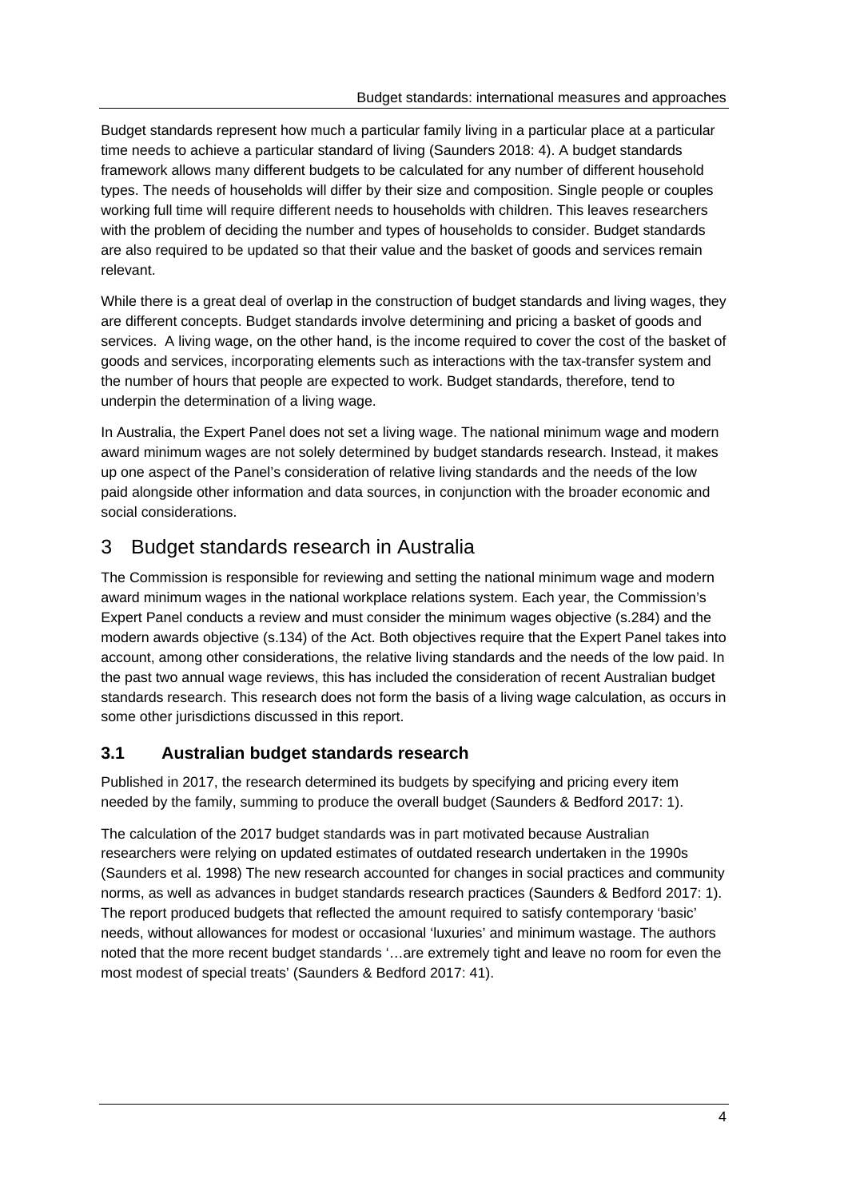Budget standards represent how much a particular family living in a particular place at a particular time needs to achieve a particular standard of living (Saunders 2018: 4). A budget standards framework allows many different budgets to be calculated for any number of different household types. The needs of households will differ by their size and composition. Single people or couples working full time will require different needs to households with children. This leaves researchers with the problem of deciding the number and types of households to consider. Budget standards are also required to be updated so that their value and the basket of goods and services remain relevant.

While there is a great deal of overlap in the construction of budget standards and living wages, they are different concepts. Budget standards involve determining and pricing a basket of goods and services. A living wage, on the other hand, is the income required to cover the cost of the basket of goods and services, incorporating elements such as interactions with the tax-transfer system and the number of hours that people are expected to work. Budget standards, therefore, tend to underpin the determination of a living wage.

In Australia, the Expert Panel does not set a living wage. The national minimum wage and modern award minimum wages are not solely determined by budget standards research. Instead, it makes up one aspect of the Panel's consideration of relative living standards and the needs of the low paid alongside other information and data sources, in conjunction with the broader economic and social considerations.

# 3 Budget standards research in Australia

The Commission is responsible for reviewing and setting the national minimum wage and modern award minimum wages in the national workplace relations system. Each year, the Commission's Expert Panel conducts a review and must consider the minimum wages objective (s.284) and the modern awards objective (s.134) of the Act. Both objectives require that the Expert Panel takes into account, among other considerations, the relative living standards and the needs of the low paid. In the past two annual wage reviews, this has included the consideration of recent Australian budget standards research. This research does not form the basis of a living wage calculation, as occurs in some other jurisdictions discussed in this report.

## 3.1 Australian budget standards research

Published in 2017, the research determined its budgets by specifying and pricing every item needed by the family, summing to produce the overall budget (Saunders & Bedford 2017: 1).

The calculation of the 2017 budget standards was in part motivated because Australian researchers were relying on updated estimates of outdated research undertaken in the 1990s (Saunders et al. 1998) The new research accounted for changes in social practices and community norms, as well as advances in budget standards research practices (Saunders & Bedford 2017: 1). The report produced budgets that reflected the amount required to satisfy contemporary 'basic' needs, without allowances for modest or occasional 'luxuries' and minimum wastage. The authors noted that the more recent budget standards '…are extremely tight and leave no room for even the most modest of special treats' (Saunders & Bedford 2017: 41).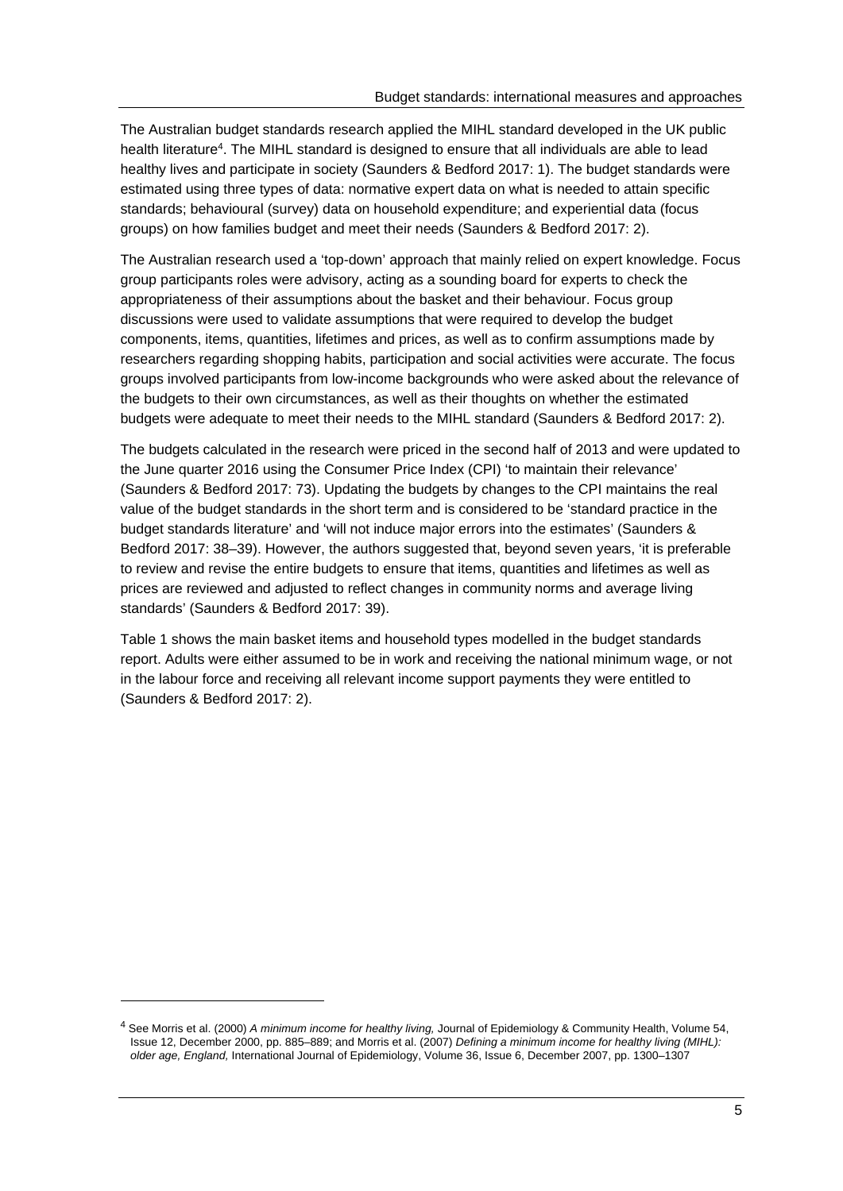The Australian budget standards research applied the MIHL standard developed in the UK public health literature[4]. The MIHL standard is designed to ensure that all individuals are able to lead healthy lives and participate in society (Saunders & Bedford 2017: 1). The budget standards were estimated using three types of data: normative expert data on what is needed to attain specific standards; behavioural (survey) data on household expenditure; and experiential data (focus groups) on how families budget and meet their needs (Saunders & Bedford 2017: 2).

The Australian research used a 'top-down' approach that mainly relied on expert knowledge. Focus group participants roles were advisory, acting as a sounding board for experts to check the appropriateness of their assumptions about the basket and their behaviour. Focus group discussions were used to validate assumptions that were required to develop the budget components, items, quantities, lifetimes and prices, as well as to confirm assumptions made by researchers regarding shopping habits, participation and social activities were accurate. The focus groups involved participants from low-income backgrounds who were asked about the relevance of the budgets to their own circumstances, as well as their thoughts on whether the estimated budgets were adequate to meet their needs to the MIHL standard (Saunders & Bedford 2017: 2).

The budgets calculated in the research were priced in the second half of 2013 and were updated to the June quarter 2016 using the Consumer Price Index (CPI) 'to maintain their relevance' (Saunders & Bedford 2017: 73). Updating the budgets by changes to the CPI maintains the real value of the budget standards in the short term and is considered to be 'standard practice in the budget standards literature' and 'will not induce major errors into the estimates' (Saunders & Bedford 2017: 38–39). However, the authors suggested that, beyond seven years, 'it is preferable to review and revise the entire budgets to ensure that items, quantities and lifetimes as well as prices are reviewed and adjusted to reflect changes in community norms and average living standards' (Saunders & Bedford 2017: 39).

Table 1 shows the main basket items and household types modelled in the budget standards report. Adults were either assumed to be in work and receiving the national minimum wage, or not in the labour force and receiving all relevant income support payments they were entitled to (Saunders & Bedford 2017: 2).

---

[4] See Morris et al. (2000) *A minimum income for healthy living,* Journal of Epidemiology & Community Health, Volume 54, Issue 12, December 2000, pp. 885–889; and Morris et al. (2007) *Defining a minimum income for healthy living (MIHL): older age, England,* International Journal of Epidemiology, Volume 36, Issue 6, December 2007, pp. 1300–1307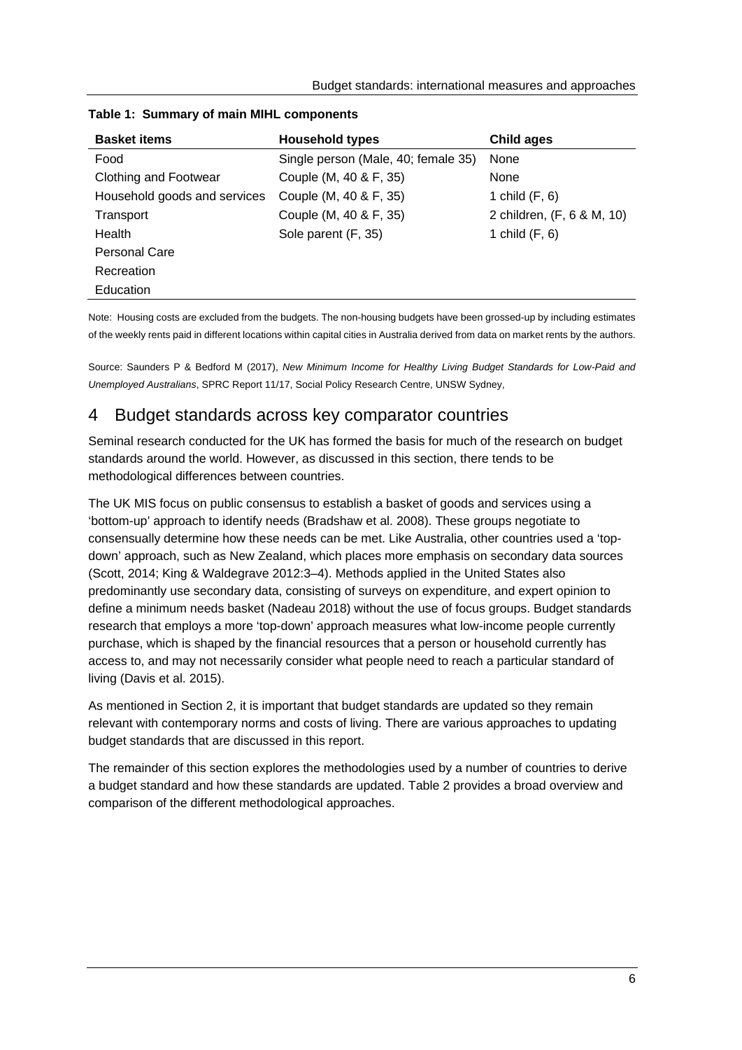**Table 1: Summary of main MIHL components**

| Basket items | Household types | Child ages |
|---|---|---|
| Food | Single person (Male, 40; female 35) | None |
| Clothing and Footwear | Couple (M, 40 & F, 35) | None |
| Household goods and services | Couple (M, 40 & F, 35) | 1 child (F, 6) |
| Transport | Couple (M, 40 & F, 35) | 2 children, (F, 6 & M, 10) |
| Health | Sole parent (F, 35) | 1 child (F, 6) |
| Personal Care | | |
| Recreation | | |
| Education | | |

Note: Housing costs are excluded from the budgets. The non-housing budgets have been grossed-up by including estimates of the weekly rents paid in different locations within capital cities in Australia derived from data on market rents by the authors.

Source: Saunders P & Bedford M (2017), *New Minimum Income for Healthy Living Budget Standards for Low-Paid and Unemployed Australians*, SPRC Report 11/17, Social Policy Research Centre, UNSW Sydney,

# 4 Budget standards across key comparator countries

Seminal research conducted for the UK has formed the basis for much of the research on budget standards around the world. However, as discussed in this section, there tends to be methodological differences between countries.

The UK MIS focus on public consensus to establish a basket of goods and services using a 'bottom-up' approach to identify needs (Bradshaw et al. 2008). These groups negotiate to consensually determine how these needs can be met. Like Australia, other countries used a 'top-down' approach, such as New Zealand, which places more emphasis on secondary data sources (Scott, 2014; King & Waldegrave 2012:3–4). Methods applied in the United States also predominantly use secondary data, consisting of surveys on expenditure, and expert opinion to define a minimum needs basket (Nadeau 2018) without the use of focus groups. Budget standards research that employs a more 'top-down' approach measures what low-income people currently purchase, which is shaped by the financial resources that a person or household currently has access to, and may not necessarily consider what people need to reach a particular standard of living (Davis et al. 2015).

As mentioned in Section 2, it is important that budget standards are updated so they remain relevant with contemporary norms and costs of living. There are various approaches to updating budget standards that are discussed in this report.

The remainder of this section explores the methodologies used by a number of countries to derive a budget standard and how these standards are updated. Table 2 provides a broad overview and comparison of the different methodological approaches.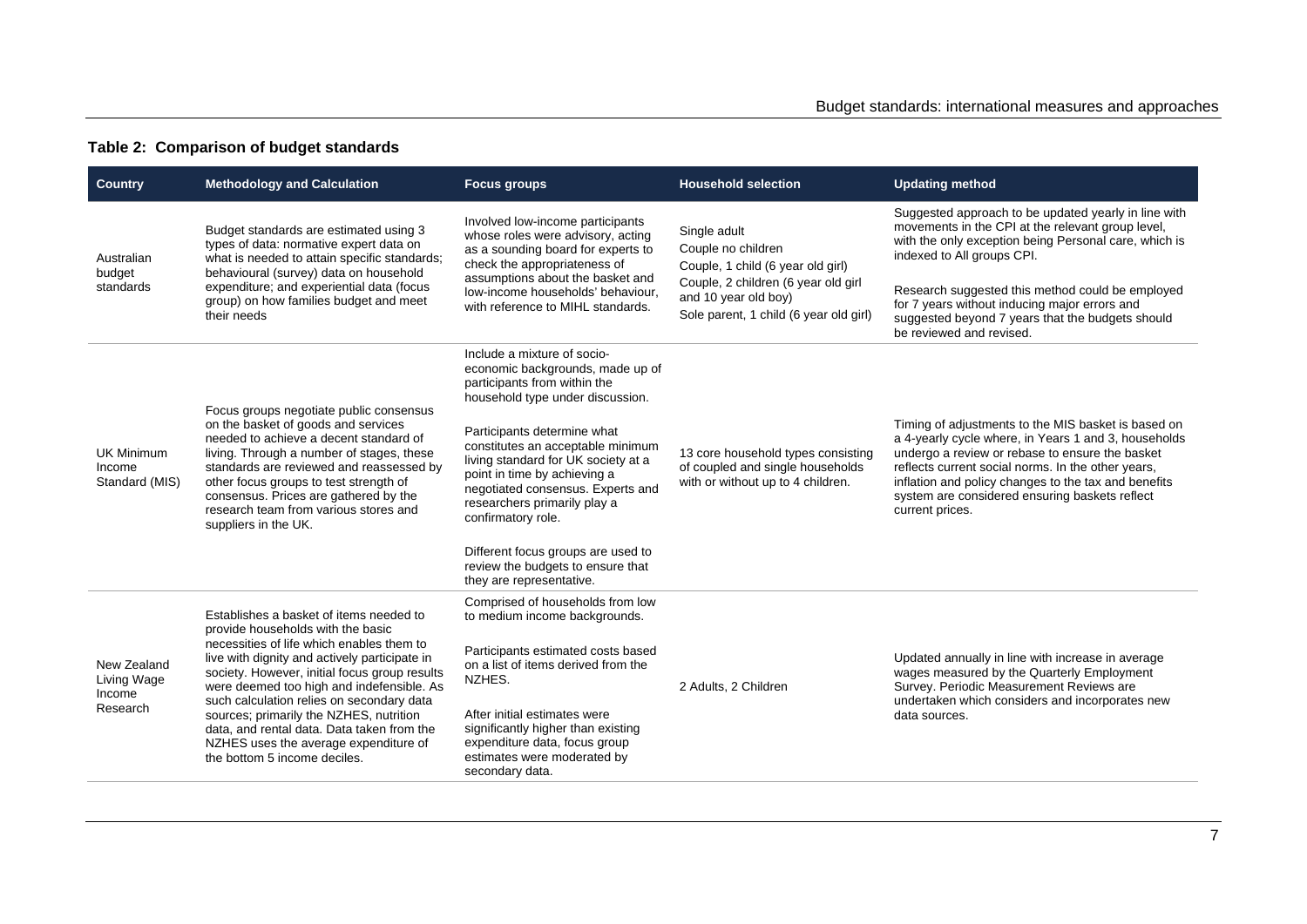**Table 2: Comparison of budget standards**

| Country | Methodology and Calculation | Focus groups | Household selection | Updating method |
|---|---|---|---|---|
| Australian budget standards | Budget standards are estimated using 3 types of data: normative expert data on what is needed to attain specific standards; behavioural (survey) data on household expenditure; and experiential data (focus group) on how families budget and meet their needs | Involved low-income participants whose roles were advisory, acting as a sounding board for experts to check the appropriateness of assumptions about the basket and low-income households' behaviour, with reference to MIHL standards. | Single adult<br>Couple no children<br>Couple, 1 child (6 year old girl)<br>Couple, 2 children (6 year old girl and 10 year old boy)<br>Sole parent, 1 child (6 year old girl) | Suggested approach to be updated yearly in line with movements in the CPI at the relevant group level, with the only exception being Personal care, which is indexed to All groups CPI.<br><br>Research suggested this method could be employed for 7 years without inducing major errors and suggested beyond 7 years that the budgets should be reviewed and revised. |
| UK Minimum Income Standard (MIS) | Focus groups negotiate public consensus on the basket of goods and services needed to achieve a decent standard of living. Through a number of stages, these standards are reviewed and reassessed by other focus groups to test strength of consensus. Prices are gathered by the research team from various stores and suppliers in the UK. | Include a mixture of socio-economic backgrounds, made up of participants from within the household type under discussion.<br><br>Participants determine what constitutes an acceptable minimum living standard for UK society at a point in time by achieving a negotiated consensus. Experts and researchers primarily play a confirmatory role.<br><br>Different focus groups are used to review the budgets to ensure that they are representative. | 13 core household types consisting of coupled and single households with or without up to 4 children. | Timing of adjustments to the MIS basket is based on a 4-yearly cycle where, in Years 1 and 3, households undergo a review or rebase to ensure the basket reflects current social norms. In the other years, inflation and policy changes to the tax and benefits system are considered ensuring baskets reflect current prices. |
| New Zealand Living Wage Income Research | Establishes a basket of items needed to provide households with the basic necessities of life which enables them to live with dignity and actively participate in society. However, initial focus group results were deemed too high and indefensible. As such calculation relies on secondary data sources; primarily the NZHES, nutrition data, and rental data. Data taken from the NZHES uses the average expenditure of the bottom 5 income deciles. | Comprised of households from low to medium income backgrounds.<br><br>Participants estimated costs based on a list of items derived from the NZHES.<br><br>After initial estimates were significantly higher than existing expenditure data, focus group estimates were moderated by secondary data. | 2 Adults, 2 Children | Updated annually in line with increase in average wages measured by the Quarterly Employment Survey. Periodic Measurement Reviews are undertaken which considers and incorporates new data sources. |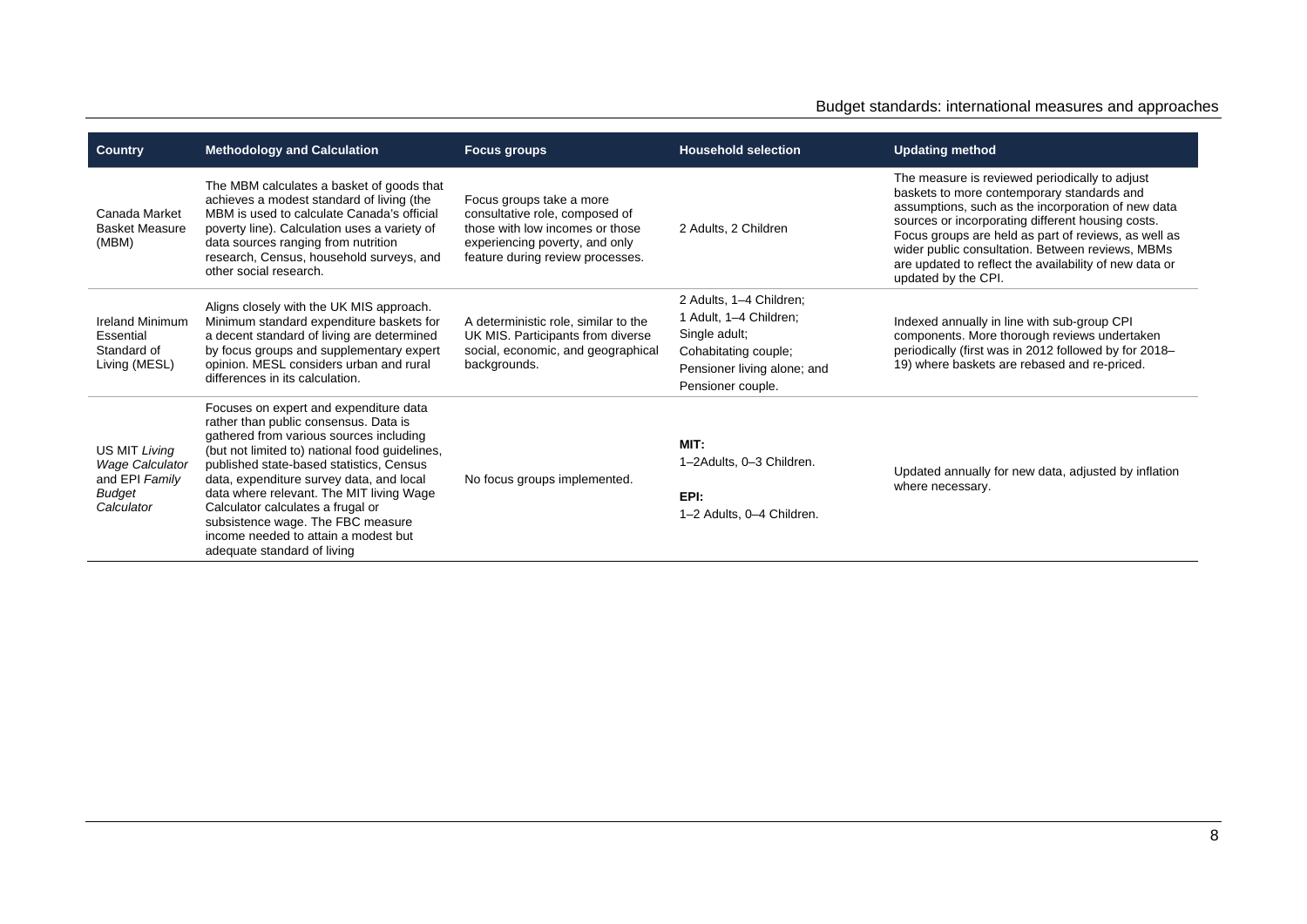| Country | Methodology and Calculation | Focus groups | Household selection | Updating method |
|---|---|---|---|---|
| Canada Market Basket Measure (MBM) | The MBM calculates a basket of goods that achieves a modest standard of living (the MBM is used to calculate Canada's official poverty line). Calculation uses a variety of data sources ranging from nutrition research, Census, household surveys, and other social research. | Focus groups take a more consultative role, composed of those with low incomes or those experiencing poverty, and only feature during review processes. | 2 Adults, 2 Children | The measure is reviewed periodically to adjust baskets to more contemporary standards and assumptions, such as the incorporation of new data sources or incorporating different housing costs. Focus groups are held as part of reviews, as well as wider public consultation. Between reviews, MBMs are updated to reflect the availability of new data or updated by the CPI. |
| Ireland Minimum Essential Standard of Living (MESL) | Aligns closely with the UK MIS approach. Minimum standard expenditure baskets for a decent standard of living are determined by focus groups and supplementary expert opinion. MESL considers urban and rural differences in its calculation. | A deterministic role, similar to the UK MIS. Participants from diverse social, economic, and geographical backgrounds. | 2 Adults, 1–4 Children;<br>1 Adult, 1–4 Children;<br>Single adult;<br>Cohabitating couple;<br>Pensioner living alone; and<br>Pensioner couple. | Indexed annually in line with sub-group CPI components. More thorough reviews undertaken periodically (first was in 2012 followed by for 2018–19) where baskets are rebased and re-priced. |
| US MIT *Living Wage Calculator* and EPI *Family Budget Calculator* | Focuses on expert and expenditure data rather than public consensus. Data is gathered from various sources including (but not limited to) national food guidelines, published state-based statistics, Census data, expenditure survey data, and local data where relevant. The MIT living Wage Calculator calculates a frugal or subsistence wage. The FBC measure income needed to attain a modest but adequate standard of living | No focus groups implemented. | **MIT:**<br>1–2Adults, 0–3 Children.<br><br>**EPI:**<br>1–2 Adults, 0–4 Children. | Updated annually for new data, adjusted by inflation where necessary. |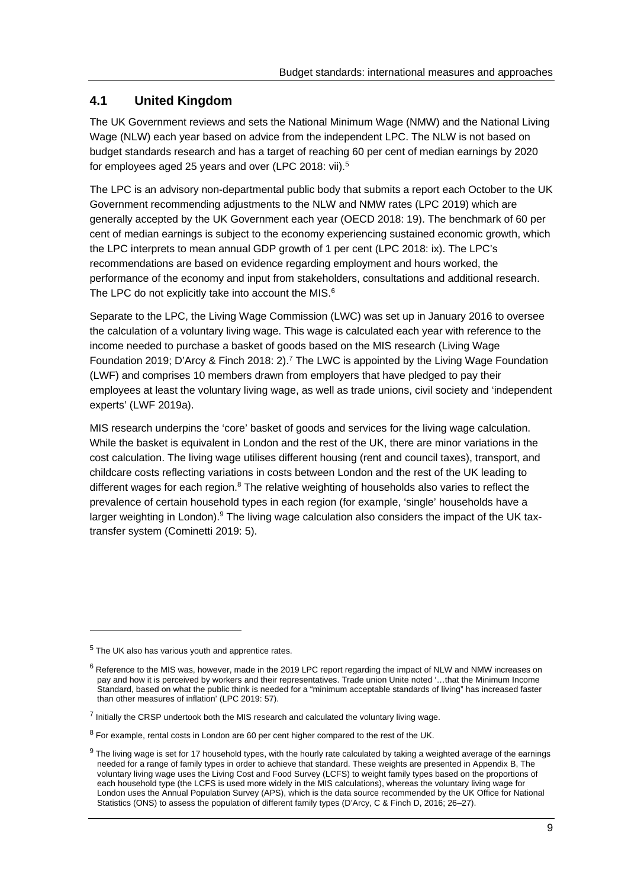## 4.1 United Kingdom

The UK Government reviews and sets the National Minimum Wage (NMW) and the National Living Wage (NLW) each year based on advice from the independent LPC. The NLW is not based on budget standards research and has a target of reaching 60 per cent of median earnings by 2020 for employees aged 25 years and over (LPC 2018: vii).[5]

The LPC is an advisory non-departmental public body that submits a report each October to the UK Government recommending adjustments to the NLW and NMW rates (LPC 2019) which are generally accepted by the UK Government each year (OECD 2018: 19). The benchmark of 60 per cent of median earnings is subject to the economy experiencing sustained economic growth, which the LPC interprets to mean annual GDP growth of 1 per cent (LPC 2018: ix). The LPC's recommendations are based on evidence regarding employment and hours worked, the performance of the economy and input from stakeholders, consultations and additional research. The LPC do not explicitly take into account the MIS.[6]

Separate to the LPC, the Living Wage Commission (LWC) was set up in January 2016 to oversee the calculation of a voluntary living wage. This wage is calculated each year with reference to the income needed to purchase a basket of goods based on the MIS research (Living Wage Foundation 2019; D'Arcy & Finch 2018: 2).[7] The LWC is appointed by the Living Wage Foundation (LWF) and comprises 10 members drawn from employers that have pledged to pay their employees at least the voluntary living wage, as well as trade unions, civil society and 'independent experts' (LWF 2019a).

MIS research underpins the 'core' basket of goods and services for the living wage calculation. While the basket is equivalent in London and the rest of the UK, there are minor variations in the cost calculation. The living wage utilises different housing (rent and council taxes), transport, and childcare costs reflecting variations in costs between London and the rest of the UK leading to different wages for each region.[8] The relative weighting of households also varies to reflect the prevalence of certain household types in each region (for example, 'single' households have a larger weighting in London).[9] The living wage calculation also considers the impact of the UK tax-transfer system (Cominetti 2019: 5).

---

[5] The UK also has various youth and apprentice rates.

[6] Reference to the MIS was, however, made in the 2019 LPC report regarding the impact of NLW and NMW increases on pay and how it is perceived by workers and their representatives. Trade union Unite noted '…that the Minimum Income Standard, based on what the public think is needed for a "minimum acceptable standards of living" has increased faster than other measures of inflation' (LPC 2019: 57).

[7] Initially the CRSP undertook both the MIS research and calculated the voluntary living wage.

[8] For example, rental costs in London are 60 per cent higher compared to the rest of the UK.

[9] The living wage is set for 17 household types, with the hourly rate calculated by taking a weighted average of the earnings needed for a range of family types in order to achieve that standard. These weights are presented in Appendix B, The voluntary living wage uses the Living Cost and Food Survey (LCFS) to weight family types based on the proportions of each household type (the LCFS is used more widely in the MIS calculations), whereas the voluntary living wage for London uses the Annual Population Survey (APS), which is the data source recommended by the UK Office for National Statistics (ONS) to assess the population of different family types (D'Arcy, C & Finch D, 2016; 26–27).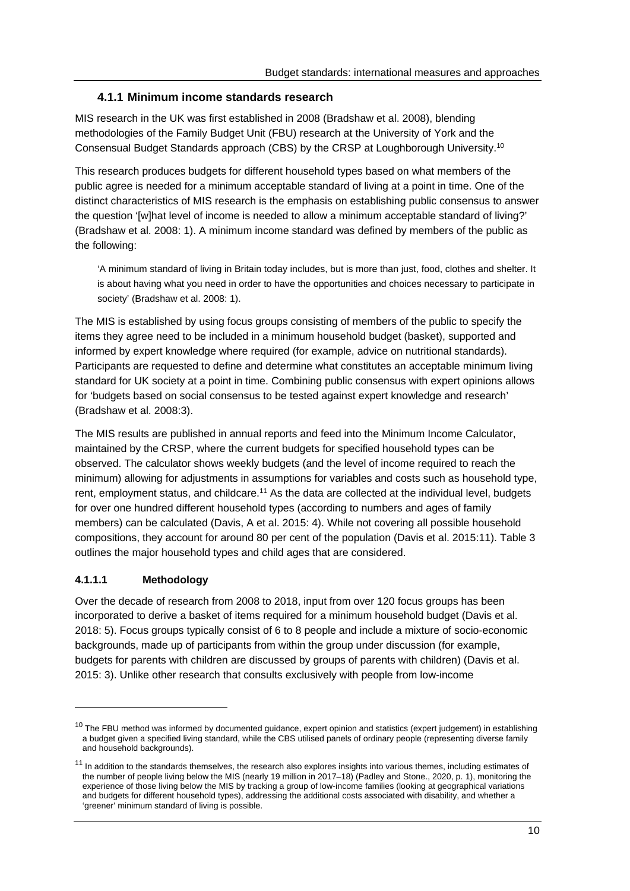### 4.1.1 Minimum income standards research

MIS research in the UK was first established in 2008 (Bradshaw et al. 2008), blending methodologies of the Family Budget Unit (FBU) research at the University of York and the Consensual Budget Standards approach (CBS) by the CRSP at Loughborough University.[10]

This research produces budgets for different household types based on what members of the public agree is needed for a minimum acceptable standard of living at a point in time. One of the distinct characteristics of MIS research is the emphasis on establishing public consensus to answer the question '[w]hat level of income is needed to allow a minimum acceptable standard of living?' (Bradshaw et al. 2008: 1). A minimum income standard was defined by members of the public as the following:

> 'A minimum standard of living in Britain today includes, but is more than just, food, clothes and shelter. It is about having what you need in order to have the opportunities and choices necessary to participate in society' (Bradshaw et al. 2008: 1).

The MIS is established by using focus groups consisting of members of the public to specify the items they agree need to be included in a minimum household budget (basket), supported and informed by expert knowledge where required (for example, advice on nutritional standards). Participants are requested to define and determine what constitutes an acceptable minimum living standard for UK society at a point in time. Combining public consensus with expert opinions allows for 'budgets based on social consensus to be tested against expert knowledge and research' (Bradshaw et al. 2008:3).

The MIS results are published in annual reports and feed into the Minimum Income Calculator, maintained by the CRSP, where the current budgets for specified household types can be observed. The calculator shows weekly budgets (and the level of income required to reach the minimum) allowing for adjustments in assumptions for variables and costs such as household type, rent, employment status, and childcare.[11] As the data are collected at the individual level, budgets for over one hundred different household types (according to numbers and ages of family members) can be calculated (Davis, A et al. 2015: 4). While not covering all possible household compositions, they account for around 80 per cent of the population (Davis et al. 2015:11). Table 3 outlines the major household types and child ages that are considered.

#### 4.1.1.1 Methodology

Over the decade of research from 2008 to 2018, input from over 120 focus groups has been incorporated to derive a basket of items required for a minimum household budget (Davis et al. 2018: 5). Focus groups typically consist of 6 to 8 people and include a mixture of socio-economic backgrounds, made up of participants from within the group under discussion (for example, budgets for parents with children are discussed by groups of parents with children) (Davis et al. 2015: 3). Unlike other research that consults exclusively with people from low-income

[10] The FBU method was informed by documented guidance, expert opinion and statistics (expert judgement) in establishing a budget given a specified living standard, while the CBS utilised panels of ordinary people (representing diverse family and household backgrounds).

[11] In addition to the standards themselves, the research also explores insights into various themes, including estimates of the number of people living below the MIS (nearly 19 million in 2017–18) (Padley and Stone., 2020, p. 1), monitoring the experience of those living below the MIS by tracking a group of low-income families (looking at geographical variations and budgets for different household types), addressing the additional costs associated with disability, and whether a 'greener' minimum standard of living is possible.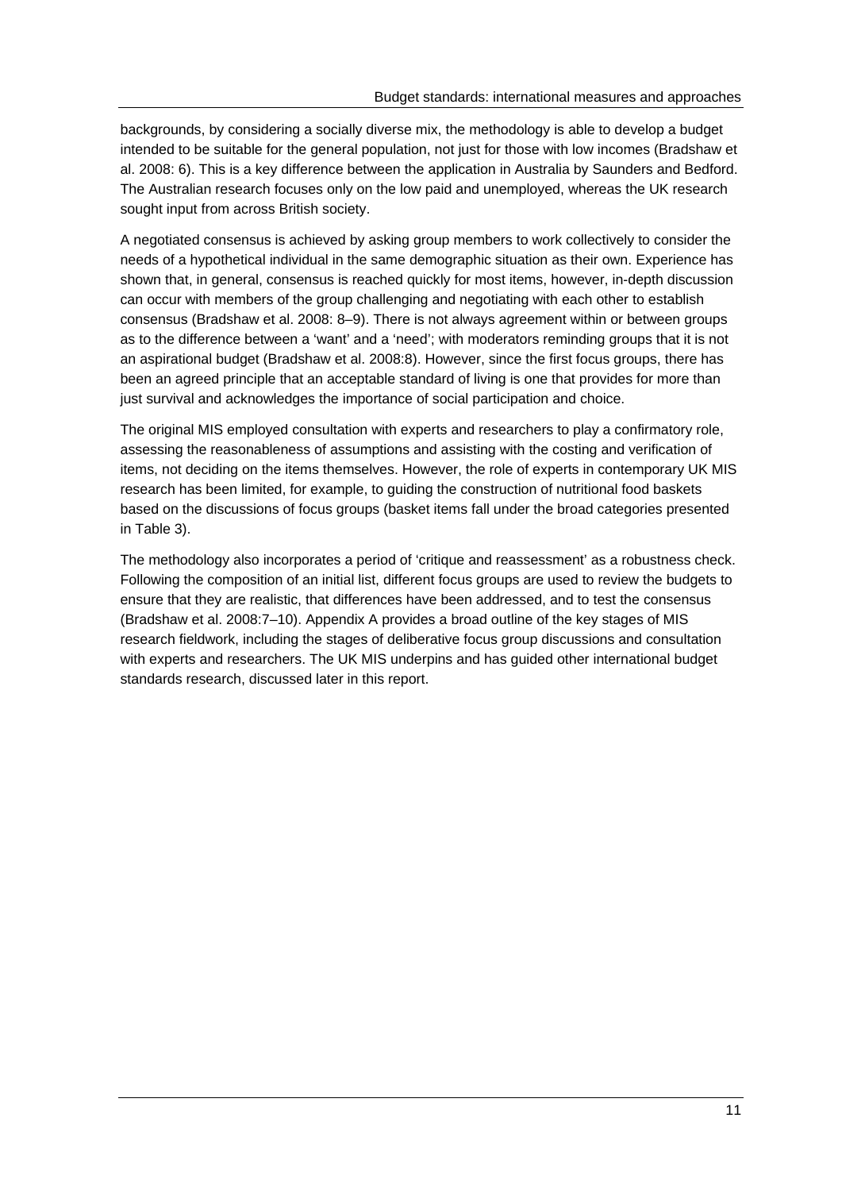backgrounds, by considering a socially diverse mix, the methodology is able to develop a budget intended to be suitable for the general population, not just for those with low incomes (Bradshaw et al. 2008: 6). This is a key difference between the application in Australia by Saunders and Bedford. The Australian research focuses only on the low paid and unemployed, whereas the UK research sought input from across British society.

A negotiated consensus is achieved by asking group members to work collectively to consider the needs of a hypothetical individual in the same demographic situation as their own. Experience has shown that, in general, consensus is reached quickly for most items, however, in-depth discussion can occur with members of the group challenging and negotiating with each other to establish consensus (Bradshaw et al. 2008: 8–9). There is not always agreement within or between groups as to the difference between a 'want' and a 'need'; with moderators reminding groups that it is not an aspirational budget (Bradshaw et al. 2008:8). However, since the first focus groups, there has been an agreed principle that an acceptable standard of living is one that provides for more than just survival and acknowledges the importance of social participation and choice.

The original MIS employed consultation with experts and researchers to play a confirmatory role, assessing the reasonableness of assumptions and assisting with the costing and verification of items, not deciding on the items themselves. However, the role of experts in contemporary UK MIS research has been limited, for example, to guiding the construction of nutritional food baskets based on the discussions of focus groups (basket items fall under the broad categories presented in Table 3).

The methodology also incorporates a period of 'critique and reassessment' as a robustness check. Following the composition of an initial list, different focus groups are used to review the budgets to ensure that they are realistic, that differences have been addressed, and to test the consensus (Bradshaw et al. 2008:7–10). Appendix A provides a broad outline of the key stages of MIS research fieldwork, including the stages of deliberative focus group discussions and consultation with experts and researchers. The UK MIS underpins and has guided other international budget standards research, discussed later in this report.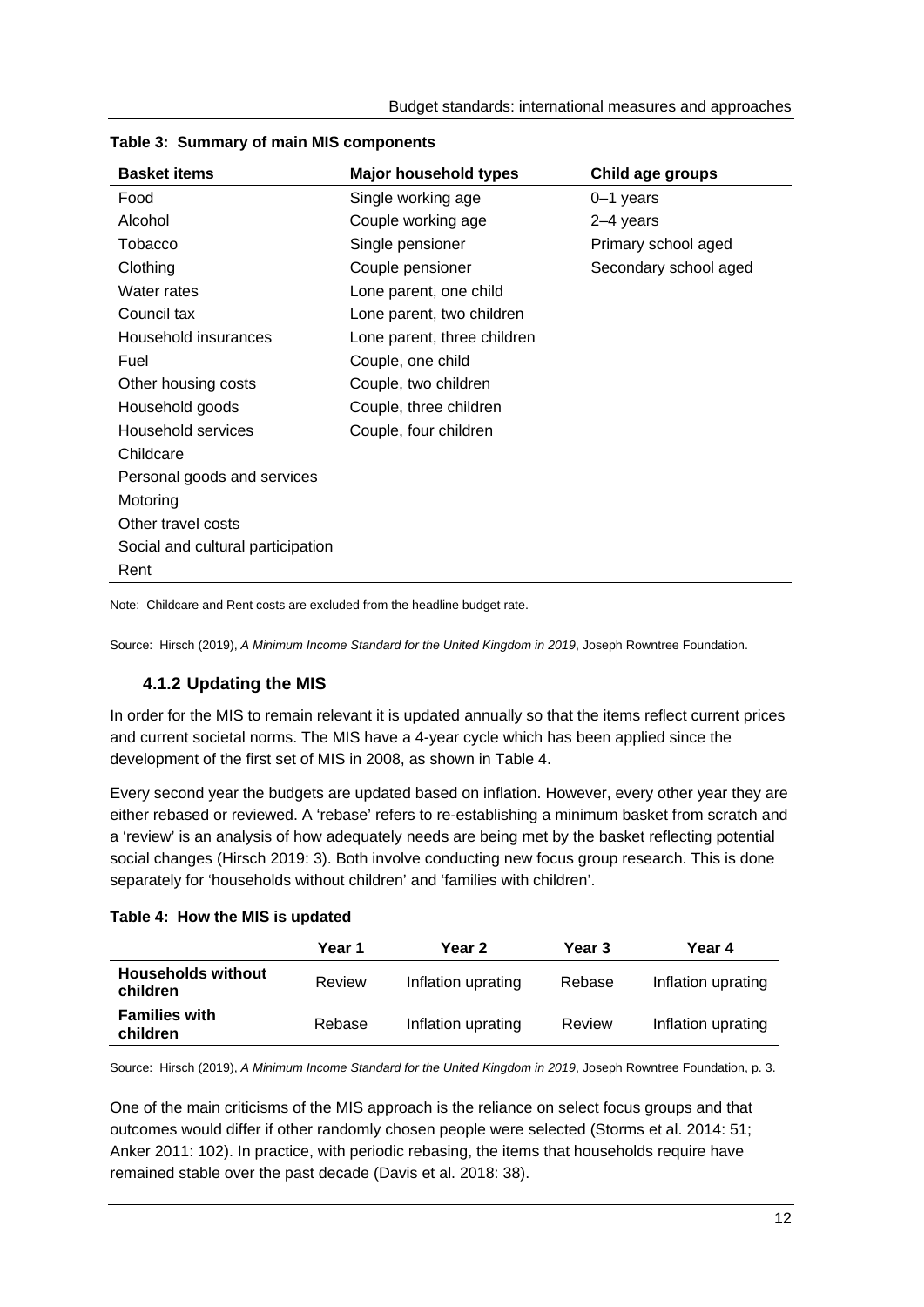**Table 3: Summary of main MIS components**

| Basket items | Major household types | Child age groups |
|---|---|---|
| Food | Single working age | 0–1 years |
| Alcohol | Couple working age | 2–4 years |
| Tobacco | Single pensioner | Primary school aged |
| Clothing | Couple pensioner | Secondary school aged |
| Water rates | Lone parent, one child | |
| Council tax | Lone parent, two children | |
| Household insurances | Lone parent, three children | |
| Fuel | Couple, one child | |
| Other housing costs | Couple, two children | |
| Household goods | Couple, three children | |
| Household services | Couple, four children | |
| Childcare | | |
| Personal goods and services | | |
| Motoring | | |
| Other travel costs | | |
| Social and cultural participation | | |
| Rent | | |

Note: Childcare and Rent costs are excluded from the headline budget rate.

Source: Hirsch (2019), *A Minimum Income Standard for the United Kingdom in 2019*, Joseph Rowntree Foundation.

### 4.1.2 Updating the MIS

In order for the MIS to remain relevant it is updated annually so that the items reflect current prices and current societal norms. The MIS have a 4-year cycle which has been applied since the development of the first set of MIS in 2008, as shown in Table 4.

Every second year the budgets are updated based on inflation. However, every other year they are either rebased or reviewed. A 'rebase' refers to re-establishing a minimum basket from scratch and a 'review' is an analysis of how adequately needs are being met by the basket reflecting potential social changes (Hirsch 2019: 3). Both involve conducting new focus group research. This is done separately for 'households without children' and 'families with children'.

**Table 4: How the MIS is updated**

| | Year 1 | Year 2 | Year 3 | Year 4 |
|---|---|---|---|---|
| **Households without children** | Review | Inflation uprating | Rebase | Inflation uprating |
| **Families with children** | Rebase | Inflation uprating | Review | Inflation uprating |

Source: Hirsch (2019), *A Minimum Income Standard for the United Kingdom in 2019*, Joseph Rowntree Foundation, p. 3.

One of the main criticisms of the MIS approach is the reliance on select focus groups and that outcomes would differ if other randomly chosen people were selected (Storms et al. 2014: 51; Anker 2011: 102). In practice, with periodic rebasing, the items that households require have remained stable over the past decade (Davis et al. 2018: 38).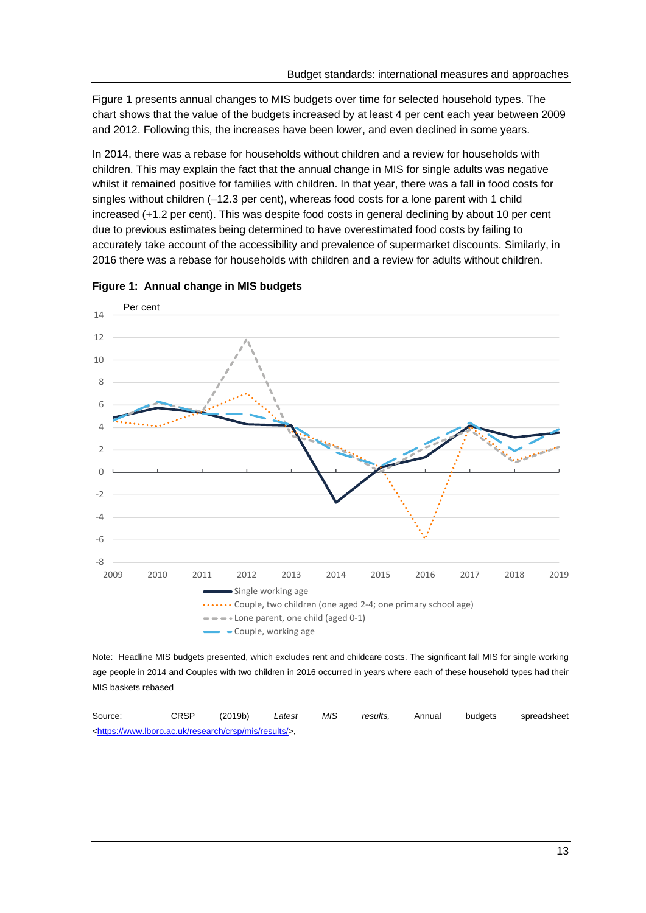Figure 1 presents annual changes to MIS budgets over time for selected household types. The chart shows that the value of the budgets increased by at least 4 per cent each year between 2009 and 2012. Following this, the increases have been lower, and even declined in some years.

In 2014, there was a rebase for households without children and a review for households with children. This may explain the fact that the annual change in MIS for single adults was negative whilst it remained positive for families with children. In that year, there was a fall in food costs for singles without children (–12.3 per cent), whereas food costs for a lone parent with 1 child increased (+1.2 per cent). This was despite food costs in general declining by about 10 per cent due to previous estimates being determined to have overestimated food costs by failing to accurately take account of the accessibility and prevalence of supermarket discounts. Similarly, in 2016 there was a rebase for households with children and a review for adults without children.

**Figure 1: Annual change in MIS budgets**

Note: Headline MIS budgets presented, which excludes rent and childcare costs. The significant fall MIS for single working age people in 2014 and Couples with two children in 2016 occurred in years where each of these household types had their MIS baskets rebased

Source: CRSP (2019b) *Latest MIS results,* Annual budgets spreadsheet <https://www.lboro.ac.uk/research/crsp/mis/results/>,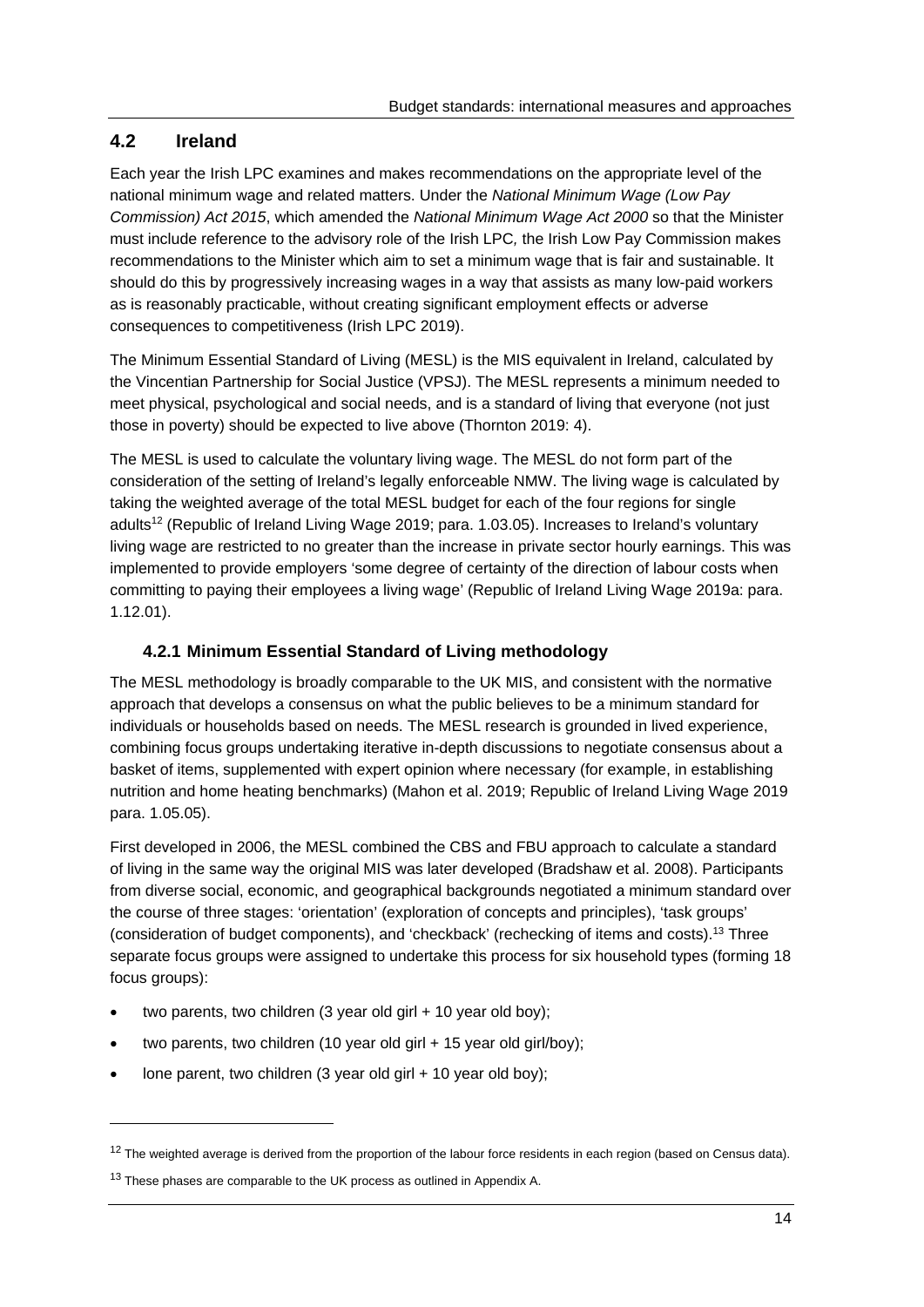## 4.2 Ireland

Each year the Irish LPC examines and makes recommendations on the appropriate level of the national minimum wage and related matters. Under the *National Minimum Wage (Low Pay Commission) Act 2015*, which amended the *National Minimum Wage Act 2000* so that the Minister must include reference to the advisory role of the Irish LPC, the Irish Low Pay Commission makes recommendations to the Minister which aim to set a minimum wage that is fair and sustainable. It should do this by progressively increasing wages in a way that assists as many low-paid workers as is reasonably practicable, without creating significant employment effects or adverse consequences to competitiveness (Irish LPC 2019).

The Minimum Essential Standard of Living (MESL) is the MIS equivalent in Ireland, calculated by the Vincentian Partnership for Social Justice (VPSJ). The MESL represents a minimum needed to meet physical, psychological and social needs, and is a standard of living that everyone (not just those in poverty) should be expected to live above (Thornton 2019: 4).

The MESL is used to calculate the voluntary living wage. The MESL do not form part of the consideration of the setting of Ireland's legally enforceable NMW. The living wage is calculated by taking the weighted average of the total MESL budget for each of the four regions for single adults[12] (Republic of Ireland Living Wage 2019; para. 1.03.05). Increases to Ireland's voluntary living wage are restricted to no greater than the increase in private sector hourly earnings. This was implemented to provide employers 'some degree of certainty of the direction of labour costs when committing to paying their employees a living wage' (Republic of Ireland Living Wage 2019a: para. 1.12.01).

### 4.2.1 Minimum Essential Standard of Living methodology

The MESL methodology is broadly comparable to the UK MIS, and consistent with the normative approach that develops a consensus on what the public believes to be a minimum standard for individuals or households based on needs. The MESL research is grounded in lived experience, combining focus groups undertaking iterative in-depth discussions to negotiate consensus about a basket of items, supplemented with expert opinion where necessary (for example, in establishing nutrition and home heating benchmarks) (Mahon et al. 2019; Republic of Ireland Living Wage 2019 para. 1.05.05).

First developed in 2006, the MESL combined the CBS and FBU approach to calculate a standard of living in the same way the original MIS was later developed (Bradshaw et al. 2008). Participants from diverse social, economic, and geographical backgrounds negotiated a minimum standard over the course of three stages: 'orientation' (exploration of concepts and principles), 'task groups' (consideration of budget components), and 'checkback' (rechecking of items and costs).[13] Three separate focus groups were assigned to undertake this process for six household types (forming 18 focus groups):

- two parents, two children (3 year old girl + 10 year old boy);
- two parents, two children (10 year old girl + 15 year old girl/boy);
- lone parent, two children (3 year old girl + 10 year old boy);

[12] The weighted average is derived from the proportion of the labour force residents in each region (based on Census data).

[13] These phases are comparable to the UK process as outlined in Appendix A.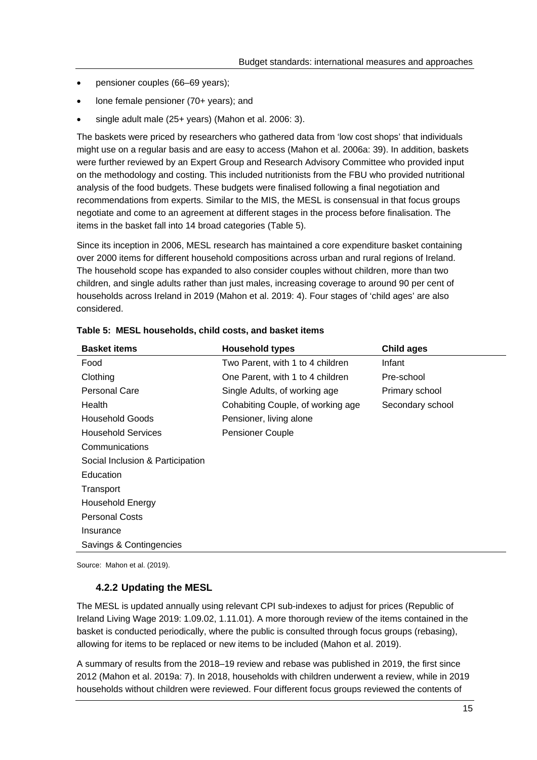- pensioner couples (66–69 years);
- lone female pensioner (70+ years); and
- single adult male (25+ years) (Mahon et al. 2006: 3).

The baskets were priced by researchers who gathered data from 'low cost shops' that individuals might use on a regular basis and are easy to access (Mahon et al. 2006a: 39). In addition, baskets were further reviewed by an Expert Group and Research Advisory Committee who provided input on the methodology and costing. This included nutritionists from the FBU who provided nutritional analysis of the food budgets. These budgets were finalised following a final negotiation and recommendations from experts. Similar to the MIS, the MESL is consensual in that focus groups negotiate and come to an agreement at different stages in the process before finalisation. The items in the basket fall into 14 broad categories (Table 5).

Since its inception in 2006, MESL research has maintained a core expenditure basket containing over 2000 items for different household compositions across urban and rural regions of Ireland. The household scope has expanded to also consider couples without children, more than two children, and single adults rather than just males, increasing coverage to around 90 per cent of households across Ireland in 2019 (Mahon et al. 2019: 4). Four stages of 'child ages' are also considered.

**Table 5: MESL households, child costs, and basket items**

| Basket items | Household types | Child ages |
|---|---|---|
| Food | Two Parent, with 1 to 4 children | Infant |
| Clothing | One Parent, with 1 to 4 children | Pre-school |
| Personal Care | Single Adults, of working age | Primary school |
| Health | Cohabiting Couple, of working age | Secondary school |
| Household Goods | Pensioner, living alone | |
| Household Services | Pensioner Couple | |
| Communications | | |
| Social Inclusion & Participation | | |
| Education | | |
| Transport | | |
| Household Energy | | |
| Personal Costs | | |
| Insurance | | |
| Savings & Contingencies | | |

Source: Mahon et al. (2019).

### 4.2.2 Updating the MESL

The MESL is updated annually using relevant CPI sub-indexes to adjust for prices (Republic of Ireland Living Wage 2019: 1.09.02, 1.11.01). A more thorough review of the items contained in the basket is conducted periodically, where the public is consulted through focus groups (rebasing), allowing for items to be replaced or new items to be included (Mahon et al. 2019).

A summary of results from the 2018–19 review and rebase was published in 2019, the first since 2012 (Mahon et al. 2019a: 7). In 2018, households with children underwent a review, while in 2019 households without children were reviewed. Four different focus groups reviewed the contents of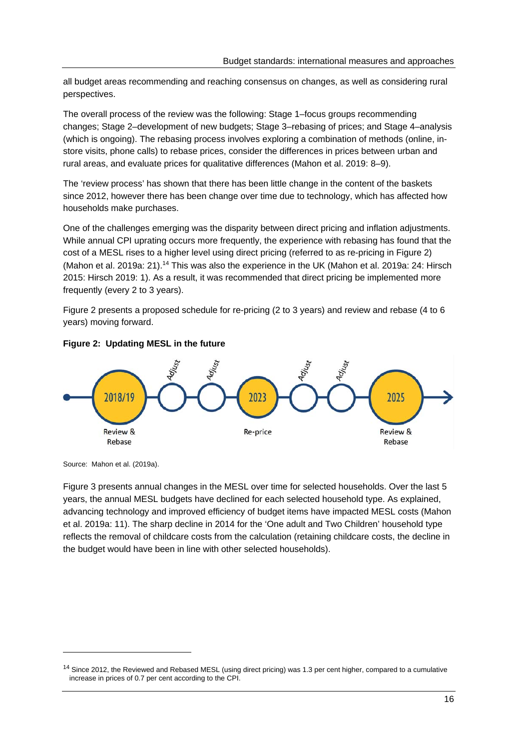all budget areas recommending and reaching consensus on changes, as well as considering rural perspectives.

The overall process of the review was the following: Stage 1–focus groups recommending changes; Stage 2–development of new budgets; Stage 3–rebasing of prices; and Stage 4–analysis (which is ongoing). The rebasing process involves exploring a combination of methods (online, in-store visits, phone calls) to rebase prices, consider the differences in prices between urban and rural areas, and evaluate prices for qualitative differences (Mahon et al. 2019: 8–9).

The 'review process' has shown that there has been little change in the content of the baskets since 2012, however there has been change over time due to technology, which has affected how households make purchases.

One of the challenges emerging was the disparity between direct pricing and inflation adjustments. While annual CPI uprating occurs more frequently, the experience with rebasing has found that the cost of a MESL rises to a higher level using direct pricing (referred to as re-pricing in Figure 2) (Mahon et al. 2019a: 21).[14] This was also the experience in the UK (Mahon et al. 2019a: 24: Hirsch 2015: Hirsch 2019: 1). As a result, it was recommended that direct pricing be implemented more frequently (every 2 to 3 years).

Figure 2 presents a proposed schedule for re-pricing (2 to 3 years) and review and rebase (4 to 6 years) moving forward.

**Figure 2: Updating MESL in the future**

2018/19 Review & Rebase — Adjust — Adjust — 2023 Re-price — Adjust — Adjust — 2025 Review & Rebase

Source: Mahon et al. (2019a).

Figure 3 presents annual changes in the MESL over time for selected households. Over the last 5 years, the annual MESL budgets have declined for each selected household type. As explained, advancing technology and improved efficiency of budget items have impacted MESL costs (Mahon et al. 2019a: 11). The sharp decline in 2014 for the 'One adult and Two Children' household type reflects the removal of childcare costs from the calculation (retaining childcare costs, the decline in the budget would have been in line with other selected households).

[14] Since 2012, the Reviewed and Rebased MESL (using direct pricing) was 1.3 per cent higher, compared to a cumulative increase in prices of 0.7 per cent according to the CPI.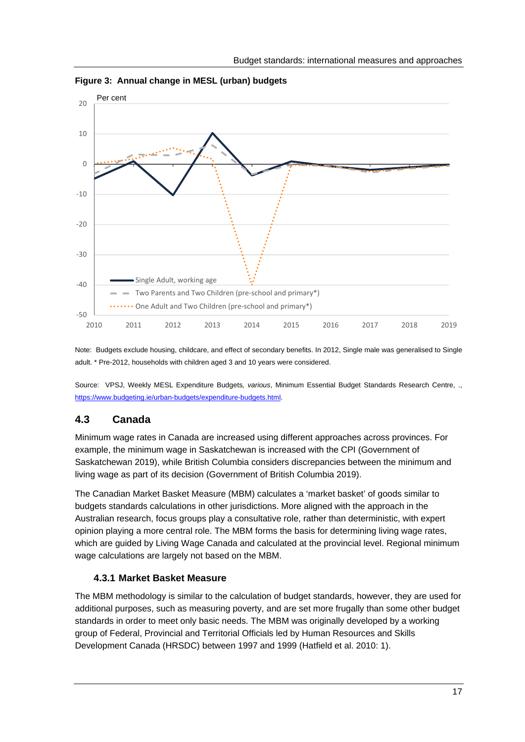**Figure 3: Annual change in MESL (urban) budgets**

Note: Budgets exclude housing, childcare, and effect of secondary benefits. In 2012, Single male was generalised to Single adult. * Pre-2012, households with children aged 3 and 10 years were considered.

Source: VPSJ, Weekly MESL Expenditure Budgets, *various*, Minimum Essential Budget Standards Research Centre, ., https://www.budgeting.ie/urban-budgets/expenditure-budgets.html.

## 4.3 Canada

Minimum wage rates in Canada are increased using different approaches across provinces. For example, the minimum wage in Saskatchewan is increased with the CPI (Government of Saskatchewan 2019), while British Columbia considers discrepancies between the minimum and living wage as part of its decision (Government of British Columbia 2019).

The Canadian Market Basket Measure (MBM) calculates a 'market basket' of goods similar to budgets standards calculations in other jurisdictions. More aligned with the approach in the Australian research, focus groups play a consultative role, rather than deterministic, with expert opinion playing a more central role. The MBM forms the basis for determining living wage rates, which are guided by Living Wage Canada and calculated at the provincial level. Regional minimum wage calculations are largely not based on the MBM.

### 4.3.1 Market Basket Measure

The MBM methodology is similar to the calculation of budget standards, however, they are used for additional purposes, such as measuring poverty, and are set more frugally than some other budget standards in order to meet only basic needs. The MBM was originally developed by a working group of Federal, Provincial and Territorial Officials led by Human Resources and Skills Development Canada (HRSDC) between 1997 and 1999 (Hatfield et al. 2010: 1).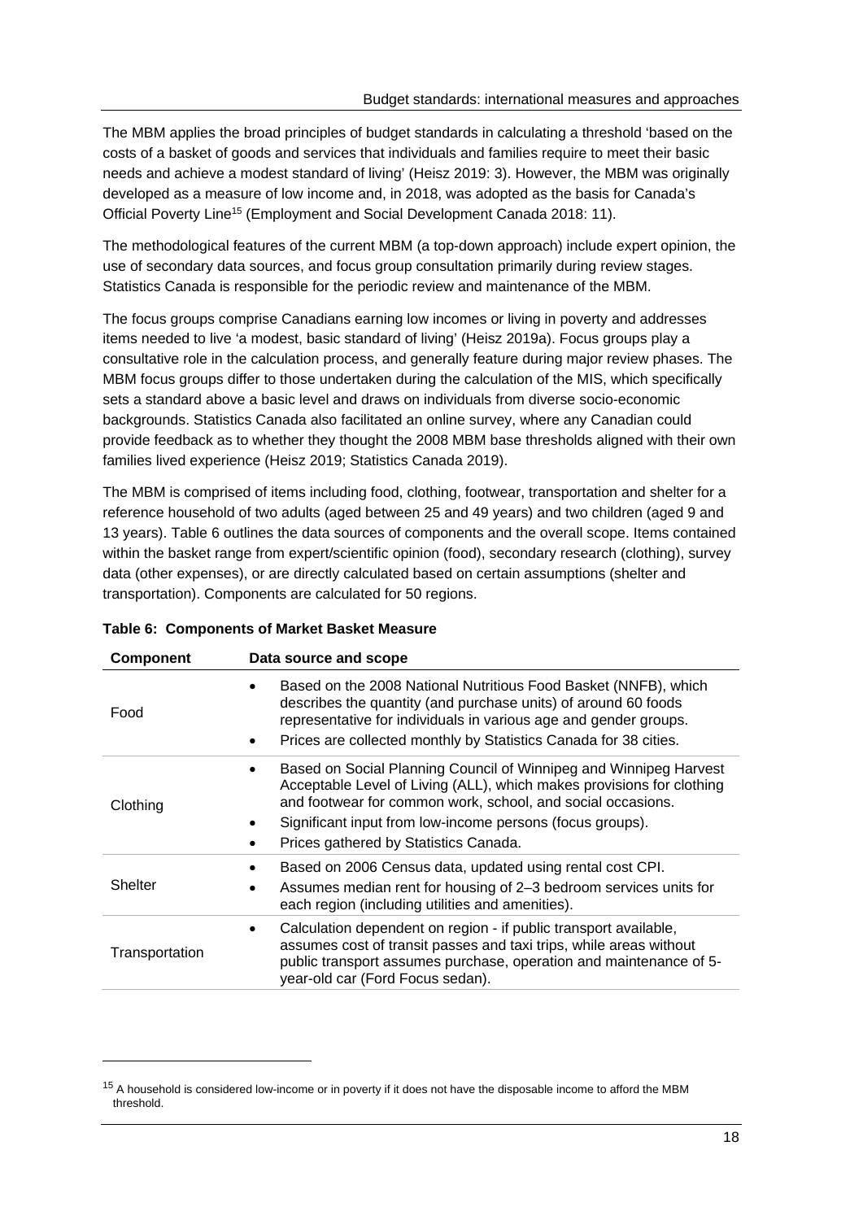The MBM applies the broad principles of budget standards in calculating a threshold 'based on the costs of a basket of goods and services that individuals and families require to meet their basic needs and achieve a modest standard of living' (Heisz 2019: 3). However, the MBM was originally developed as a measure of low income and, in 2018, was adopted as the basis for Canada's Official Poverty Line[15] (Employment and Social Development Canada 2018: 11).

The methodological features of the current MBM (a top-down approach) include expert opinion, the use of secondary data sources, and focus group consultation primarily during review stages. Statistics Canada is responsible for the periodic review and maintenance of the MBM.

The focus groups comprise Canadians earning low incomes or living in poverty and addresses items needed to live 'a modest, basic standard of living' (Heisz 2019a). Focus groups play a consultative role in the calculation process, and generally feature during major review phases. The MBM focus groups differ to those undertaken during the calculation of the MIS, which specifically sets a standard above a basic level and draws on individuals from diverse socio-economic backgrounds. Statistics Canada also facilitated an online survey, where any Canadian could provide feedback as to whether they thought the 2008 MBM base thresholds aligned with their own families lived experience (Heisz 2019; Statistics Canada 2019).

The MBM is comprised of items including food, clothing, footwear, transportation and shelter for a reference household of two adults (aged between 25 and 49 years) and two children (aged 9 and 13 years). Table 6 outlines the data sources of components and the overall scope. Items contained within the basket range from expert/scientific opinion (food), secondary research (clothing), survey data (other expenses), or are directly calculated based on certain assumptions (shelter and transportation). Components are calculated for 50 regions.

**Table 6: Components of Market Basket Measure**

| Component | Data source and scope |
|---|---|
| Food | • Based on the 2008 National Nutritious Food Basket (NNFB), which describes the quantity (and purchase units) of around 60 foods representative for individuals in various age and gender groups.<br>• Prices are collected monthly by Statistics Canada for 38 cities. |
| Clothing | • Based on Social Planning Council of Winnipeg and Winnipeg Harvest Acceptable Level of Living (ALL), which makes provisions for clothing and footwear for common work, school, and social occasions.<br>• Significant input from low-income persons (focus groups).<br>• Prices gathered by Statistics Canada. |
| Shelter | • Based on 2006 Census data, updated using rental cost CPI.<br>• Assumes median rent for housing of 2–3 bedroom services units for each region (including utilities and amenities). |
| Transportation | • Calculation dependent on region - if public transport available, assumes cost of transit passes and taxi trips, while areas without public transport assumes purchase, operation and maintenance of 5-year-old car (Ford Focus sedan). |

[15] A household is considered low-income or in poverty if it does not have the disposable income to afford the MBM threshold.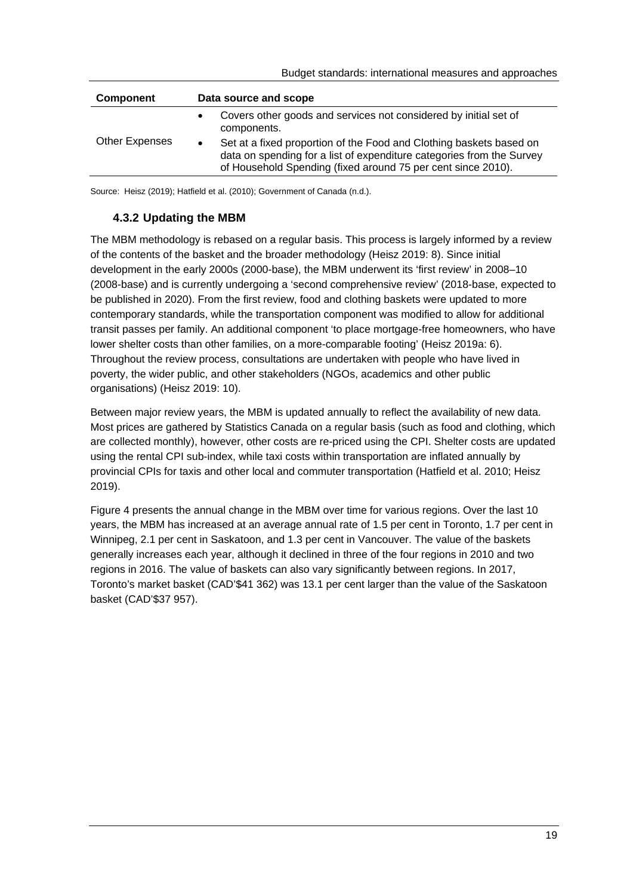| Component | Data source and scope |
| --- | --- |
| Other Expenses | • Covers other goods and services not considered by initial set of components.<br>• Set at a fixed proportion of the Food and Clothing baskets based on data on spending for a list of expenditure categories from the Survey of Household Spending (fixed around 75 per cent since 2010). |

Source: Heisz (2019); Hatfield et al. (2010); Government of Canada (n.d.).

### 4.3.2 Updating the MBM

The MBM methodology is rebased on a regular basis. This process is largely informed by a review of the contents of the basket and the broader methodology (Heisz 2019: 8). Since initial development in the early 2000s (2000-base), the MBM underwent its 'first review' in 2008–10 (2008-base) and is currently undergoing a 'second comprehensive review' (2018-base, expected to be published in 2020). From the first review, food and clothing baskets were updated to more contemporary standards, while the transportation component was modified to allow for additional transit passes per family. An additional component 'to place mortgage-free homeowners, who have lower shelter costs than other families, on a more-comparable footing' (Heisz 2019a: 6). Throughout the review process, consultations are undertaken with people who have lived in poverty, the wider public, and other stakeholders (NGOs, academics and other public organisations) (Heisz 2019: 10).

Between major review years, the MBM is updated annually to reflect the availability of new data. Most prices are gathered by Statistics Canada on a regular basis (such as food and clothing, which are collected monthly), however, other costs are re-priced using the CPI. Shelter costs are updated using the rental CPI sub-index, while taxi costs within transportation are inflated annually by provincial CPIs for taxis and other local and commuter transportation (Hatfield et al. 2010; Heisz 2019).

Figure 4 presents the annual change in the MBM over time for various regions. Over the last 10 years, the MBM has increased at an average annual rate of 1.5 per cent in Toronto, 1.7 per cent in Winnipeg, 2.1 per cent in Saskatoon, and 1.3 per cent in Vancouver. The value of the baskets generally increases each year, although it declined in three of the four regions in 2010 and two regions in 2016. The value of baskets can also vary significantly between regions. In 2017, Toronto's market basket (CAD'$41 362) was 13.1 per cent larger than the value of the Saskatoon basket (CAD'$37 957).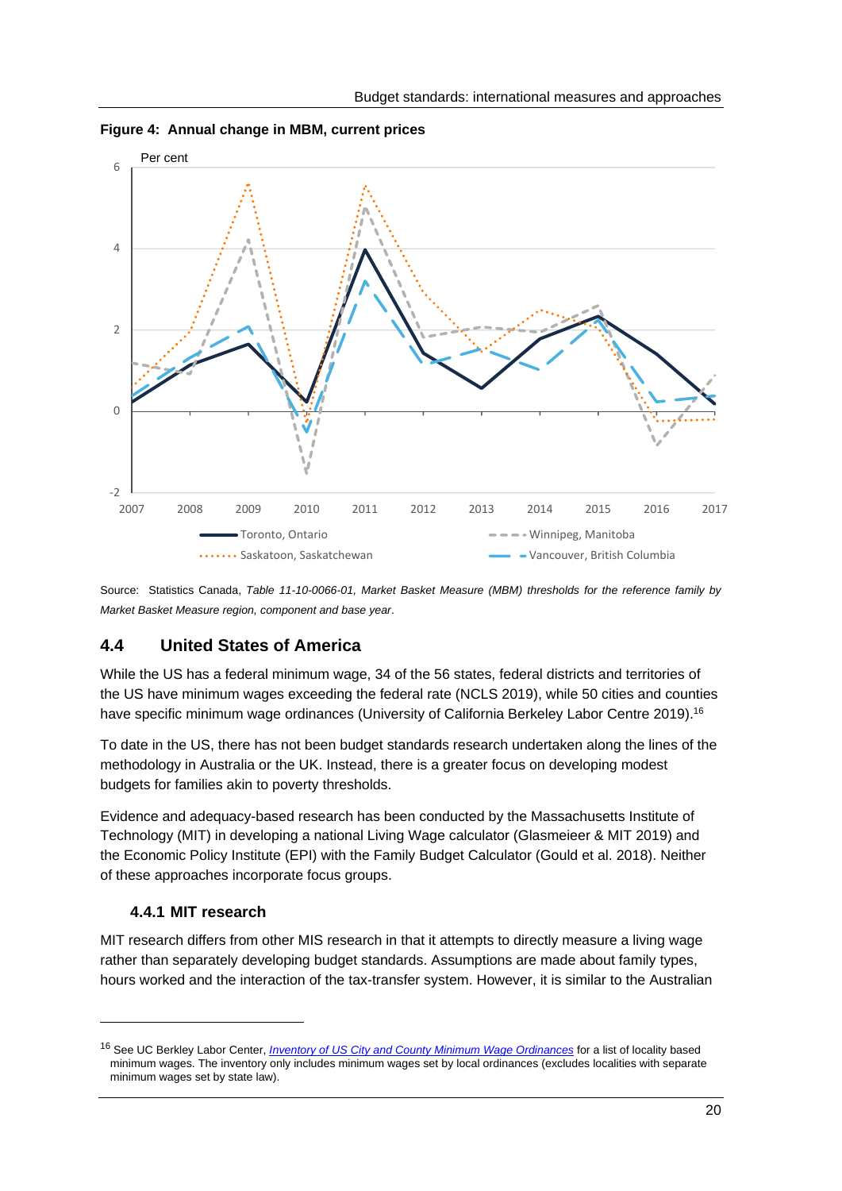**Figure 4: Annual change in MBM, current prices**

Source: Statistics Canada, *Table 11-10-0066-01, Market Basket Measure (MBM) thresholds for the reference family by Market Basket Measure region, component and base year*.

## 4.4 United States of America

While the US has a federal minimum wage, 34 of the 56 states, federal districts and territories of the US have minimum wages exceeding the federal rate (NCLS 2019), while 50 cities and counties have specific minimum wage ordinances (University of California Berkeley Labor Centre 2019).[16]

To date in the US, there has not been budget standards research undertaken along the lines of the methodology in Australia or the UK. Instead, there is a greater focus on developing modest budgets for families akin to poverty thresholds.

Evidence and adequacy-based research has been conducted by the Massachusetts Institute of Technology (MIT) in developing a national Living Wage calculator (Glasmeieer & MIT 2019) and the Economic Policy Institute (EPI) with the Family Budget Calculator (Gould et al. 2018). Neither of these approaches incorporate focus groups.

### 4.4.1 MIT research

MIT research differs from other MIS research in that it attempts to directly measure a living wage rather than separately developing budget standards. Assumptions are made about family types, hours worked and the interaction of the tax-transfer system. However, it is similar to the Australian

[16] See UC Berkley Labor Center, *Inventory of US City and County Minimum Wage Ordinances* for a list of locality based minimum wages. The inventory only includes minimum wages set by local ordinances (excludes localities with separate minimum wages set by state law).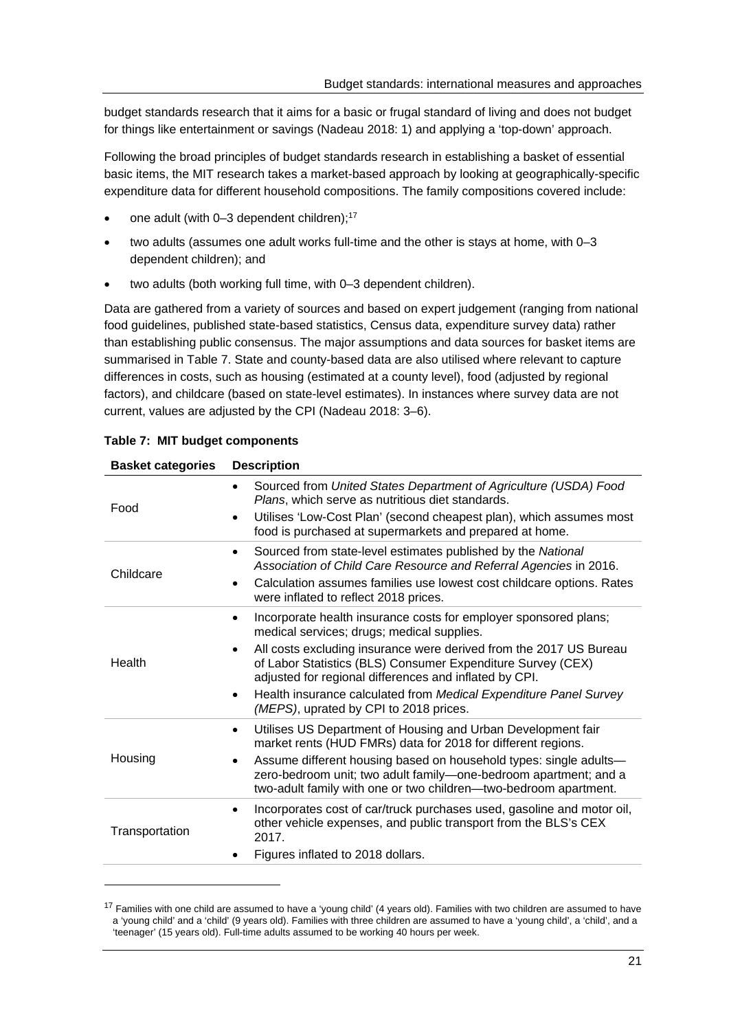budget standards research that it aims for a basic or frugal standard of living and does not budget for things like entertainment or savings (Nadeau 2018: 1) and applying a 'top-down' approach.

Following the broad principles of budget standards research in establishing a basket of essential basic items, the MIT research takes a market-based approach by looking at geographically-specific expenditure data for different household compositions. The family compositions covered include:

- one adult (with 0–3 dependent children);[17]
- two adults (assumes one adult works full-time and the other is stays at home, with 0–3 dependent children); and
- two adults (both working full time, with 0–3 dependent children).

Data are gathered from a variety of sources and based on expert judgement (ranging from national food guidelines, published state-based statistics, Census data, expenditure survey data) rather than establishing public consensus. The major assumptions and data sources for basket items are summarised in Table 7. State and county-based data are also utilised where relevant to capture differences in costs, such as housing (estimated at a county level), food (adjusted by regional factors), and childcare (based on state-level estimates). In instances where survey data are not current, values are adjusted by the CPI (Nadeau 2018: 3–6).

**Table 7: MIT budget components**

| Basket categories | Description |
|---|---|
| Food | • Sourced from *United States Department of Agriculture (USDA) Food Plans*, which serve as nutritious diet standards.<br>• Utilises 'Low-Cost Plan' (second cheapest plan), which assumes most food is purchased at supermarkets and prepared at home. |
| Childcare | • Sourced from state-level estimates published by the *National Association of Child Care Resource and Referral Agencies* in 2016.<br>• Calculation assumes families use lowest cost childcare options. Rates were inflated to reflect 2018 prices. |
| Health | • Incorporate health insurance costs for employer sponsored plans; medical services; drugs; medical supplies.<br>• All costs excluding insurance were derived from the 2017 US Bureau of Labor Statistics (BLS) Consumer Expenditure Survey (CEX) adjusted for regional differences and inflated by CPI.<br>• Health insurance calculated from *Medical Expenditure Panel Survey (MEPS)*, uprated by CPI to 2018 prices. |
| Housing | • Utilises US Department of Housing and Urban Development fair market rents (HUD FMRs) data for 2018 for different regions.<br>• Assume different housing based on household types: single adults—zero-bedroom unit; two adult family—one-bedroom apartment; and a two-adult family with one or two children—two-bedroom apartment. |
| Transportation | • Incorporates cost of car/truck purchases used, gasoline and motor oil, other vehicle expenses, and public transport from the BLS's CEX 2017.<br>• Figures inflated to 2018 dollars. |

[17] Families with one child are assumed to have a 'young child' (4 years old). Families with two children are assumed to have a 'young child' and a 'child' (9 years old). Families with three children are assumed to have a 'young child', a 'child', and a 'teenager' (15 years old). Full-time adults assumed to be working 40 hours per week.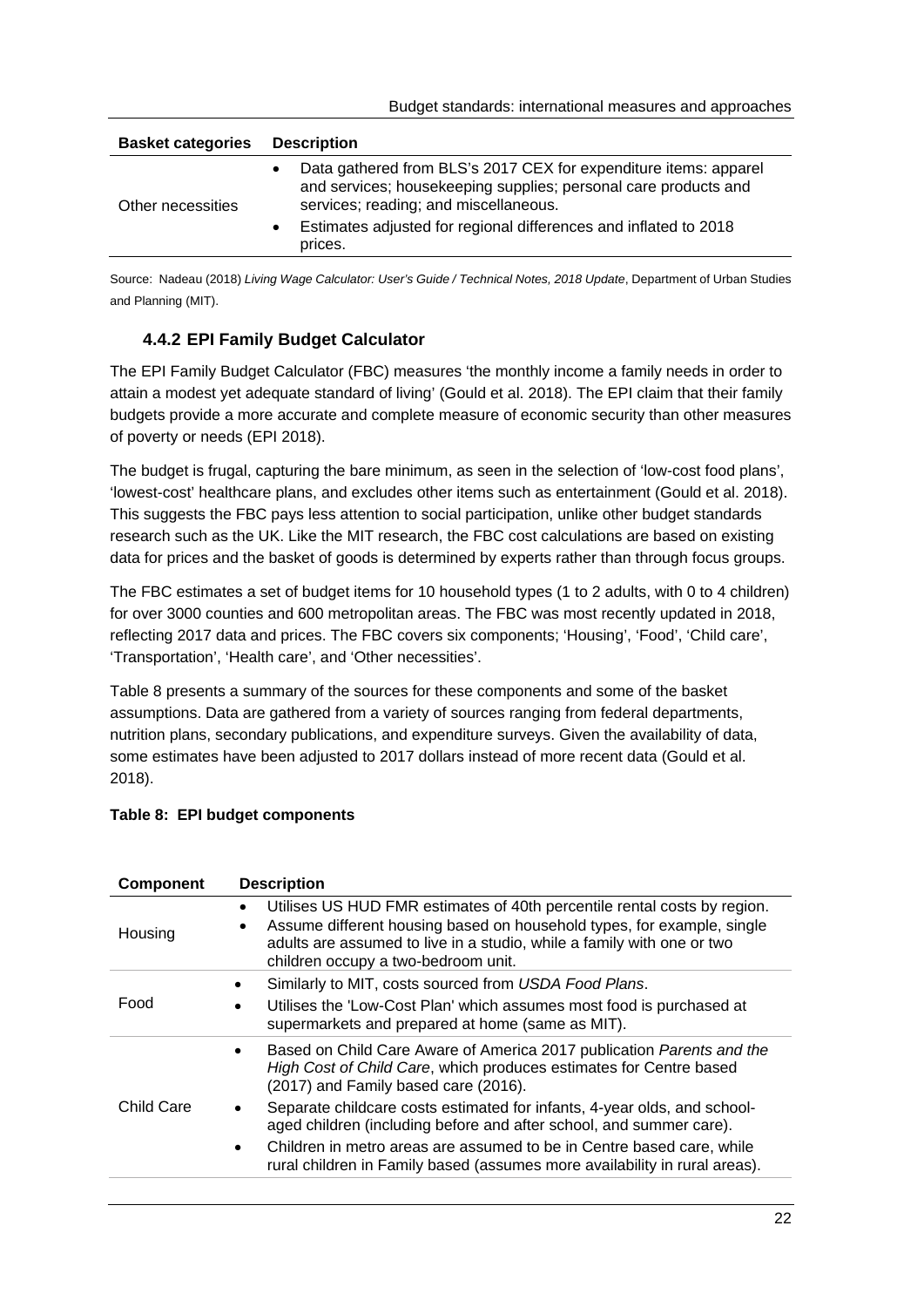| Basket categories | Description |
| --- | --- |
| Other necessities | • Data gathered from BLS's 2017 CEX for expenditure items: apparel and services; housekeeping supplies; personal care products and services; reading; and miscellaneous.<br>• Estimates adjusted for regional differences and inflated to 2018 prices. |

Source: Nadeau (2018) *Living Wage Calculator: User's Guide / Technical Notes, 2018 Update*, Department of Urban Studies and Planning (MIT).

### 4.4.2 EPI Family Budget Calculator

The EPI Family Budget Calculator (FBC) measures 'the monthly income a family needs in order to attain a modest yet adequate standard of living' (Gould et al. 2018). The EPI claim that their family budgets provide a more accurate and complete measure of economic security than other measures of poverty or needs (EPI 2018).

The budget is frugal, capturing the bare minimum, as seen in the selection of 'low-cost food plans', 'lowest-cost' healthcare plans, and excludes other items such as entertainment (Gould et al. 2018). This suggests the FBC pays less attention to social participation, unlike other budget standards research such as the UK. Like the MIT research, the FBC cost calculations are based on existing data for prices and the basket of goods is determined by experts rather than through focus groups.

The FBC estimates a set of budget items for 10 household types (1 to 2 adults, with 0 to 4 children) for over 3000 counties and 600 metropolitan areas. The FBC was most recently updated in 2018, reflecting 2017 data and prices. The FBC covers six components; 'Housing', 'Food', 'Child care', 'Transportation', 'Health care', and 'Other necessities'.

Table 8 presents a summary of the sources for these components and some of the basket assumptions. Data are gathered from a variety of sources ranging from federal departments, nutrition plans, secondary publications, and expenditure surveys. Given the availability of data, some estimates have been adjusted to 2017 dollars instead of more recent data (Gould et al. 2018).

**Table 8: EPI budget components**

| Component | Description |
| --- | --- |
| Housing | • Utilises US HUD FMR estimates of 40th percentile rental costs by region.<br>• Assume different housing based on household types, for example, single adults are assumed to live in a studio, while a family with one or two children occupy a two-bedroom unit. |
| Food | • Similarly to MIT, costs sourced from *USDA Food Plans*.<br>• Utilises the 'Low-Cost Plan' which assumes most food is purchased at supermarkets and prepared at home (same as MIT). |
| Child Care | • Based on Child Care Aware of America 2017 publication *Parents and the High Cost of Child Care*, which produces estimates for Centre based (2017) and Family based care (2016).<br>• Separate childcare costs estimated for infants, 4-year olds, and school-aged children (including before and after school, and summer care).<br>• Children in metro areas are assumed to be in Centre based care, while rural children in Family based (assumes more availability in rural areas). |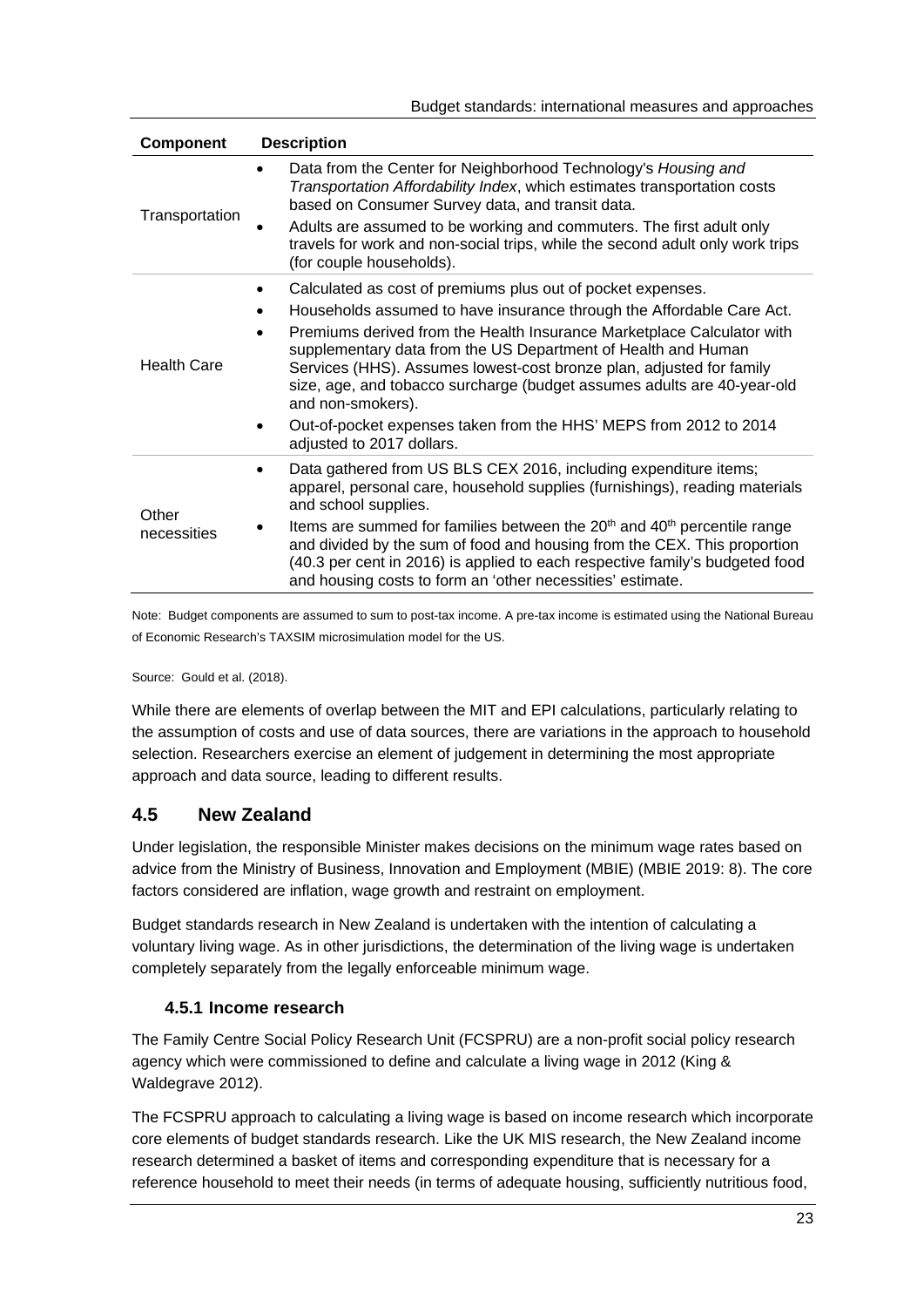| Component | Description |
|---|---|
| Transportation | • Data from the Center for Neighborhood Technology's *Housing and Transportation Affordability Index*, which estimates transportation costs based on Consumer Survey data, and transit data. • Adults are assumed to be working and commuters. The first adult only travels for work and non-social trips, while the second adult only work trips (for couple households). |
| Health Care | • Calculated as cost of premiums plus out of pocket expenses. • Households assumed to have insurance through the Affordable Care Act. • Premiums derived from the Health Insurance Marketplace Calculator with supplementary data from the US Department of Health and Human Services (HHS). Assumes lowest-cost bronze plan, adjusted for family size, age, and tobacco surcharge (budget assumes adults are 40-year-old and non-smokers). • Out-of-pocket expenses taken from the HHS' MEPS from 2012 to 2014 adjusted to 2017 dollars. |
| Other necessities | • Data gathered from US BLS CEX 2016, including expenditure items; apparel, personal care, household supplies (furnishings), reading materials and school supplies. • Items are summed for families between the 20th and 40th percentile range and divided by the sum of food and housing from the CEX. This proportion (40.3 per cent in 2016) is applied to each respective family's budgeted food and housing costs to form an 'other necessities' estimate. |

Note: Budget components are assumed to sum to post-tax income. A pre-tax income is estimated using the National Bureau of Economic Research's TAXSIM microsimulation model for the US.

Source: Gould et al. (2018).

While there are elements of overlap between the MIT and EPI calculations, particularly relating to the assumption of costs and use of data sources, there are variations in the approach to household selection. Researchers exercise an element of judgement in determining the most appropriate approach and data source, leading to different results.

## 4.5 New Zealand

Under legislation, the responsible Minister makes decisions on the minimum wage rates based on advice from the Ministry of Business, Innovation and Employment (MBIE) (MBIE 2019: 8). The core factors considered are inflation, wage growth and restraint on employment.

Budget standards research in New Zealand is undertaken with the intention of calculating a voluntary living wage. As in other jurisdictions, the determination of the living wage is undertaken completely separately from the legally enforceable minimum wage.

### 4.5.1 Income research

The Family Centre Social Policy Research Unit (FCSPRU) are a non-profit social policy research agency which were commissioned to define and calculate a living wage in 2012 (King & Waldegrave 2012).

The FCSPRU approach to calculating a living wage is based on income research which incorporate core elements of budget standards research. Like the UK MIS research, the New Zealand income research determined a basket of items and corresponding expenditure that is necessary for a reference household to meet their needs (in terms of adequate housing, sufficiently nutritious food,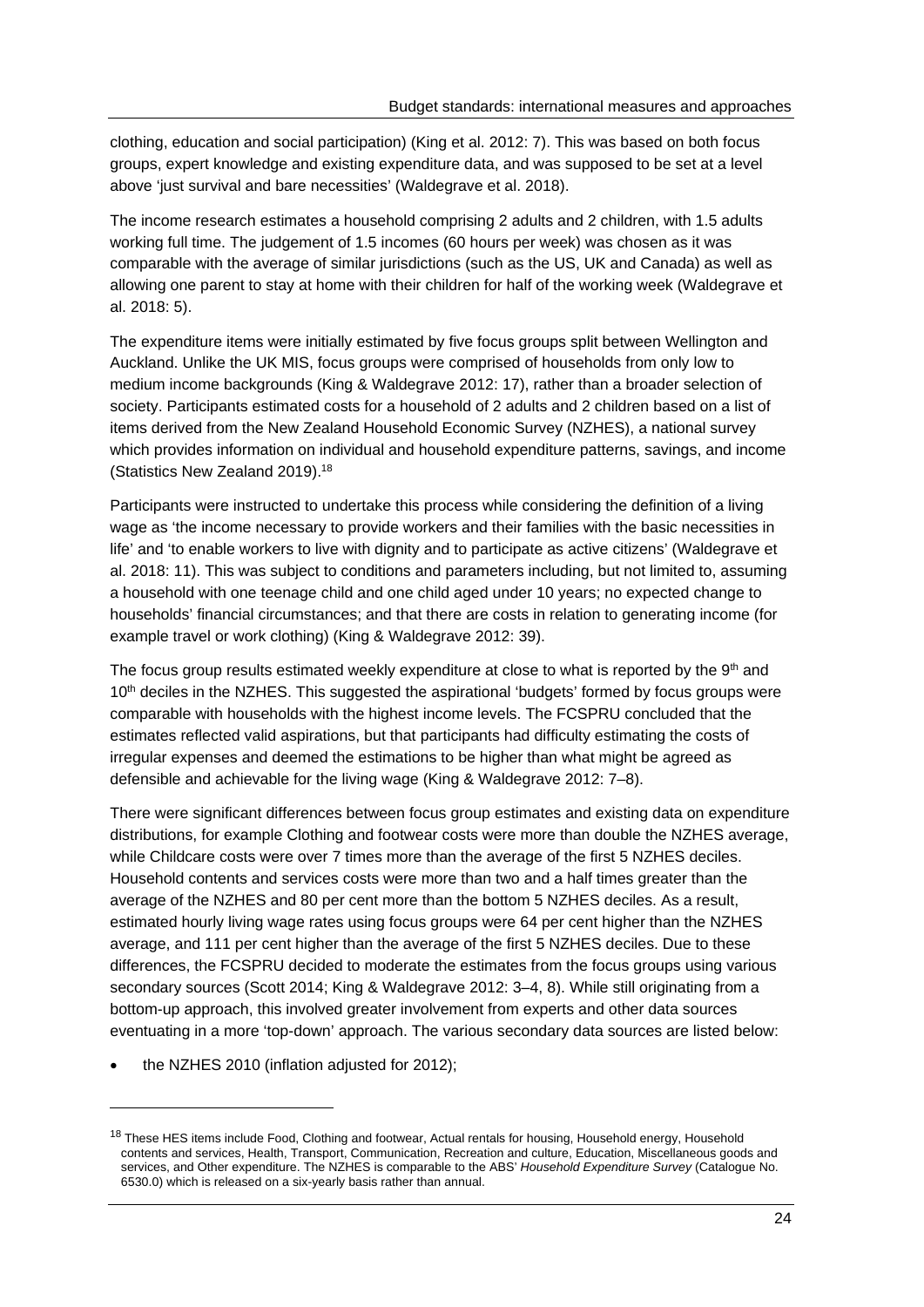clothing, education and social participation) (King et al. 2012: 7). This was based on both focus groups, expert knowledge and existing expenditure data, and was supposed to be set at a level above 'just survival and bare necessities' (Waldegrave et al. 2018).

The income research estimates a household comprising 2 adults and 2 children, with 1.5 adults working full time. The judgement of 1.5 incomes (60 hours per week) was chosen as it was comparable with the average of similar jurisdictions (such as the US, UK and Canada) as well as allowing one parent to stay at home with their children for half of the working week (Waldegrave et al. 2018: 5).

The expenditure items were initially estimated by five focus groups split between Wellington and Auckland. Unlike the UK MIS, focus groups were comprised of households from only low to medium income backgrounds (King & Waldegrave 2012: 17), rather than a broader selection of society. Participants estimated costs for a household of 2 adults and 2 children based on a list of items derived from the New Zealand Household Economic Survey (NZHES), a national survey which provides information on individual and household expenditure patterns, savings, and income (Statistics New Zealand 2019).[18]

Participants were instructed to undertake this process while considering the definition of a living wage as 'the income necessary to provide workers and their families with the basic necessities in life' and 'to enable workers to live with dignity and to participate as active citizens' (Waldegrave et al. 2018: 11). This was subject to conditions and parameters including, but not limited to, assuming a household with one teenage child and one child aged under 10 years; no expected change to households' financial circumstances; and that there are costs in relation to generating income (for example travel or work clothing) (King & Waldegrave 2012: 39).

The focus group results estimated weekly expenditure at close to what is reported by the 9th and 10th deciles in the NZHES. This suggested the aspirational 'budgets' formed by focus groups were comparable with households with the highest income levels. The FCSPRU concluded that the estimates reflected valid aspirations, but that participants had difficulty estimating the costs of irregular expenses and deemed the estimations to be higher than what might be agreed as defensible and achievable for the living wage (King & Waldegrave 2012: 7–8).

There were significant differences between focus group estimates and existing data on expenditure distributions, for example Clothing and footwear costs were more than double the NZHES average, while Childcare costs were over 7 times more than the average of the first 5 NZHES deciles. Household contents and services costs were more than two and a half times greater than the average of the NZHES and 80 per cent more than the bottom 5 NZHES deciles. As a result, estimated hourly living wage rates using focus groups were 64 per cent higher than the NZHES average, and 111 per cent higher than the average of the first 5 NZHES deciles. Due to these differences, the FCSPRU decided to moderate the estimates from the focus groups using various secondary sources (Scott 2014; King & Waldegrave 2012: 3–4, 8). While still originating from a bottom-up approach, this involved greater involvement from experts and other data sources eventuating in a more 'top-down' approach. The various secondary data sources are listed below:

- the NZHES 2010 (inflation adjusted for 2012);

[18] These HES items include Food, Clothing and footwear, Actual rentals for housing, Household energy, Household contents and services, Health, Transport, Communication, Recreation and culture, Education, Miscellaneous goods and services, and Other expenditure. The NZHES is comparable to the ABS' *Household Expenditure Survey* (Catalogue No. 6530.0) which is released on a six-yearly basis rather than annual.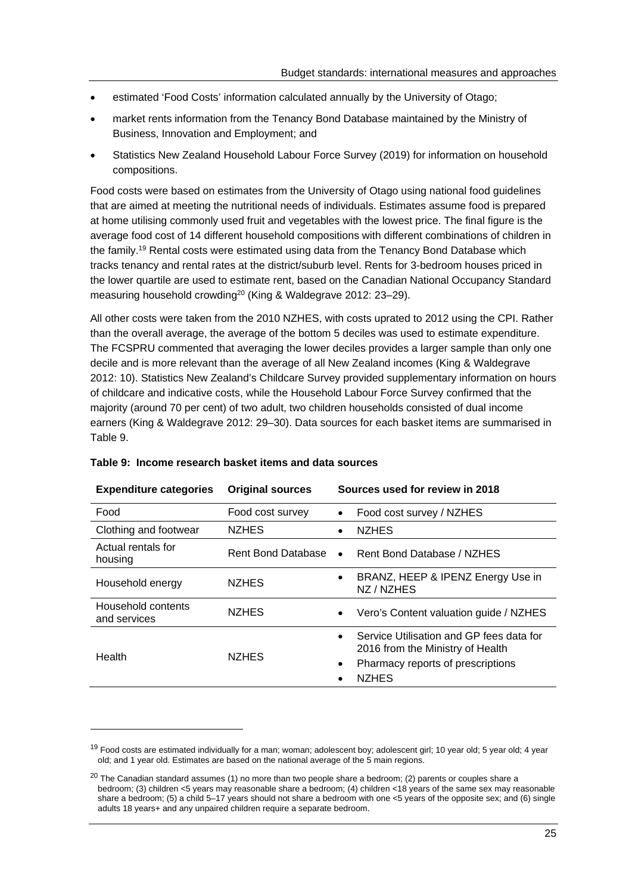- estimated 'Food Costs' information calculated annually by the University of Otago;
- market rents information from the Tenancy Bond Database maintained by the Ministry of Business, Innovation and Employment; and
- Statistics New Zealand Household Labour Force Survey (2019) for information on household compositions.

Food costs were based on estimates from the University of Otago using national food guidelines that are aimed at meeting the nutritional needs of individuals. Estimates assume food is prepared at home utilising commonly used fruit and vegetables with the lowest price. The final figure is the average food cost of 14 different household compositions with different combinations of children in the family.[19] Rental costs were estimated using data from the Tenancy Bond Database which tracks tenancy and rental rates at the district/suburb level. Rents for 3-bedroom houses priced in the lower quartile are used to estimate rent, based on the Canadian National Occupancy Standard measuring household crowding[20] (King & Waldegrave 2012: 23–29).

All other costs were taken from the 2010 NZHES, with costs uprated to 2012 using the CPI. Rather than the overall average, the average of the bottom 5 deciles was used to estimate expenditure. The FCSPRU commented that averaging the lower deciles provides a larger sample than only one decile and is more relevant than the average of all New Zealand incomes (King & Waldegrave 2012: 10). Statistics New Zealand's Childcare Survey provided supplementary information on hours of childcare and indicative costs, while the Household Labour Force Survey confirmed that the majority (around 70 per cent) of two adult, two children households consisted of dual income earners (King & Waldegrave 2012: 29–30). Data sources for each basket items are summarised in Table 9.

**Table 9: Income research basket items and data sources**

| Expenditure categories | Original sources | Sources used for review in 2018 |
| --- | --- | --- |
| Food | Food cost survey | • Food cost survey / NZHES |
| Clothing and footwear | NZHES | • NZHES |
| Actual rentals for housing | Rent Bond Database | • Rent Bond Database / NZHES |
| Household energy | NZHES | • BRANZ, HEEP & IPENZ Energy Use in NZ / NZHES |
| Household contents and services | NZHES | • Vero's Content valuation guide / NZHES |
| Health | NZHES | • Service Utilisation and GP fees data for 2016 from the Ministry of Health<br>• Pharmacy reports of prescriptions<br>• NZHES |

[19] Food costs are estimated individually for a man; woman; adolescent boy; adolescent girl; 10 year old; 5 year old; 4 year old; and 1 year old. Estimates are based on the national average of the 5 main regions.

[20] The Canadian standard assumes (1) no more than two people share a bedroom; (2) parents or couples share a bedroom; (3) children <5 years may reasonable share a bedroom; (4) children <18 years of the same sex may reasonable share a bedroom; (5) a child 5–17 years should not share a bedroom with one <5 years of the opposite sex; and (6) single adults 18 years+ and any unpaired children require a separate bedroom.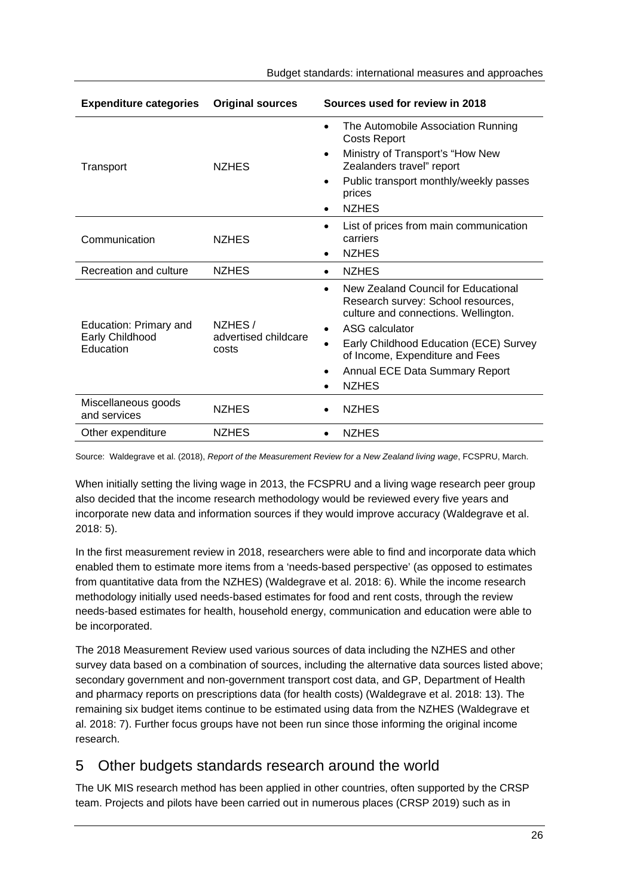| Expenditure categories | Original sources | Sources used for review in 2018 |
|---|---|---|
| Transport | NZHES | • The Automobile Association Running Costs Report<br>• Ministry of Transport's "How New Zealanders travel" report<br>• Public transport monthly/weekly passes prices<br>• NZHES |
| Communication | NZHES | • List of prices from main communication carriers<br>• NZHES |
| Recreation and culture | NZHES | • NZHES |
| Education: Primary and Early Childhood Education | NZHES / advertised childcare costs | • New Zealand Council for Educational Research survey: School resources, culture and connections. Wellington.<br>• ASG calculator<br>• Early Childhood Education (ECE) Survey of Income, Expenditure and Fees<br>• Annual ECE Data Summary Report<br>• NZHES |
| Miscellaneous goods and services | NZHES | • NZHES |
| Other expenditure | NZHES | • NZHES |

Source: Waldegrave et al. (2018), *Report of the Measurement Review for a New Zealand living wage*, FCSPRU, March.

When initially setting the living wage in 2013, the FCSPRU and a living wage research peer group also decided that the income research methodology would be reviewed every five years and incorporate new data and information sources if they would improve accuracy (Waldegrave et al. 2018: 5).

In the first measurement review in 2018, researchers were able to find and incorporate data which enabled them to estimate more items from a 'needs-based perspective' (as opposed to estimates from quantitative data from the NZHES) (Waldegrave et al. 2018: 6). While the income research methodology initially used needs-based estimates for food and rent costs, through the review needs-based estimates for health, household energy, communication and education were able to be incorporated.

The 2018 Measurement Review used various sources of data including the NZHES and other survey data based on a combination of sources, including the alternative data sources listed above; secondary government and non-government transport cost data, and GP, Department of Health and pharmacy reports on prescriptions data (for health costs) (Waldegrave et al. 2018: 13). The remaining six budget items continue to be estimated using data from the NZHES (Waldegrave et al. 2018: 7). Further focus groups have not been run since those informing the original income research.

## 5 Other budgets standards research around the world

The UK MIS research method has been applied in other countries, often supported by the CRSP team. Projects and pilots have been carried out in numerous places (CRSP 2019) such as in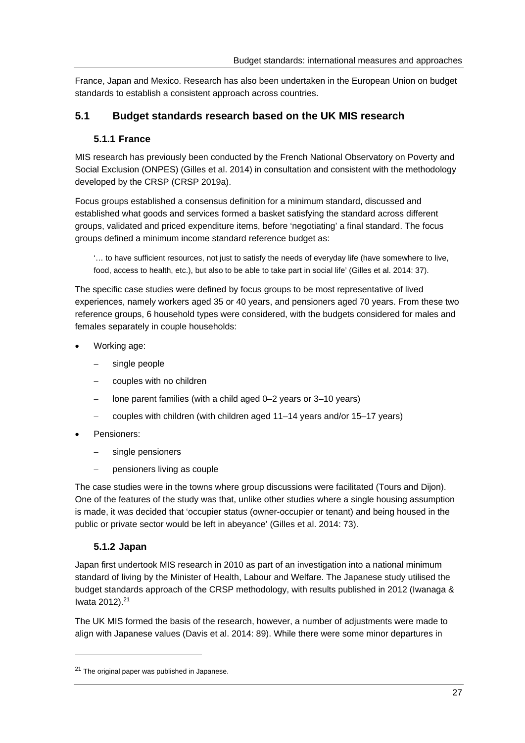France, Japan and Mexico. Research has also been undertaken in the European Union on budget standards to establish a consistent approach across countries.

## 5.1 Budget standards research based on the UK MIS research

### 5.1.1 France

MIS research has previously been conducted by the French National Observatory on Poverty and Social Exclusion (ONPES) (Gilles et al. 2014) in consultation and consistent with the methodology developed by the CRSP (CRSP 2019a).

Focus groups established a consensus definition for a minimum standard, discussed and established what goods and services formed a basket satisfying the standard across different groups, validated and priced expenditure items, before 'negotiating' a final standard. The focus groups defined a minimum income standard reference budget as:

> '… to have sufficient resources, not just to satisfy the needs of everyday life (have somewhere to live, food, access to health, etc.), but also to be able to take part in social life' (Gilles et al. 2014: 37).

The specific case studies were defined by focus groups to be most representative of lived experiences, namely workers aged 35 or 40 years, and pensioners aged 70 years. From these two reference groups, 6 household types were considered, with the budgets considered for males and females separately in couple households:

- Working age:
  - single people
  - couples with no children
  - lone parent families (with a child aged 0–2 years or 3–10 years)
  - couples with children (with children aged 11–14 years and/or 15–17 years)
- Pensioners:
  - single pensioners
  - pensioners living as couple

The case studies were in the towns where group discussions were facilitated (Tours and Dijon). One of the features of the study was that, unlike other studies where a single housing assumption is made, it was decided that 'occupier status (owner-occupier or tenant) and being housed in the public or private sector would be left in abeyance' (Gilles et al. 2014: 73).

### 5.1.2 Japan

Japan first undertook MIS research in 2010 as part of an investigation into a national minimum standard of living by the Minister of Health, Labour and Welfare. The Japanese study utilised the budget standards approach of the CRSP methodology, with results published in 2012 (Iwanaga & Iwata 2012).[21]

The UK MIS formed the basis of the research, however, a number of adjustments were made to align with Japanese values (Davis et al. 2014: 89). While there were some minor departures in

[21] The original paper was published in Japanese.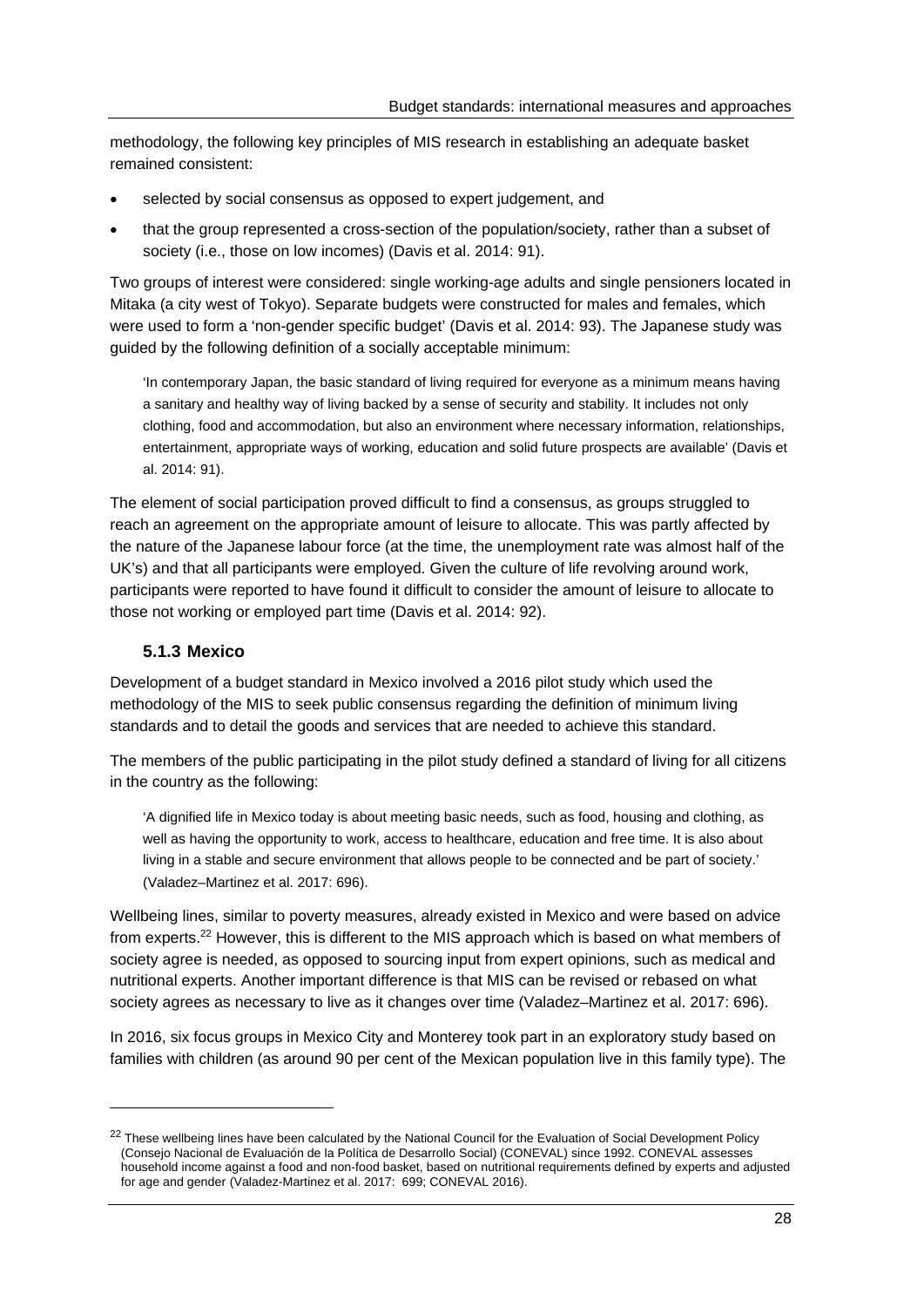methodology, the following key principles of MIS research in establishing an adequate basket remained consistent:

- selected by social consensus as opposed to expert judgement, and
- that the group represented a cross-section of the population/society, rather than a subset of society (i.e., those on low incomes) (Davis et al. 2014: 91).

Two groups of interest were considered: single working-age adults and single pensioners located in Mitaka (a city west of Tokyo). Separate budgets were constructed for males and females, which were used to form a 'non-gender specific budget' (Davis et al. 2014: 93). The Japanese study was guided by the following definition of a socially acceptable minimum:

> 'In contemporary Japan, the basic standard of living required for everyone as a minimum means having a sanitary and healthy way of living backed by a sense of security and stability. It includes not only clothing, food and accommodation, but also an environment where necessary information, relationships, entertainment, appropriate ways of working, education and solid future prospects are available' (Davis et al. 2014: 91).

The element of social participation proved difficult to find a consensus, as groups struggled to reach an agreement on the appropriate amount of leisure to allocate. This was partly affected by the nature of the Japanese labour force (at the time, the unemployment rate was almost half of the UK's) and that all participants were employed. Given the culture of life revolving around work, participants were reported to have found it difficult to consider the amount of leisure to allocate to those not working or employed part time (Davis et al. 2014: 92).

### 5.1.3 Mexico

Development of a budget standard in Mexico involved a 2016 pilot study which used the methodology of the MIS to seek public consensus regarding the definition of minimum living standards and to detail the goods and services that are needed to achieve this standard.

The members of the public participating in the pilot study defined a standard of living for all citizens in the country as the following:

> 'A dignified life in Mexico today is about meeting basic needs, such as food, housing and clothing, as well as having the opportunity to work, access to healthcare, education and free time. It is also about living in a stable and secure environment that allows people to be connected and be part of society.' (Valadez–Martinez et al. 2017: 696).

Wellbeing lines, similar to poverty measures, already existed in Mexico and were based on advice from experts.[22] However, this is different to the MIS approach which is based on what members of society agree is needed, as opposed to sourcing input from expert opinions, such as medical and nutritional experts. Another important difference is that MIS can be revised or rebased on what society agrees as necessary to live as it changes over time (Valadez–Martinez et al. 2017: 696).

In 2016, six focus groups in Mexico City and Monterey took part in an exploratory study based on families with children (as around 90 per cent of the Mexican population live in this family type). The

---

[22] These wellbeing lines have been calculated by the National Council for the Evaluation of Social Development Policy (Consejo Nacional de Evaluación de la Política de Desarrollo Social) (CONEVAL) since 1992. CONEVAL assesses household income against a food and non-food basket, based on nutritional requirements defined by experts and adjusted for age and gender (Valadez-Martinez et al. 2017: 699; CONEVAL 2016).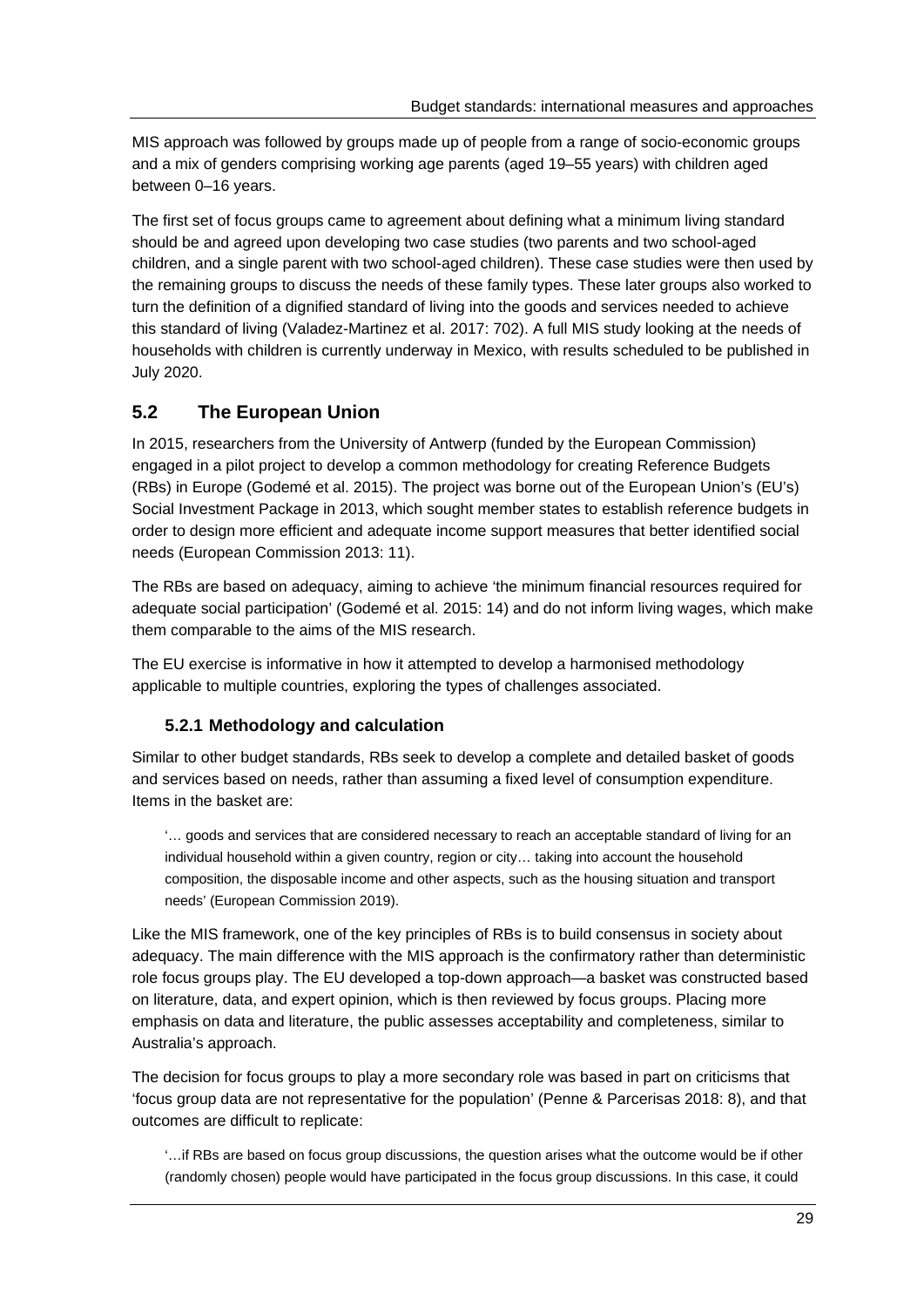MIS approach was followed by groups made up of people from a range of socio-economic groups and a mix of genders comprising working age parents (aged 19–55 years) with children aged between 0–16 years.

The first set of focus groups came to agreement about defining what a minimum living standard should be and agreed upon developing two case studies (two parents and two school-aged children, and a single parent with two school-aged children). These case studies were then used by the remaining groups to discuss the needs of these family types. These later groups also worked to turn the definition of a dignified standard of living into the goods and services needed to achieve this standard of living (Valadez-Martinez et al. 2017: 702). A full MIS study looking at the needs of households with children is currently underway in Mexico, with results scheduled to be published in July 2020.

## 5.2 The European Union

In 2015, researchers from the University of Antwerp (funded by the European Commission) engaged in a pilot project to develop a common methodology for creating Reference Budgets (RBs) in Europe (Godemé et al. 2015). The project was borne out of the European Union's (EU's) Social Investment Package in 2013, which sought member states to establish reference budgets in order to design more efficient and adequate income support measures that better identified social needs (European Commission 2013: 11).

The RBs are based on adequacy, aiming to achieve 'the minimum financial resources required for adequate social participation' (Godemé et al. 2015: 14) and do not inform living wages, which make them comparable to the aims of the MIS research.

The EU exercise is informative in how it attempted to develop a harmonised methodology applicable to multiple countries, exploring the types of challenges associated.

### 5.2.1 Methodology and calculation

Similar to other budget standards, RBs seek to develop a complete and detailed basket of goods and services based on needs, rather than assuming a fixed level of consumption expenditure. Items in the basket are:

> '… goods and services that are considered necessary to reach an acceptable standard of living for an individual household within a given country, region or city… taking into account the household composition, the disposable income and other aspects, such as the housing situation and transport needs' (European Commission 2019).

Like the MIS framework, one of the key principles of RBs is to build consensus in society about adequacy. The main difference with the MIS approach is the confirmatory rather than deterministic role focus groups play. The EU developed a top-down approach—a basket was constructed based on literature, data, and expert opinion, which is then reviewed by focus groups. Placing more emphasis on data and literature, the public assesses acceptability and completeness, similar to Australia's approach.

The decision for focus groups to play a more secondary role was based in part on criticisms that 'focus group data are not representative for the population' (Penne & Parcerisas 2018: 8), and that outcomes are difficult to replicate:

> '…if RBs are based on focus group discussions, the question arises what the outcome would be if other (randomly chosen) people would have participated in the focus group discussions. In this case, it could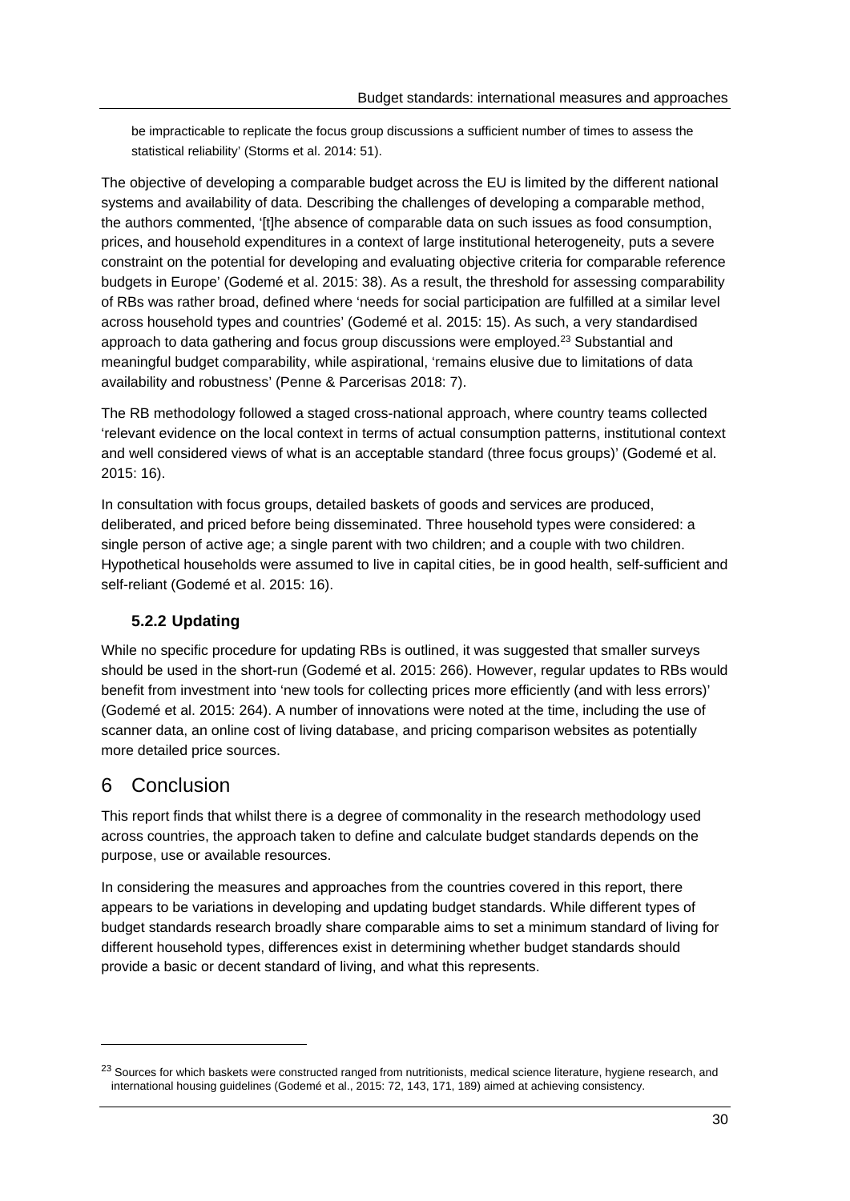be impracticable to replicate the focus group discussions a sufficient number of times to assess the statistical reliability' (Storms et al. 2014: 51).

The objective of developing a comparable budget across the EU is limited by the different national systems and availability of data. Describing the challenges of developing a comparable method, the authors commented, '[t]he absence of comparable data on such issues as food consumption, prices, and household expenditures in a context of large institutional heterogeneity, puts a severe constraint on the potential for developing and evaluating objective criteria for comparable reference budgets in Europe' (Godemé et al. 2015: 38). As a result, the threshold for assessing comparability of RBs was rather broad, defined where 'needs for social participation are fulfilled at a similar level across household types and countries' (Godemé et al. 2015: 15). As such, a very standardised approach to data gathering and focus group discussions were employed.[23] Substantial and meaningful budget comparability, while aspirational, 'remains elusive due to limitations of data availability and robustness' (Penne & Parcerisas 2018: 7).

The RB methodology followed a staged cross-national approach, where country teams collected 'relevant evidence on the local context in terms of actual consumption patterns, institutional context and well considered views of what is an acceptable standard (three focus groups)' (Godemé et al. 2015: 16).

In consultation with focus groups, detailed baskets of goods and services are produced, deliberated, and priced before being disseminated. Three household types were considered: a single person of active age; a single parent with two children; and a couple with two children. Hypothetical households were assumed to live in capital cities, be in good health, self-sufficient and self-reliant (Godemé et al. 2015: 16).

### 5.2.2 Updating

While no specific procedure for updating RBs is outlined, it was suggested that smaller surveys should be used in the short-run (Godemé et al. 2015: 266). However, regular updates to RBs would benefit from investment into 'new tools for collecting prices more efficiently (and with less errors)' (Godemé et al. 2015: 264). A number of innovations were noted at the time, including the use of scanner data, an online cost of living database, and pricing comparison websites as potentially more detailed price sources.

# 6 Conclusion

This report finds that whilst there is a degree of commonality in the research methodology used across countries, the approach taken to define and calculate budget standards depends on the purpose, use or available resources.

In considering the measures and approaches from the countries covered in this report, there appears to be variations in developing and updating budget standards. While different types of budget standards research broadly share comparable aims to set a minimum standard of living for different household types, differences exist in determining whether budget standards should provide a basic or decent standard of living, and what this represents.

---

[23] Sources for which baskets were constructed ranged from nutritionists, medical science literature, hygiene research, and international housing guidelines (Godemé et al., 2015: 72, 143, 171, 189) aimed at achieving consistency.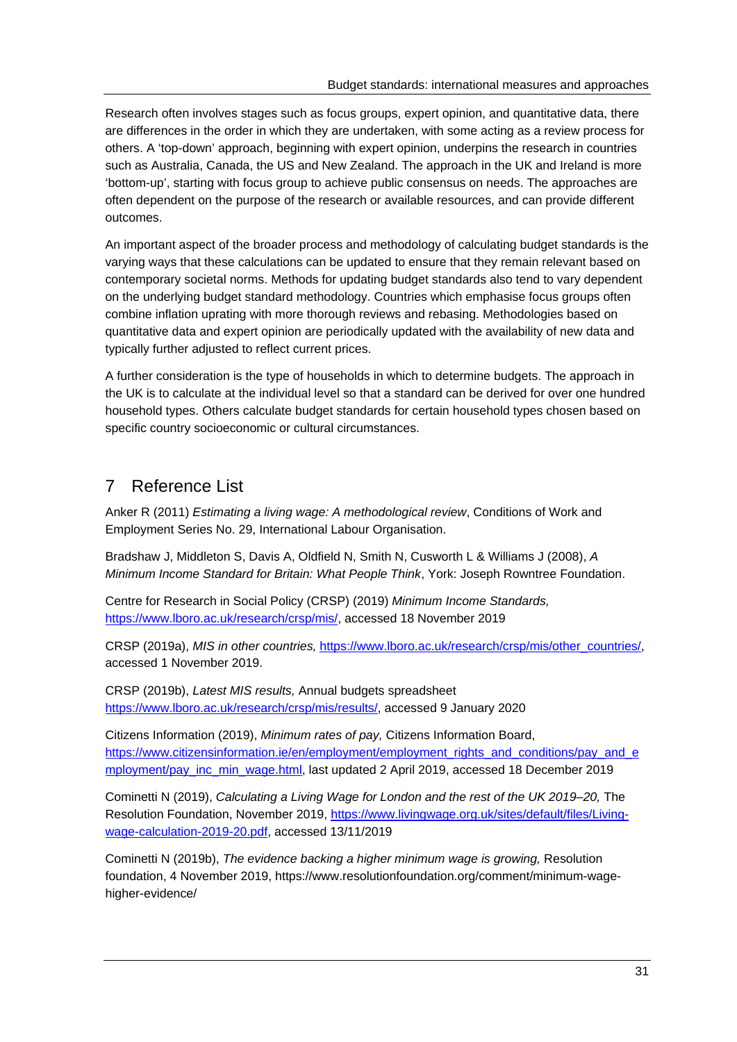Research often involves stages such as focus groups, expert opinion, and quantitative data, there are differences in the order in which they are undertaken, with some acting as a review process for others. A 'top-down' approach, beginning with expert opinion, underpins the research in countries such as Australia, Canada, the US and New Zealand. The approach in the UK and Ireland is more 'bottom-up', starting with focus group to achieve public consensus on needs. The approaches are often dependent on the purpose of the research or available resources, and can provide different outcomes.

An important aspect of the broader process and methodology of calculating budget standards is the varying ways that these calculations can be updated to ensure that they remain relevant based on contemporary societal norms. Methods for updating budget standards also tend to vary dependent on the underlying budget standard methodology. Countries which emphasise focus groups often combine inflation uprating with more thorough reviews and rebasing. Methodologies based on quantitative data and expert opinion are periodically updated with the availability of new data and typically further adjusted to reflect current prices.

A further consideration is the type of households in which to determine budgets. The approach in the UK is to calculate at the individual level so that a standard can be derived for over one hundred household types. Others calculate budget standards for certain household types chosen based on specific country socioeconomic or cultural circumstances.

## 7 Reference List

Anker R (2011) *Estimating a living wage: A methodological review*, Conditions of Work and Employment Series No. 29, International Labour Organisation.

Bradshaw J, Middleton S, Davis A, Oldfield N, Smith N, Cusworth L & Williams J (2008), *A Minimum Income Standard for Britain: What People Think*, York: Joseph Rowntree Foundation.

Centre for Research in Social Policy (CRSP) (2019) *Minimum Income Standards,* https://www.lboro.ac.uk/research/crsp/mis/, accessed 18 November 2019

CRSP (2019a), *MIS in other countries,* https://www.lboro.ac.uk/research/crsp/mis/other_countries/, accessed 1 November 2019.

CRSP (2019b), *Latest MIS results,* Annual budgets spreadsheet https://www.lboro.ac.uk/research/crsp/mis/results/, accessed 9 January 2020

Citizens Information (2019), *Minimum rates of pay,* Citizens Information Board, https://www.citizensinformation.ie/en/employment/employment_rights_and_conditions/pay_and_employment/pay_inc_min_wage.html, last updated 2 April 2019, accessed 18 December 2019

Cominetti N (2019), *Calculating a Living Wage for London and the rest of the UK 2019–20,* The Resolution Foundation, November 2019, https://www.livingwage.org.uk/sites/default/files/Living-wage-calculation-2019-20.pdf, accessed 13/11/2019

Cominetti N (2019b), *The evidence backing a higher minimum wage is growing,* Resolution foundation, 4 November 2019, https://www.resolutionfoundation.org/comment/minimum-wage-higher-evidence/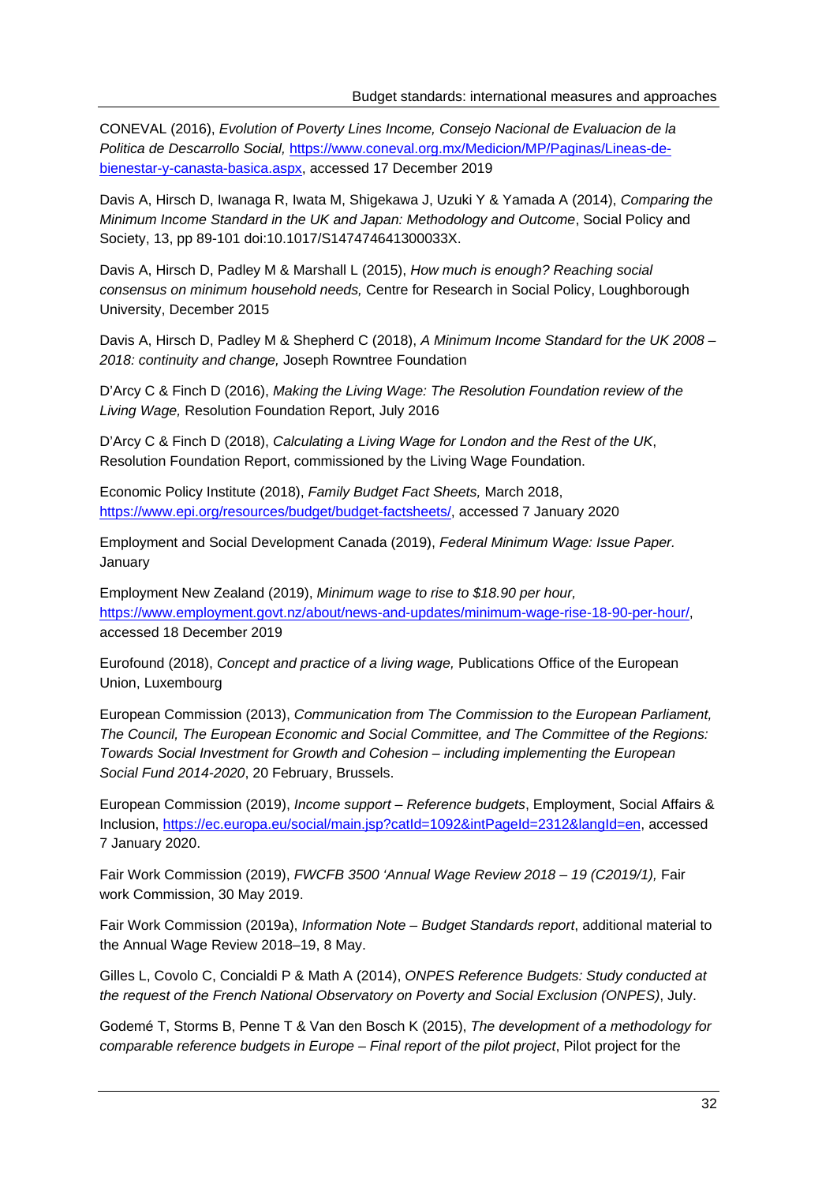CONEVAL (2016), *Evolution of Poverty Lines Income, Consejo Nacional de Evaluacion de la Politica de Descarrollo Social,* https://www.coneval.org.mx/Medicion/MP/Paginas/Lineas-de-bienestar-y-canasta-basica.aspx, accessed 17 December 2019

Davis A, Hirsch D, Iwanaga R, Iwata M, Shigekawa J, Uzuki Y & Yamada A (2014), *Comparing the Minimum Income Standard in the UK and Japan: Methodology and Outcome*, Social Policy and Society, 13, pp 89-101 doi:10.1017/S147474641300033X.

Davis A, Hirsch D, Padley M & Marshall L (2015), *How much is enough? Reaching social consensus on minimum household needs,* Centre for Research in Social Policy, Loughborough University, December 2015

Davis A, Hirsch D, Padley M & Shepherd C (2018), *A Minimum Income Standard for the UK 2008 – 2018: continuity and change,* Joseph Rowntree Foundation

D'Arcy C & Finch D (2016), *Making the Living Wage: The Resolution Foundation review of the Living Wage,* Resolution Foundation Report, July 2016

D'Arcy C & Finch D (2018), *Calculating a Living Wage for London and the Rest of the UK*, Resolution Foundation Report, commissioned by the Living Wage Foundation.

Economic Policy Institute (2018), *Family Budget Fact Sheets,* March 2018, https://www.epi.org/resources/budget/budget-factsheets/, accessed 7 January 2020

Employment and Social Development Canada (2019), *Federal Minimum Wage: Issue Paper.* January

Employment New Zealand (2019), *Minimum wage to rise to $18.90 per hour,* https://www.employment.govt.nz/about/news-and-updates/minimum-wage-rise-18-90-per-hour/, accessed 18 December 2019

Eurofound (2018), *Concept and practice of a living wage,* Publications Office of the European Union, Luxembourg

European Commission (2013), *Communication from The Commission to the European Parliament, The Council, The European Economic and Social Committee, and The Committee of the Regions: Towards Social Investment for Growth and Cohesion – including implementing the European Social Fund 2014-2020*, 20 February, Brussels.

European Commission (2019), *Income support – Reference budgets*, Employment, Social Affairs & Inclusion, https://ec.europa.eu/social/main.jsp?catId=1092&intPageId=2312&langId=en, accessed 7 January 2020.

Fair Work Commission (2019), *FWCFB 3500 'Annual Wage Review 2018 – 19 (C2019/1),* Fair work Commission, 30 May 2019.

Fair Work Commission (2019a), *Information Note – Budget Standards report*, additional material to the Annual Wage Review 2018–19, 8 May.

Gilles L, Covolo C, Concialdi P & Math A (2014), *ONPES Reference Budgets: Study conducted at the request of the French National Observatory on Poverty and Social Exclusion (ONPES)*, July.

Godemé T, Storms B, Penne T & Van den Bosch K (2015), *The development of a methodology for comparable reference budgets in Europe – Final report of the pilot project*, Pilot project for the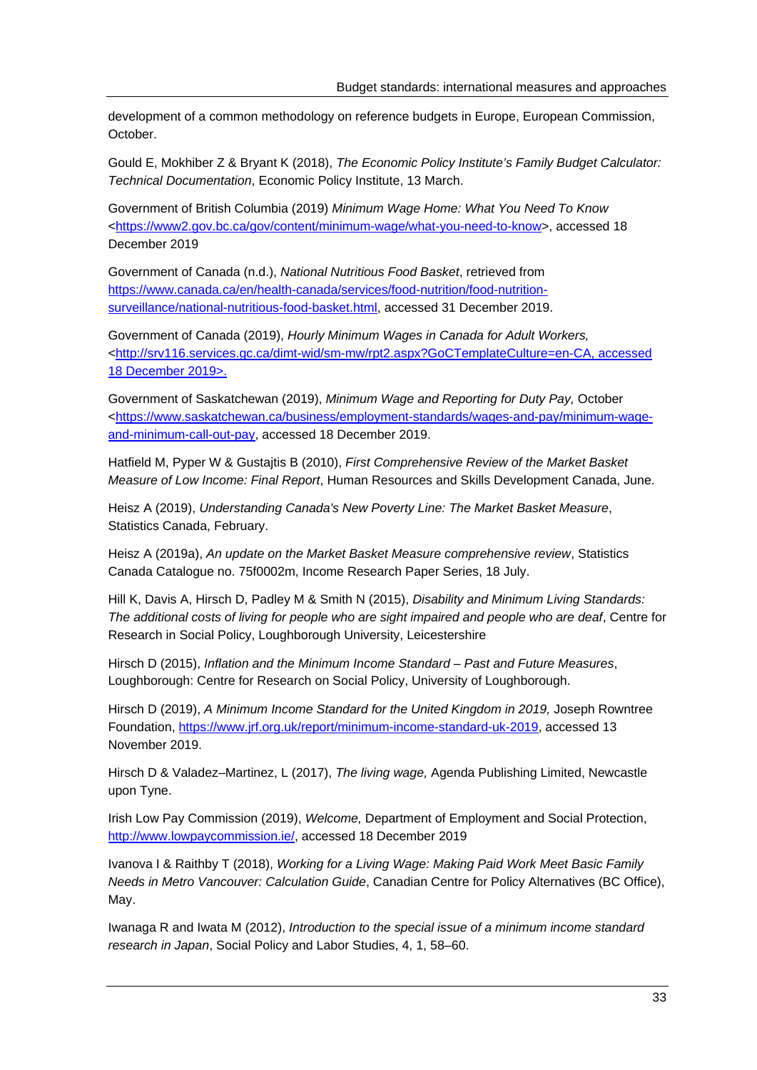development of a common methodology on reference budgets in Europe, European Commission, October.

Gould E, Mokhiber Z & Bryant K (2018), *The Economic Policy Institute's Family Budget Calculator: Technical Documentation*, Economic Policy Institute, 13 March.

Government of British Columbia (2019) *Minimum Wage Home: What You Need To Know* <https://www2.gov.bc.ca/gov/content/minimum-wage/what-you-need-to-know>, accessed 18 December 2019

Government of Canada (n.d.), *National Nutritious Food Basket*, retrieved from https://www.canada.ca/en/health-canada/services/food-nutrition/food-nutrition-surveillance/national-nutritious-food-basket.html, accessed 31 December 2019.

Government of Canada (2019), *Hourly Minimum Wages in Canada for Adult Workers,* <http://srv116.services.gc.ca/dimt-wid/sm-mw/rpt2.aspx?GoCTemplateCulture=en-CA, accessed 18 December 2019>.

Government of Saskatchewan (2019), *Minimum Wage and Reporting for Duty Pay,* October <https://www.saskatchewan.ca/business/employment-standards/wages-and-pay/minimum-wage-and-minimum-call-out-pay, accessed 18 December 2019.

Hatfield M, Pyper W & Gustajtis B (2010), *First Comprehensive Review of the Market Basket Measure of Low Income: Final Report*, Human Resources and Skills Development Canada, June.

Heisz A (2019), *Understanding Canada's New Poverty Line: The Market Basket Measure*, Statistics Canada, February.

Heisz A (2019a), *An update on the Market Basket Measure comprehensive review*, Statistics Canada Catalogue no. 75f0002m, Income Research Paper Series, 18 July.

Hill K, Davis A, Hirsch D, Padley M & Smith N (2015), *Disability and Minimum Living Standards: The additional costs of living for people who are sight impaired and people who are deaf*, Centre for Research in Social Policy, Loughborough University, Leicestershire

Hirsch D (2015), *Inflation and the Minimum Income Standard – Past and Future Measures*, Loughborough: Centre for Research on Social Policy, University of Loughborough.

Hirsch D (2019), *A Minimum Income Standard for the United Kingdom in 2019,* Joseph Rowntree Foundation, https://www.jrf.org.uk/report/minimum-income-standard-uk-2019, accessed 13 November 2019.

Hirsch D & Valadez–Martinez, L (2017), *The living wage,* Agenda Publishing Limited, Newcastle upon Tyne.

Irish Low Pay Commission (2019), *Welcome,* Department of Employment and Social Protection, http://www.lowpaycommission.ie/, accessed 18 December 2019

Ivanova I & Raithby T (2018), *Working for a Living Wage: Making Paid Work Meet Basic Family Needs in Metro Vancouver: Calculation Guide*, Canadian Centre for Policy Alternatives (BC Office), May.

Iwanaga R and Iwata M (2012), *Introduction to the special issue of a minimum income standard research in Japan*, Social Policy and Labor Studies, 4, 1, 58–60.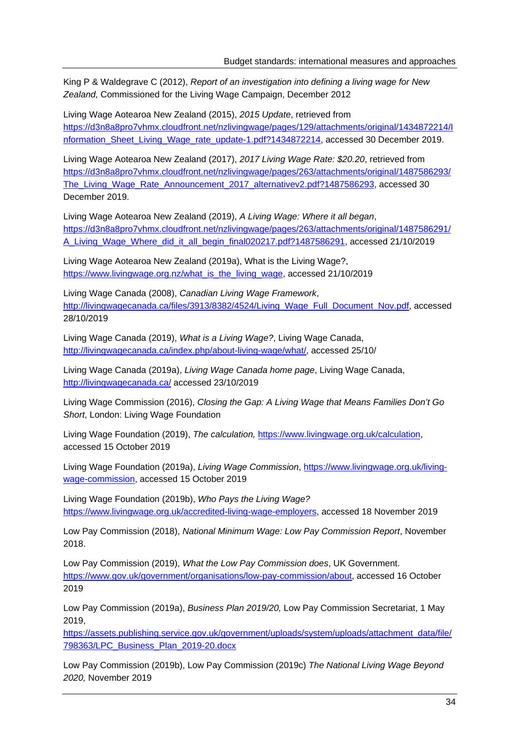King P & Waldegrave C (2012), *Report of an investigation into defining a living wage for New Zealand,* Commissioned for the Living Wage Campaign, December 2012

Living Wage Aotearoa New Zealand (2015), *2015 Update*, retrieved from https://d3n8a8pro7vhmx.cloudfront.net/nzlivingwage/pages/129/attachments/original/1434872214/Information_Sheet_Living_Wage_rate_update-1.pdf?1434872214, accessed 30 December 2019.

Living Wage Aotearoa New Zealand (2017), *2017 Living Wage Rate: $20.20*, retrieved from https://d3n8a8pro7vhmx.cloudfront.net/nzlivingwage/pages/263/attachments/original/1487586293/The_Living_Wage_Rate_Announcement_2017_alternativev2.pdf?1487586293, accessed 30 December 2019.

Living Wage Aotearoa New Zealand (2019), *A Living Wage: Where it all began*, https://d3n8a8pro7vhmx.cloudfront.net/nzlivingwage/pages/263/attachments/original/1487586291/A_Living_Wage_Where_did_it_all_begin_final020217.pdf?1487586291, accessed 21/10/2019

Living Wage Aotearoa New Zealand (2019a), What is the Living Wage?, https://www.livingwage.org.nz/what_is_the_living_wage, accessed 21/10/2019

Living Wage Canada (2008), *Canadian Living Wage Framework*, http://livingwagecanada.ca/files/3913/8382/4524/Living_Wage_Full_Document_Nov.pdf, accessed 28/10/2019

Living Wage Canada (2019), *What is a Living Wage?*, Living Wage Canada, http://livingwagecanada.ca/index.php/about-living-wage/what/, accessed 25/10/

Living Wage Canada (2019a), *Living Wage Canada home page*, Living Wage Canada, http://livingwagecanada.ca/ accessed 23/10/2019

Living Wage Commission (2016), *Closing the Gap: A Living Wage that Means Families Don't Go Short*, London: Living Wage Foundation

Living Wage Foundation (2019), *The calculation,* https://www.livingwage.org.uk/calculation, accessed 15 October 2019

Living Wage Foundation (2019a), *Living Wage Commission*, https://www.livingwage.org.uk/living-wage-commission, accessed 15 October 2019

Living Wage Foundation (2019b), *Who Pays the Living Wage?* https://www.livingwage.org.uk/accredited-living-wage-employers, accessed 18 November 2019

Low Pay Commission (2018), *National Minimum Wage: Low Pay Commission Report*, November 2018.

Low Pay Commission (2019), *What the Low Pay Commission does*, UK Government. https://www.gov.uk/government/organisations/low-pay-commission/about, accessed 16 October 2019

Low Pay Commission (2019a), *Business Plan 2019/20,* Low Pay Commission Secretariat, 1 May 2019, https://assets.publishing.service.gov.uk/government/uploads/system/uploads/attachment_data/file/798363/LPC_Business_Plan_2019-20.docx

Low Pay Commission (2019b), Low Pay Commission (2019c) *The National Living Wage Beyond 2020,* November 2019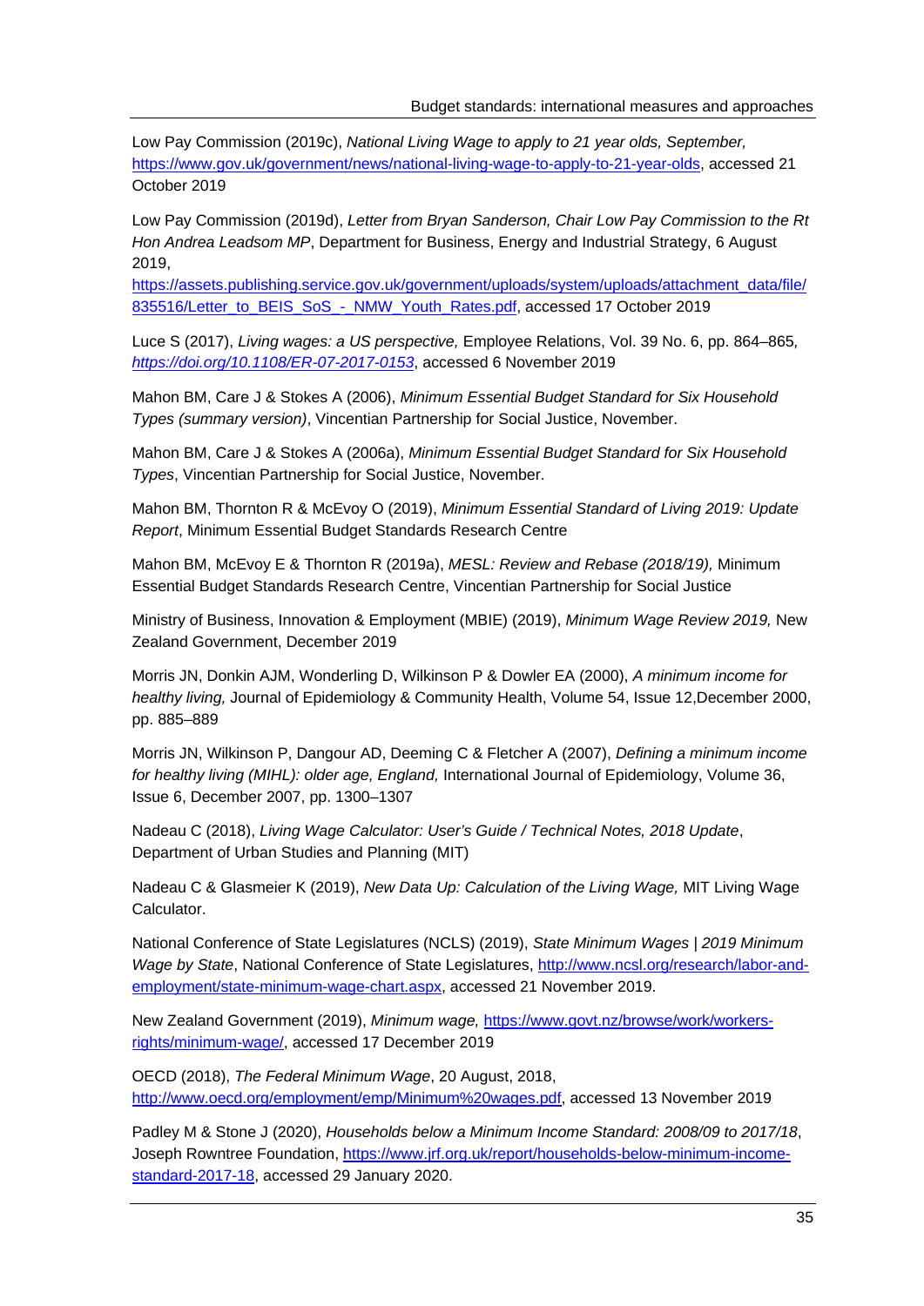Low Pay Commission (2019c), *National Living Wage to apply to 21 year olds, September,* https://www.gov.uk/government/news/national-living-wage-to-apply-to-21-year-olds, accessed 21 October 2019

Low Pay Commission (2019d), *Letter from Bryan Sanderson, Chair Low Pay Commission to the Rt Hon Andrea Leadsom MP*, Department for Business, Energy and Industrial Strategy, 6 August 2019, https://assets.publishing.service.gov.uk/government/uploads/system/uploads/attachment_data/file/835516/Letter_to_BEIS_SoS_-_NMW_Youth_Rates.pdf, accessed 17 October 2019

Luce S (2017), *Living wages: a US perspective,* Employee Relations, Vol. 39 No. 6, pp. 864–865, *https://doi.org/10.1108/ER-07-2017-0153*, accessed 6 November 2019

Mahon BM, Care J & Stokes A (2006), *Minimum Essential Budget Standard for Six Household Types (summary version)*, Vincentian Partnership for Social Justice, November.

Mahon BM, Care J & Stokes A (2006a), *Minimum Essential Budget Standard for Six Household Types*, Vincentian Partnership for Social Justice, November.

Mahon BM, Thornton R & McEvoy O (2019), *Minimum Essential Standard of Living 2019: Update Report*, Minimum Essential Budget Standards Research Centre

Mahon BM, McEvoy E & Thornton R (2019a), *MESL: Review and Rebase (2018/19),* Minimum Essential Budget Standards Research Centre, Vincentian Partnership for Social Justice

Ministry of Business, Innovation & Employment (MBIE) (2019), *Minimum Wage Review 2019,* New Zealand Government, December 2019

Morris JN, Donkin AJM, Wonderling D, Wilkinson P & Dowler EA (2000), *A minimum income for healthy living,* Journal of Epidemiology & Community Health, Volume 54, Issue 12,December 2000, pp. 885–889

Morris JN, Wilkinson P, Dangour AD, Deeming C & Fletcher A (2007), *Defining a minimum income for healthy living (MIHL): older age, England,* International Journal of Epidemiology, Volume 36, Issue 6, December 2007, pp. 1300–1307

Nadeau C (2018), *Living Wage Calculator: User's Guide / Technical Notes, 2018 Update*, Department of Urban Studies and Planning (MIT)

Nadeau C & Glasmeier K (2019), *New Data Up: Calculation of the Living Wage,* MIT Living Wage Calculator.

National Conference of State Legislatures (NCLS) (2019), *State Minimum Wages | 2019 Minimum Wage by State*, National Conference of State Legislatures, http://www.ncsl.org/research/labor-and-employment/state-minimum-wage-chart.aspx, accessed 21 November 2019.

New Zealand Government (2019), *Minimum wage,* https://www.govt.nz/browse/work/workers-rights/minimum-wage/, accessed 17 December 2019

OECD (2018), *The Federal Minimum Wage*, 20 August, 2018, http://www.oecd.org/employment/emp/Minimum%20wages.pdf, accessed 13 November 2019

Padley M & Stone J (2020), *Households below a Minimum Income Standard: 2008/09 to 2017/18*, Joseph Rowntree Foundation, https://www.jrf.org.uk/report/households-below-minimum-income-standard-2017-18, accessed 29 January 2020.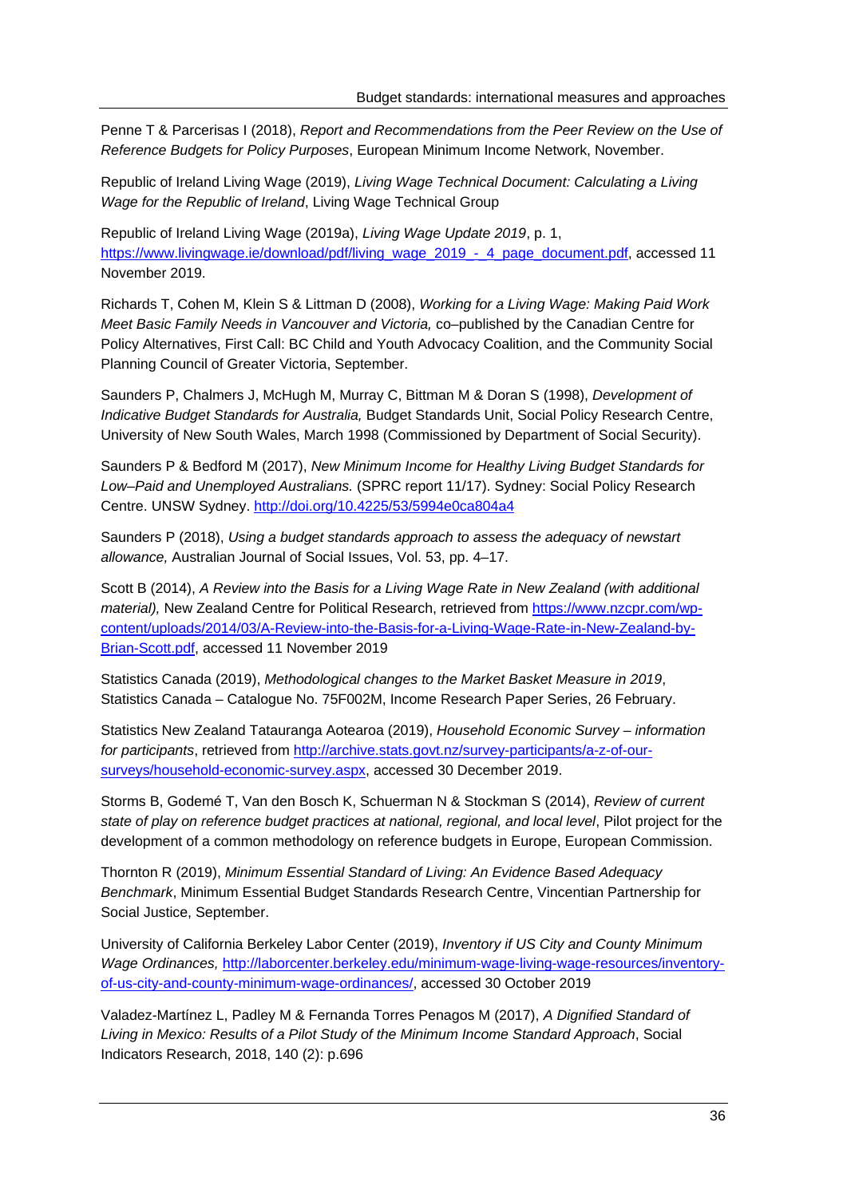Penne T & Parcerisas I (2018), *Report and Recommendations from the Peer Review on the Use of Reference Budgets for Policy Purposes*, European Minimum Income Network, November.

Republic of Ireland Living Wage (2019), *Living Wage Technical Document: Calculating a Living Wage for the Republic of Ireland*, Living Wage Technical Group

Republic of Ireland Living Wage (2019a), *Living Wage Update 2019*, p. 1, https://www.livingwage.ie/download/pdf/living_wage_2019_-_4_page_document.pdf, accessed 11 November 2019.

Richards T, Cohen M, Klein S & Littman D (2008), *Working for a Living Wage: Making Paid Work Meet Basic Family Needs in Vancouver and Victoria,* co–published by the Canadian Centre for Policy Alternatives, First Call: BC Child and Youth Advocacy Coalition, and the Community Social Planning Council of Greater Victoria, September.

Saunders P, Chalmers J, McHugh M, Murray C, Bittman M & Doran S (1998), *Development of Indicative Budget Standards for Australia,* Budget Standards Unit, Social Policy Research Centre, University of New South Wales, March 1998 (Commissioned by Department of Social Security).

Saunders P & Bedford M (2017), *New Minimum Income for Healthy Living Budget Standards for Low–Paid and Unemployed Australians.* (SPRC report 11/17). Sydney: Social Policy Research Centre. UNSW Sydney. http://doi.org/10.4225/53/5994e0ca804a4

Saunders P (2018), *Using a budget standards approach to assess the adequacy of newstart allowance,* Australian Journal of Social Issues, Vol. 53, pp. 4–17.

Scott B (2014), *A Review into the Basis for a Living Wage Rate in New Zealand (with additional material),* New Zealand Centre for Political Research, retrieved from https://www.nzcpr.com/wp-content/uploads/2014/03/A-Review-into-the-Basis-for-a-Living-Wage-Rate-in-New-Zealand-by-Brian-Scott.pdf, accessed 11 November 2019

Statistics Canada (2019), *Methodological changes to the Market Basket Measure in 2019*, Statistics Canada – Catalogue No. 75F002M, Income Research Paper Series, 26 February.

Statistics New Zealand Tatauranga Aotearoa (2019), *Household Economic Survey – information for participants*, retrieved from http://archive.stats.govt.nz/survey-participants/a-z-of-our-surveys/household-economic-survey.aspx, accessed 30 December 2019.

Storms B, Godemé T, Van den Bosch K, Schuerman N & Stockman S (2014), *Review of current state of play on reference budget practices at national, regional, and local level*, Pilot project for the development of a common methodology on reference budgets in Europe, European Commission.

Thornton R (2019), *Minimum Essential Standard of Living: An Evidence Based Adequacy Benchmark*, Minimum Essential Budget Standards Research Centre, Vincentian Partnership for Social Justice, September.

University of California Berkeley Labor Center (2019), *Inventory if US City and County Minimum Wage Ordinances,* http://laborcenter.berkeley.edu/minimum-wage-living-wage-resources/inventory-of-us-city-and-county-minimum-wage-ordinances/, accessed 30 October 2019

Valadez-Martínez L, Padley M & Fernanda Torres Penagos M (2017), *A Dignified Standard of Living in Mexico: Results of a Pilot Study of the Minimum Income Standard Approach*, Social Indicators Research, 2018, 140 (2): p.696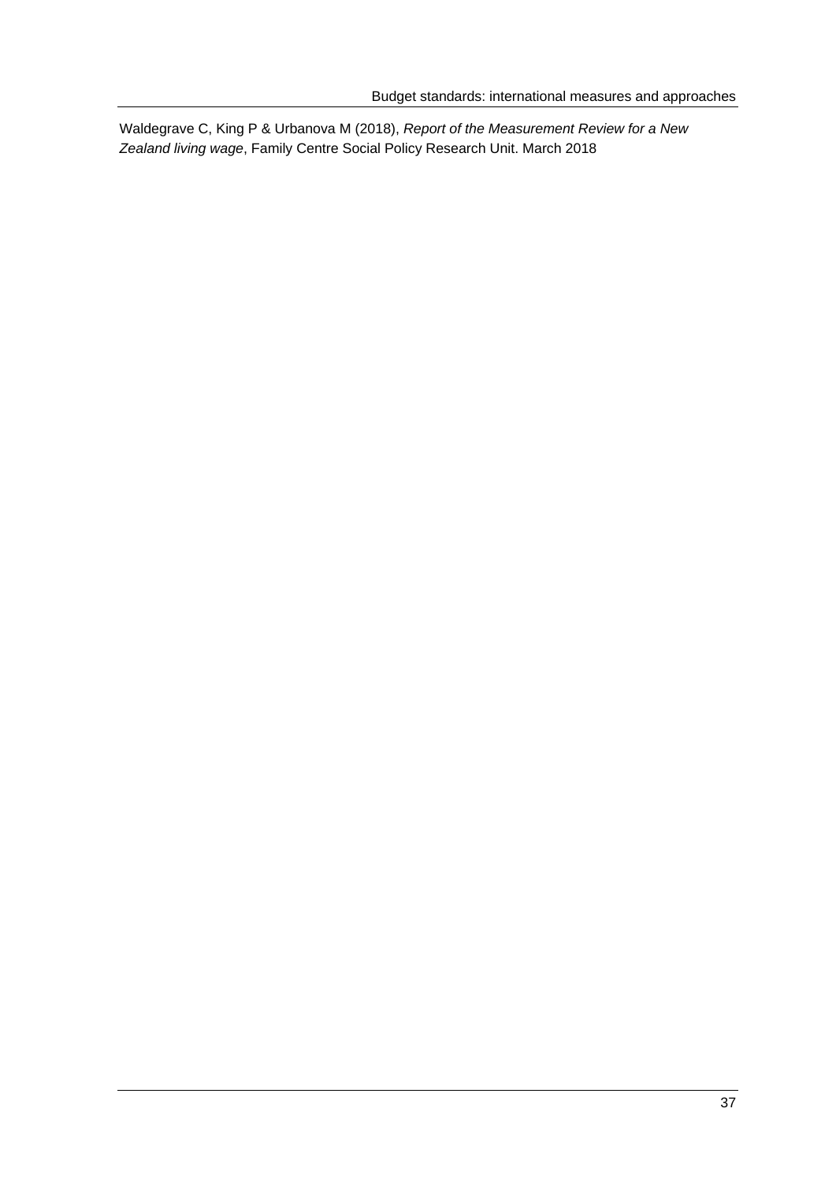Waldegrave C, King P & Urbanova M (2018), *Report of the Measurement Review for a New Zealand living wage*, Family Centre Social Policy Research Unit. March 2018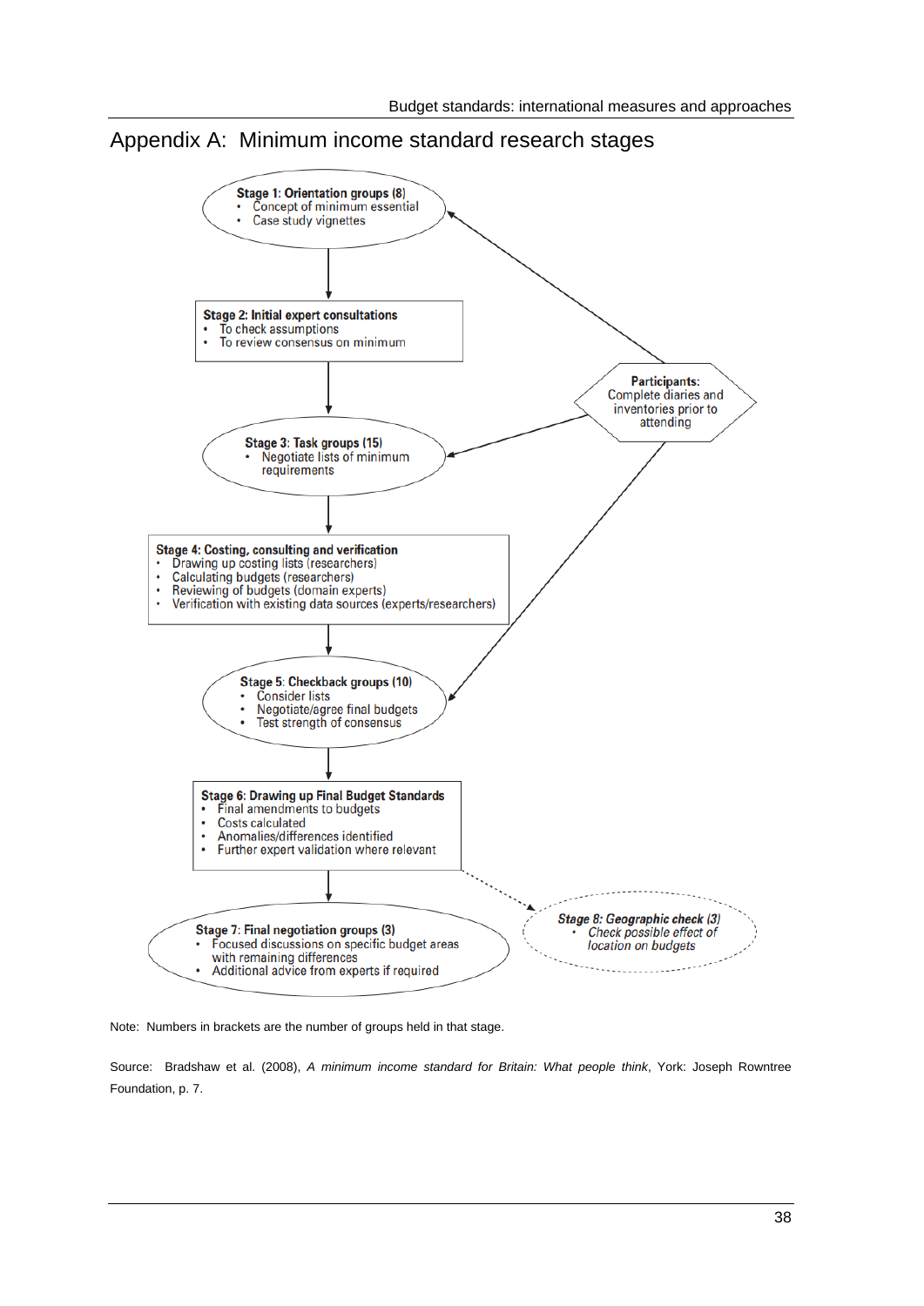# Appendix A: Minimum income standard research stages

**Stage 1: Orientation groups (8)**
- Concept of minimum essential
- Case study vignettes

**Stage 2: Initial expert consultations**
- To check assumptions
- To review consensus on minimum

**Participants:** Complete diaries and inventories prior to attending

**Stage 3: Task groups (15)**
- Negotiate lists of minimum requirements

**Stage 4: Costing, consulting and verification**
- Drawing up costing lists (researchers)
- Calculating budgets (researchers)
- Reviewing of budgets (domain experts)
- Verification with existing data sources (experts/researchers)

**Stage 5: Checkback groups (10)**
- Consider lists
- Negotiate/agree final budgets
- Test strength of consensus

**Stage 6: Drawing up Final Budget Standards**
- Final amendments to budgets
- Costs calculated
- Anomalies/differences identified
- Further expert validation where relevant

**Stage 7: Final negotiation groups (3)**
- Focused discussions on specific budget areas with remaining differences
- Additional advice from experts if required

***Stage 8: Geographic check (3)***
- *Check possible effect of location on budgets*

Note: Numbers in brackets are the number of groups held in that stage.

Source: Bradshaw et al. (2008), *A minimum income standard for Britain: What people think*, York: Joseph Rowntree Foundation, p. 7.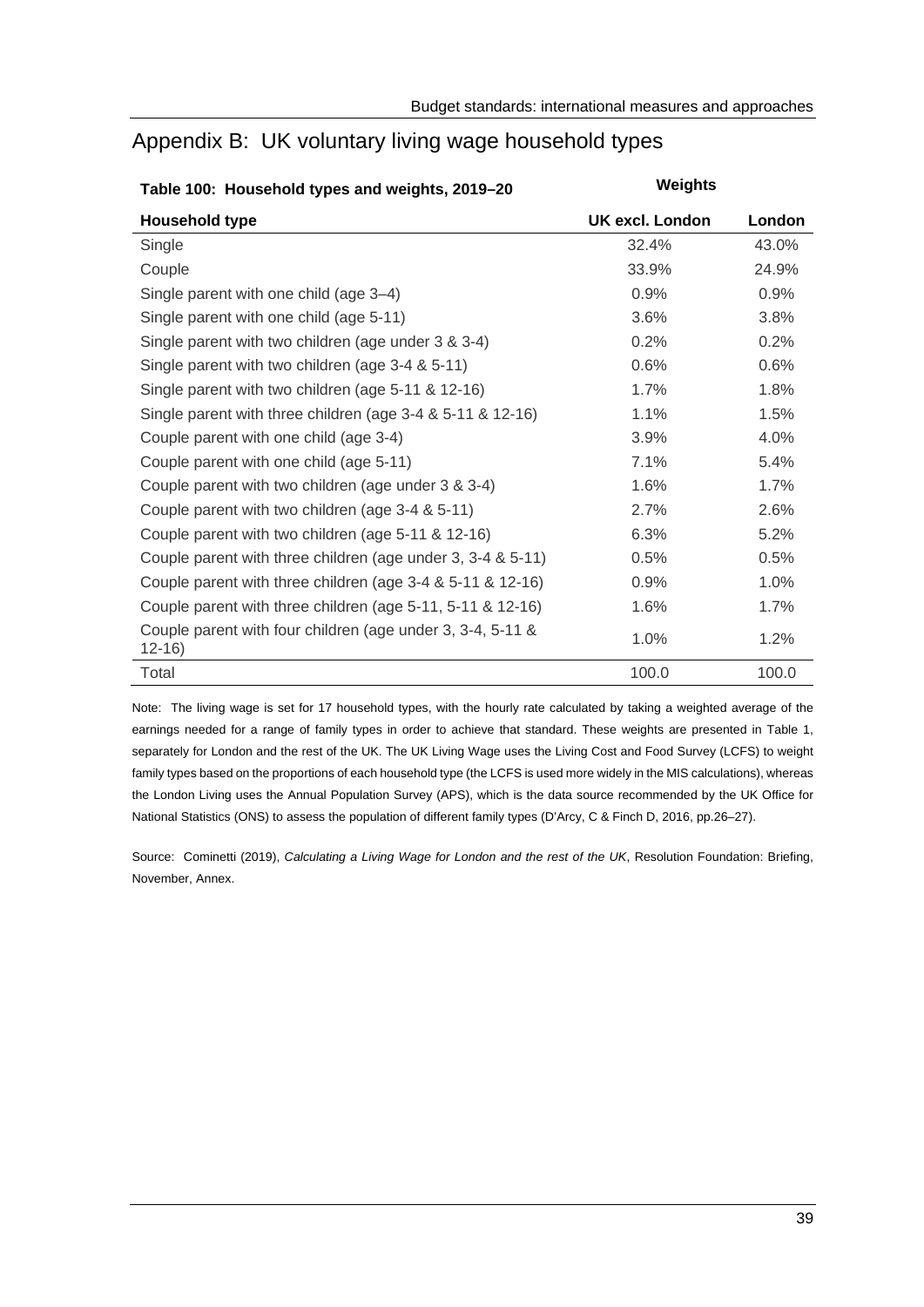# Appendix B: UK voluntary living wage household types

**Table 100: Household types and weights, 2019–20**

| | Weights | |
|---|---|---|
| **Household type** | **UK excl. London** | **London** |
| Single | 32.4% | 43.0% |
| Couple | 33.9% | 24.9% |
| Single parent with one child (age 3–4) | 0.9% | 0.9% |
| Single parent with one child (age 5-11) | 3.6% | 3.8% |
| Single parent with two children (age under 3 & 3-4) | 0.2% | 0.2% |
| Single parent with two children (age 3-4 & 5-11) | 0.6% | 0.6% |
| Single parent with two children (age 5-11 & 12-16) | 1.7% | 1.8% |
| Single parent with three children (age 3-4 & 5-11 & 12-16) | 1.1% | 1.5% |
| Couple parent with one child (age 3-4) | 3.9% | 4.0% |
| Couple parent with one child (age 5-11) | 7.1% | 5.4% |
| Couple parent with two children (age under 3 & 3-4) | 1.6% | 1.7% |
| Couple parent with two children (age 3-4 & 5-11) | 2.7% | 2.6% |
| Couple parent with two children (age 5-11 & 12-16) | 6.3% | 5.2% |
| Couple parent with three children (age under 3, 3-4 & 5-11) | 0.5% | 0.5% |
| Couple parent with three children (age 3-4 & 5-11 & 12-16) | 0.9% | 1.0% |
| Couple parent with three children (age 5-11, 5-11 & 12-16) | 1.6% | 1.7% |
| Couple parent with four children (age under 3, 3-4, 5-11 & 12-16) | 1.0% | 1.2% |
| Total | 100.0 | 100.0 |

Note: The living wage is set for 17 household types, with the hourly rate calculated by taking a weighted average of the earnings needed for a range of family types in order to achieve that standard. These weights are presented in Table 1, separately for London and the rest of the UK. The UK Living Wage uses the Living Cost and Food Survey (LCFS) to weight family types based on the proportions of each household type (the LCFS is used more widely in the MIS calculations), whereas the London Living uses the Annual Population Survey (APS), which is the data source recommended by the UK Office for National Statistics (ONS) to assess the population of different family types (D'Arcy, C & Finch D, 2016, pp.26–27).

Source: Cominetti (2019), *Calculating a Living Wage for London and the rest of the UK*, Resolution Foundation: Briefing, November, Annex.